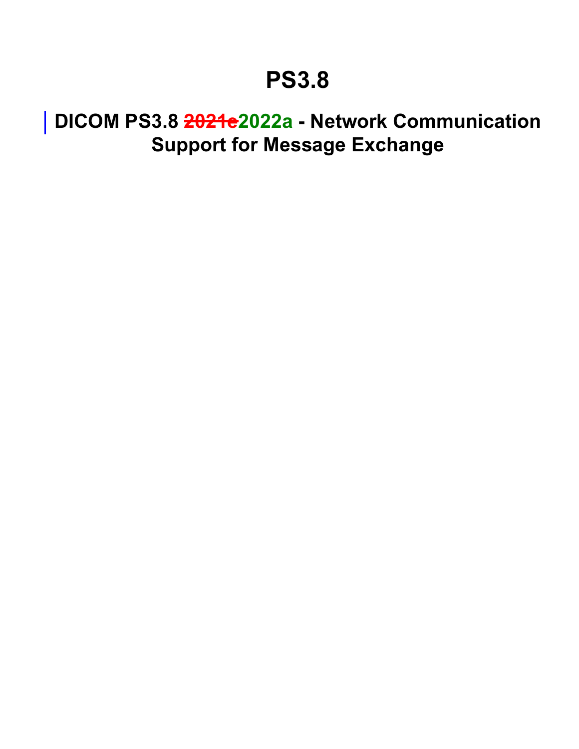# PS3.8

## DICOM PS3.8 ~~2021e~~2022a - Network Communication Support for Message Exchange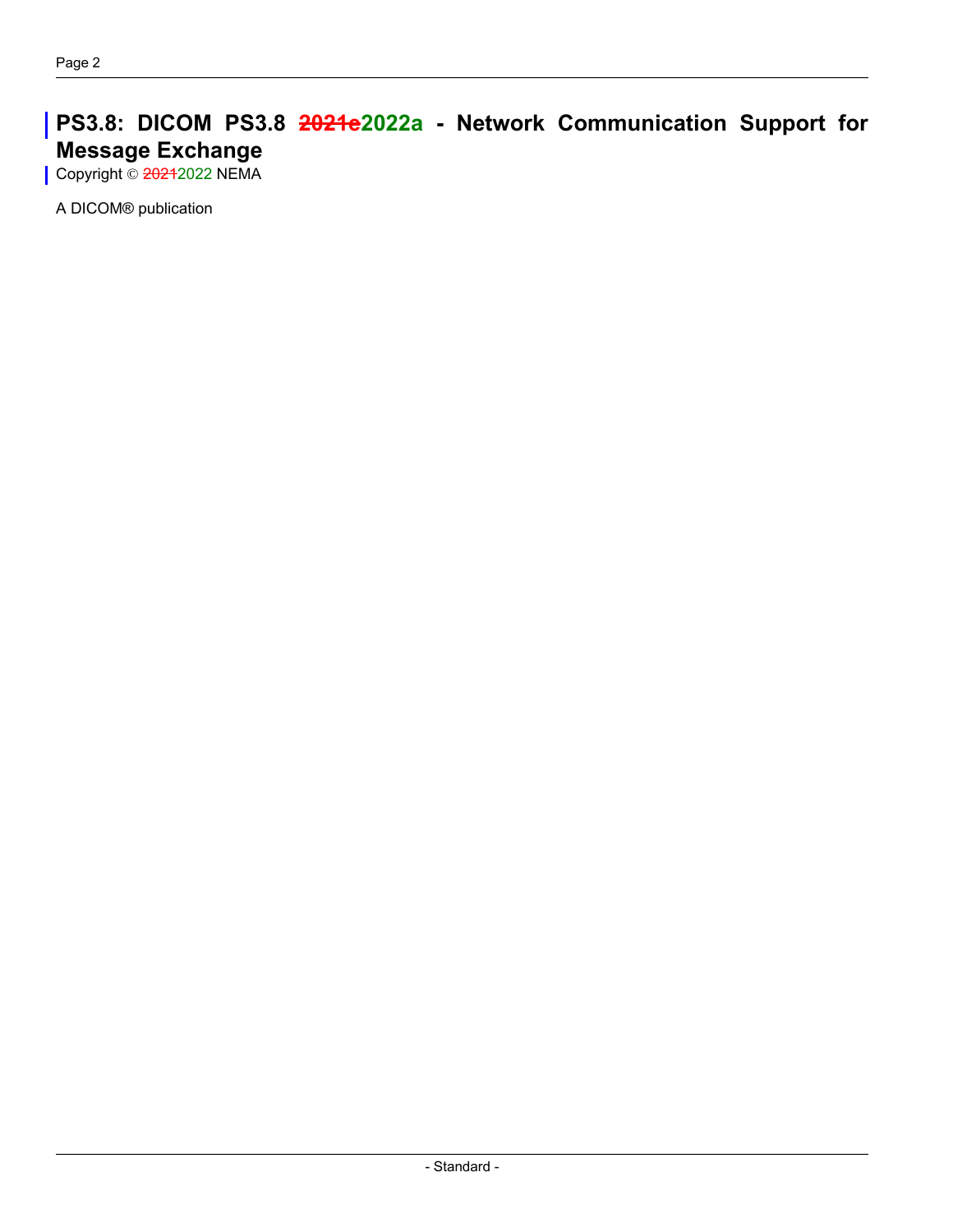# PS3.8: DICOM PS3.8 ~~2021e~~2022a - Network Communication Support for Message Exchange

Copyright © ~~2021~~2022 NEMA

A DICOM® publication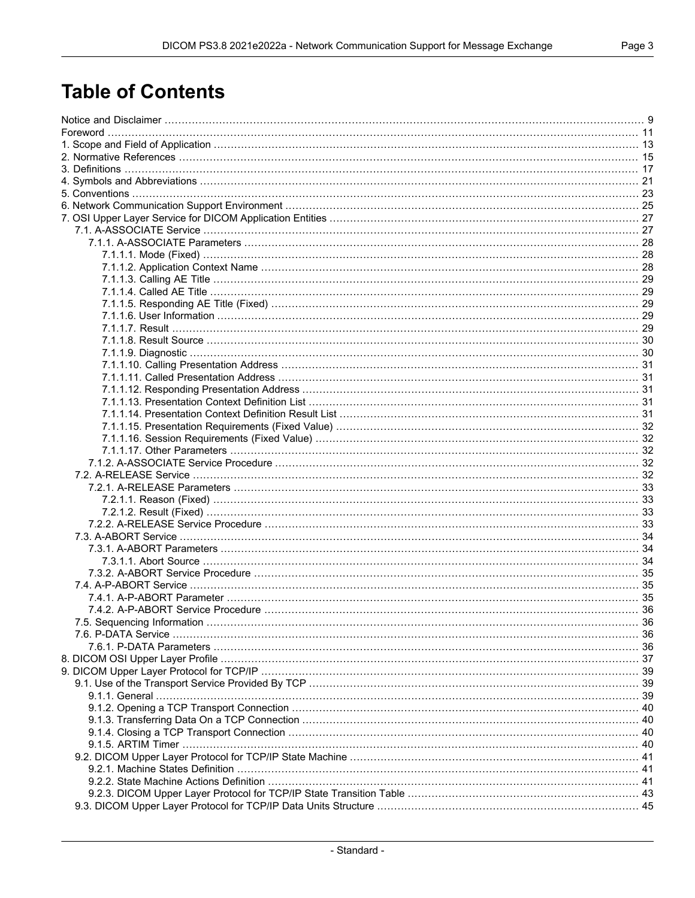# Table of Contents

Notice and Disclaimer ... 9
Foreword ... 11
1. Scope and Field of Application ... 13
2. Normative References ... 15
3. Definitions ... 17
4. Symbols and Abbreviations ... 21
5. Conventions ... 23
6. Network Communication Support Environment ... 25
7. OSI Upper Layer Service for DICOM Application Entities ... 27
  7.1. A-ASSOCIATE Service ... 27
    7.1.1. A-ASSOCIATE Parameters ... 28
      7.1.1.1. Mode (Fixed) ... 28
      7.1.1.2. Application Context Name ... 28
      7.1.1.3. Calling AE Title ... 29
      7.1.1.4. Called AE Title ... 29
      7.1.1.5. Responding AE Title (Fixed) ... 29
      7.1.1.6. User Information ... 29
      7.1.1.7. Result ... 29
      7.1.1.8. Result Source ... 30
      7.1.1.9. Diagnostic ... 30
      7.1.1.10. Calling Presentation Address ... 31
      7.1.1.11. Called Presentation Address ... 31
      7.1.1.12. Responding Presentation Address ... 31
      7.1.1.13. Presentation Context Definition List ... 31
      7.1.1.14. Presentation Context Definition Result List ... 31
      7.1.1.15. Presentation Requirements (Fixed Value) ... 32
      7.1.1.16. Session Requirements (Fixed Value) ... 32
      7.1.1.17. Other Parameters ... 32
    7.1.2. A-ASSOCIATE Service Procedure ... 32
  7.2. A-RELEASE Service ... 32
    7.2.1. A-RELEASE Parameters ... 33
      7.2.1.1. Reason (Fixed) ... 33
      7.2.1.2. Result (Fixed) ... 33
    7.2.2. A-RELEASE Service Procedure ... 33
  7.3. A-ABORT Service ... 34
    7.3.1. A-ABORT Parameters ... 34
      7.3.1.1. Abort Source ... 34
    7.3.2. A-ABORT Service Procedure ... 35
  7.4. A-P-ABORT Service ... 35
    7.4.1. A-P-ABORT Parameter ... 35
    7.4.2. A-P-ABORT Service Procedure ... 36
  7.5. Sequencing Information ... 36
  7.6. P-DATA Service ... 36
    7.6.1. P-DATA Parameters ... 36
8. DICOM OSI Upper Layer Profile ... 37
9. DICOM Upper Layer Protocol for TCP/IP ... 39
  9.1. Use of the Transport Service Provided By TCP ... 39
    9.1.1. General ... 39
    9.1.2. Opening a TCP Transport Connection ... 40
    9.1.3. Transferring Data On a TCP Connection ... 40
    9.1.4. Closing a TCP Transport Connection ... 40
    9.1.5. ARTIM Timer ... 40
  9.2. DICOM Upper Layer Protocol for TCP/IP State Machine ... 41
    9.2.1. Machine States Definition ... 41
    9.2.2. State Machine Actions Definition ... 41
    9.2.3. DICOM Upper Layer Protocol for TCP/IP State Transition Table ... 43
  9.3. DICOM Upper Layer Protocol for TCP/IP Data Units Structure ... 45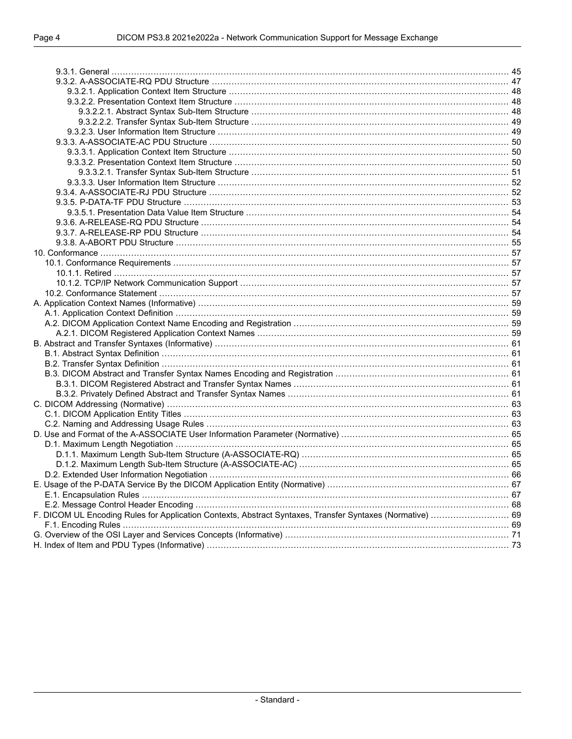9.3.1. General ..... 45
9.3.2. A-ASSOCIATE-RQ PDU Structure ..... 47
9.3.2.1. Application Context Item Structure ..... 48
9.3.2.2. Presentation Context Item Structure ..... 48
9.3.2.2.1. Abstract Syntax Sub-Item Structure ..... 48
9.3.2.2.2. Transfer Syntax Sub-Item Structure ..... 49
9.3.2.3. User Information Item Structure ..... 49
9.3.3. A-ASSOCIATE-AC PDU Structure ..... 50
9.3.3.1. Application Context Item Structure ..... 50
9.3.3.2. Presentation Context Item Structure ..... 50
9.3.3.2.1. Transfer Syntax Sub-Item Structure ..... 51
9.3.3.3. User Information Item Structure ..... 52
9.3.4. A-ASSOCIATE-RJ PDU Structure ..... 52
9.3.5. P-DATA-TF PDU Structure ..... 53
9.3.5.1. Presentation Data Value Item Structure ..... 54
9.3.6. A-RELEASE-RQ PDU Structure ..... 54
9.3.7. A-RELEASE-RP PDU Structure ..... 54
9.3.8. A-ABORT PDU Structure ..... 55
10. Conformance ..... 57
10.1. Conformance Requirements ..... 57
10.1.1. Retired ..... 57
10.1.2. TCP/IP Network Communication Support ..... 57
10.2. Conformance Statement ..... 57
A. Application Context Names (Informative) ..... 59
A.1. Application Context Definition ..... 59
A.2. DICOM Application Context Name Encoding and Registration ..... 59
A.2.1. DICOM Registered Application Context Names ..... 59
B. Abstract and Transfer Syntaxes (Informative) ..... 61
B.1. Abstract Syntax Definition ..... 61
B.2. Transfer Syntax Definition ..... 61
B.3. DICOM Abstract and Transfer Syntax Names Encoding and Registration ..... 61
B.3.1. DICOM Registered Abstract and Transfer Syntax Names ..... 61
B.3.2. Privately Defined Abstract and Transfer Syntax Names ..... 61
C. DICOM Addressing (Normative) ..... 63
C.1. DICOM Application Entity Titles ..... 63
C.2. Naming and Addressing Usage Rules ..... 63
D. Use and Format of the A-ASSOCIATE User Information Parameter (Normative) ..... 65
D.1. Maximum Length Negotiation ..... 65
D.1.1. Maximum Length Sub-Item Structure (A-ASSOCIATE-RQ) ..... 65
D.1.2. Maximum Length Sub-Item Structure (A-ASSOCIATE-AC) ..... 65
D.2. Extended User Information Negotiation ..... 66
E. Usage of the P-DATA Service By the DICOM Application Entity (Normative) ..... 67
E.1. Encapsulation Rules ..... 67
E.2. Message Control Header Encoding ..... 68
F. DICOM UL Encoding Rules for Application Contexts, Abstract Syntaxes, Transfer Syntaxes (Normative) ..... 69
F.1. Encoding Rules ..... 69
G. Overview of the OSI Layer and Services Concepts (Informative) ..... 71
H. Index of Item and PDU Types (Informative) ..... 73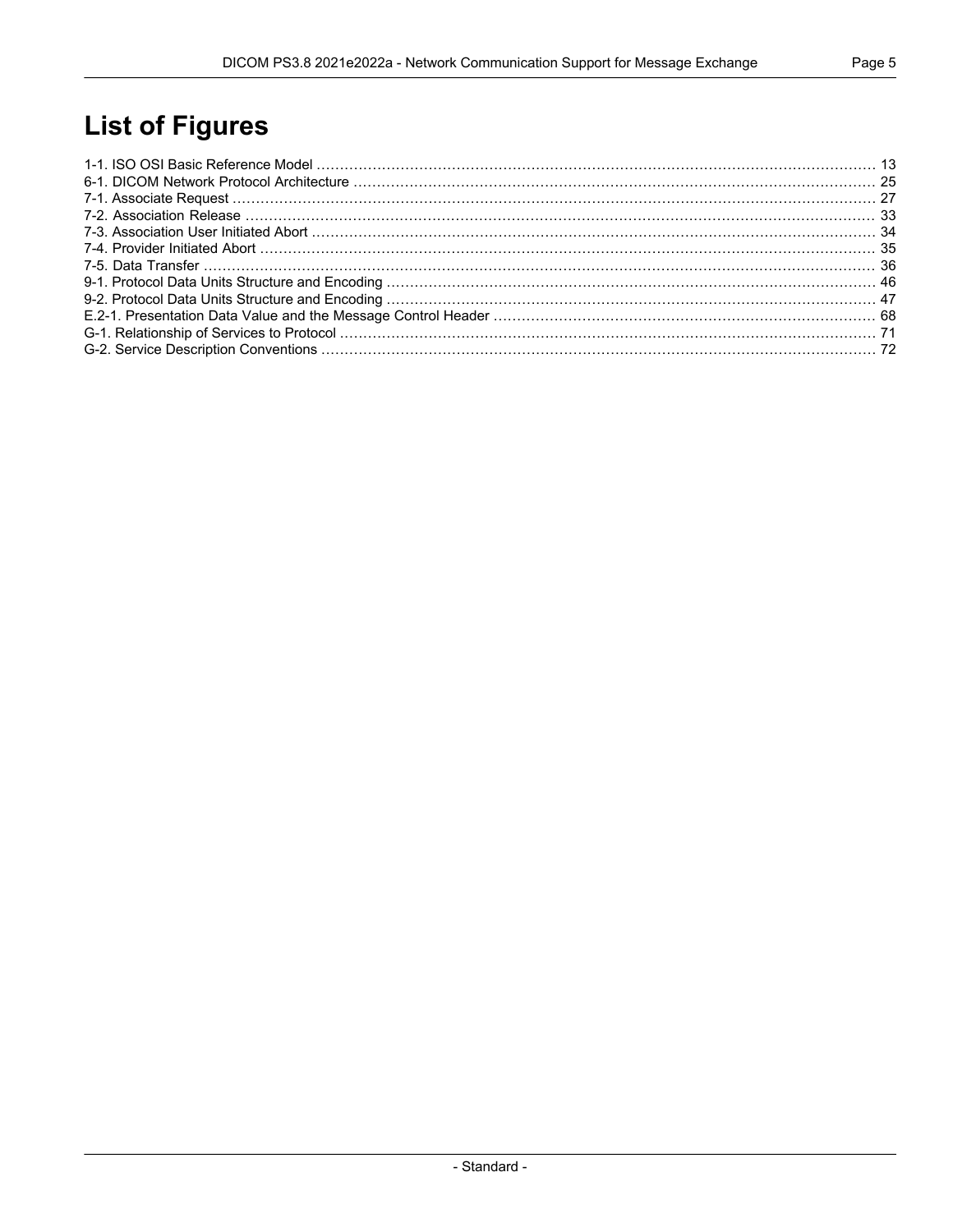# List of Figures

1-1. ISO OSI Basic Reference Model ........................................ 13
6-1. DICOM Network Protocol Architecture ........................................ 25
7-1. Associate Request ........................................ 27
7-2. Association Release ........................................ 33
7-3. Association User Initiated Abort ........................................ 34
7-4. Provider Initiated Abort ........................................ 35
7-5. Data Transfer ........................................ 36
9-1. Protocol Data Units Structure and Encoding ........................................ 46
9-2. Protocol Data Units Structure and Encoding ........................................ 47
E.2-1. Presentation Data Value and the Message Control Header ........................................ 68
G-1. Relationship of Services to Protocol ........................................ 71
G-2. Service Description Conventions ........................................ 72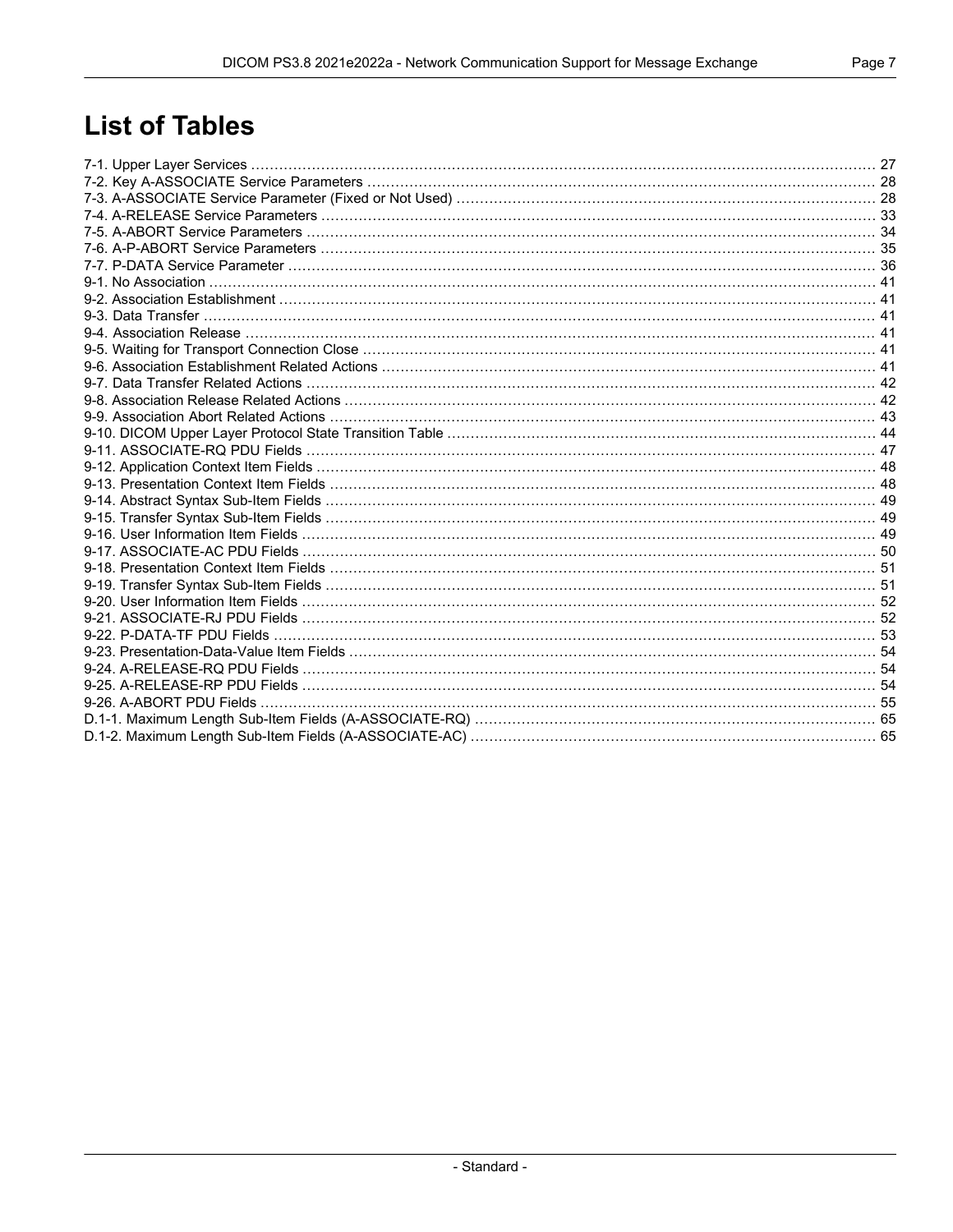# List of Tables

7-1. Upper Layer Services ........................................................ 27
7-2. Key A-ASSOCIATE Service Parameters ........................................................ 28
7-3. A-ASSOCIATE Service Parameter (Fixed or Not Used) ........................................................ 28
7-4. A-RELEASE Service Parameters ........................................................ 33
7-5. A-ABORT Service Parameters ........................................................ 34
7-6. A-P-ABORT Service Parameters ........................................................ 35
7-7. P-DATA Service Parameter ........................................................ 36
9-1. No Association ........................................................ 41
9-2. Association Establishment ........................................................ 41
9-3. Data Transfer ........................................................ 41
9-4. Association Release ........................................................ 41
9-5. Waiting for Transport Connection Close ........................................................ 41
9-6. Association Establishment Related Actions ........................................................ 41
9-7. Data Transfer Related Actions ........................................................ 42
9-8. Association Release Related Actions ........................................................ 42
9-9. Association Abort Related Actions ........................................................ 43
9-10. DICOM Upper Layer Protocol State Transition Table ........................................................ 44
9-11. ASSOCIATE-RQ PDU Fields ........................................................ 47
9-12. Application Context Item Fields ........................................................ 48
9-13. Presentation Context Item Fields ........................................................ 48
9-14. Abstract Syntax Sub-Item Fields ........................................................ 49
9-15. Transfer Syntax Sub-Item Fields ........................................................ 49
9-16. User Information Item Fields ........................................................ 49
9-17. ASSOCIATE-AC PDU Fields ........................................................ 50
9-18. Presentation Context Item Fields ........................................................ 51
9-19. Transfer Syntax Sub-Item Fields ........................................................ 51
9-20. User Information Item Fields ........................................................ 52
9-21. ASSOCIATE-RJ PDU Fields ........................................................ 52
9-22. P-DATA-TF PDU Fields ........................................................ 53
9-23. Presentation-Data-Value Item Fields ........................................................ 54
9-24. A-RELEASE-RQ PDU Fields ........................................................ 54
9-25. A-RELEASE-RP PDU Fields ........................................................ 54
9-26. A-ABORT PDU Fields ........................................................ 55
D.1-1. Maximum Length Sub-Item Fields (A-ASSOCIATE-RQ) ........................................................ 65
D.1-2. Maximum Length Sub-Item Fields (A-ASSOCIATE-AC) ........................................................ 65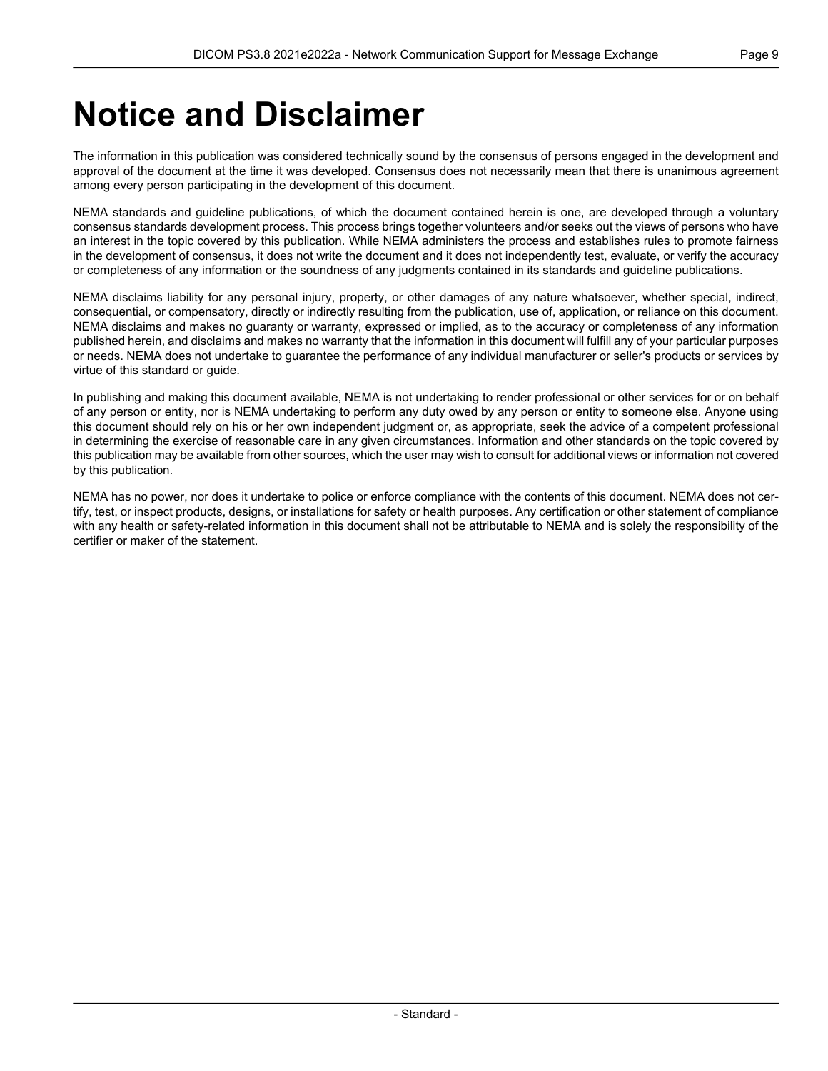# Notice and Disclaimer

The information in this publication was considered technically sound by the consensus of persons engaged in the development and approval of the document at the time it was developed. Consensus does not necessarily mean that there is unanimous agreement among every person participating in the development of this document.

NEMA standards and guideline publications, of which the document contained herein is one, are developed through a voluntary consensus standards development process. This process brings together volunteers and/or seeks out the views of persons who have an interest in the topic covered by this publication. While NEMA administers the process and establishes rules to promote fairness in the development of consensus, it does not write the document and it does not independently test, evaluate, or verify the accuracy or completeness of any information or the soundness of any judgments contained in its standards and guideline publications.

NEMA disclaims liability for any personal injury, property, or other damages of any nature whatsoever, whether special, indirect, consequential, or compensatory, directly or indirectly resulting from the publication, use of, application, or reliance on this document. NEMA disclaims and makes no guaranty or warranty, expressed or implied, as to the accuracy or completeness of any information published herein, and disclaims and makes no warranty that the information in this document will fulfill any of your particular purposes or needs. NEMA does not undertake to guarantee the performance of any individual manufacturer or seller's products or services by virtue of this standard or guide.

In publishing and making this document available, NEMA is not undertaking to render professional or other services for or on behalf of any person or entity, nor is NEMA undertaking to perform any duty owed by any person or entity to someone else. Anyone using this document should rely on his or her own independent judgment or, as appropriate, seek the advice of a competent professional in determining the exercise of reasonable care in any given circumstances. Information and other standards on the topic covered by this publication may be available from other sources, which the user may wish to consult for additional views or information not covered by this publication.

NEMA has no power, nor does it undertake to police or enforce compliance with the contents of this document. NEMA does not certify, test, or inspect products, designs, or installations for safety or health purposes. Any certification or other statement of compliance with any health or safety-related information in this document shall not be attributable to NEMA and is solely the responsibility of the certifier or maker of the statement.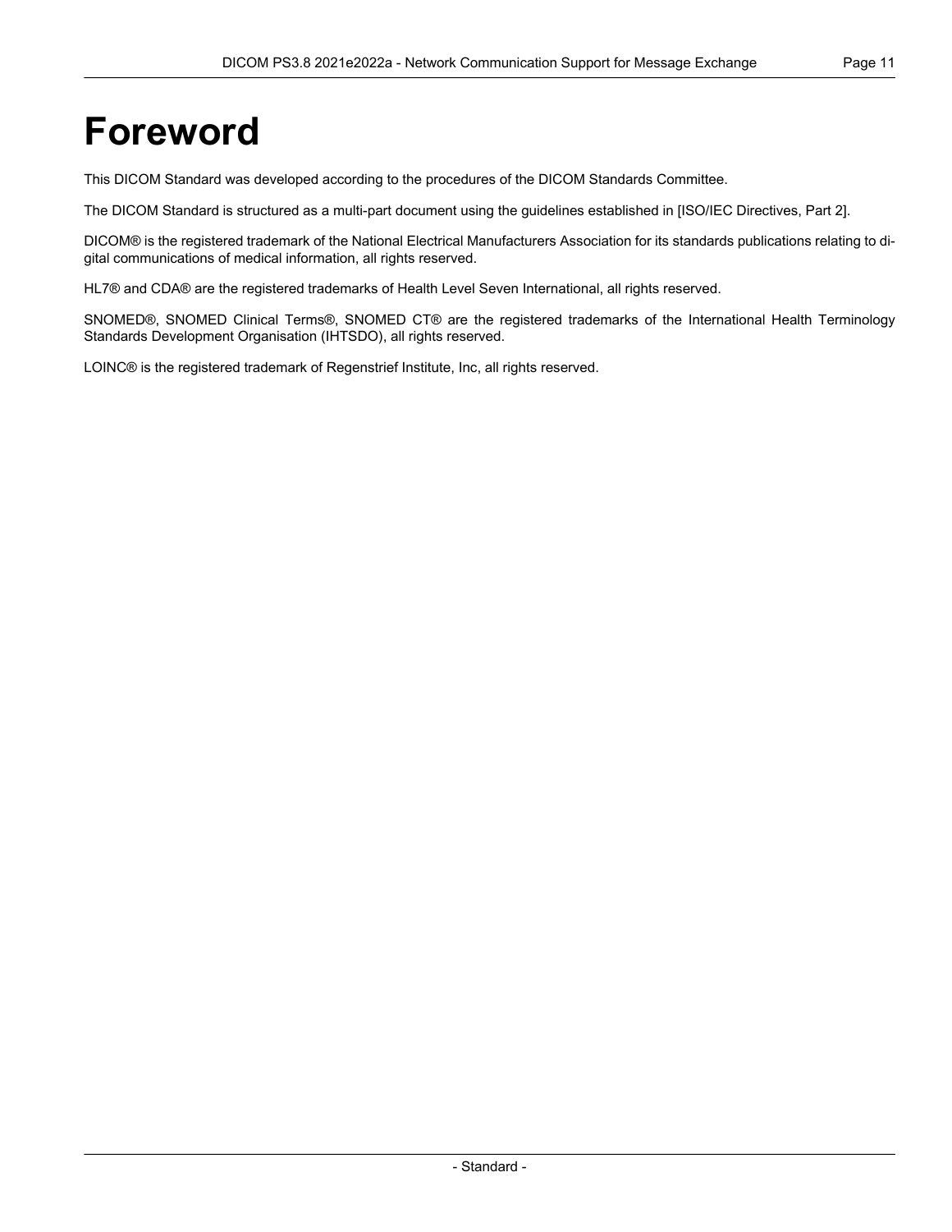# Foreword

This DICOM Standard was developed according to the procedures of the DICOM Standards Committee.

The DICOM Standard is structured as a multi-part document using the guidelines established in [ISO/IEC Directives, Part 2].

DICOM® is the registered trademark of the National Electrical Manufacturers Association for its standards publications relating to digital communications of medical information, all rights reserved.

HL7® and CDA® are the registered trademarks of Health Level Seven International, all rights reserved.

SNOMED®, SNOMED Clinical Terms®, SNOMED CT® are the registered trademarks of the International Health Terminology Standards Development Organisation (IHTSDO), all rights reserved.

LOINC® is the registered trademark of Regenstrief Institute, Inc, all rights reserved.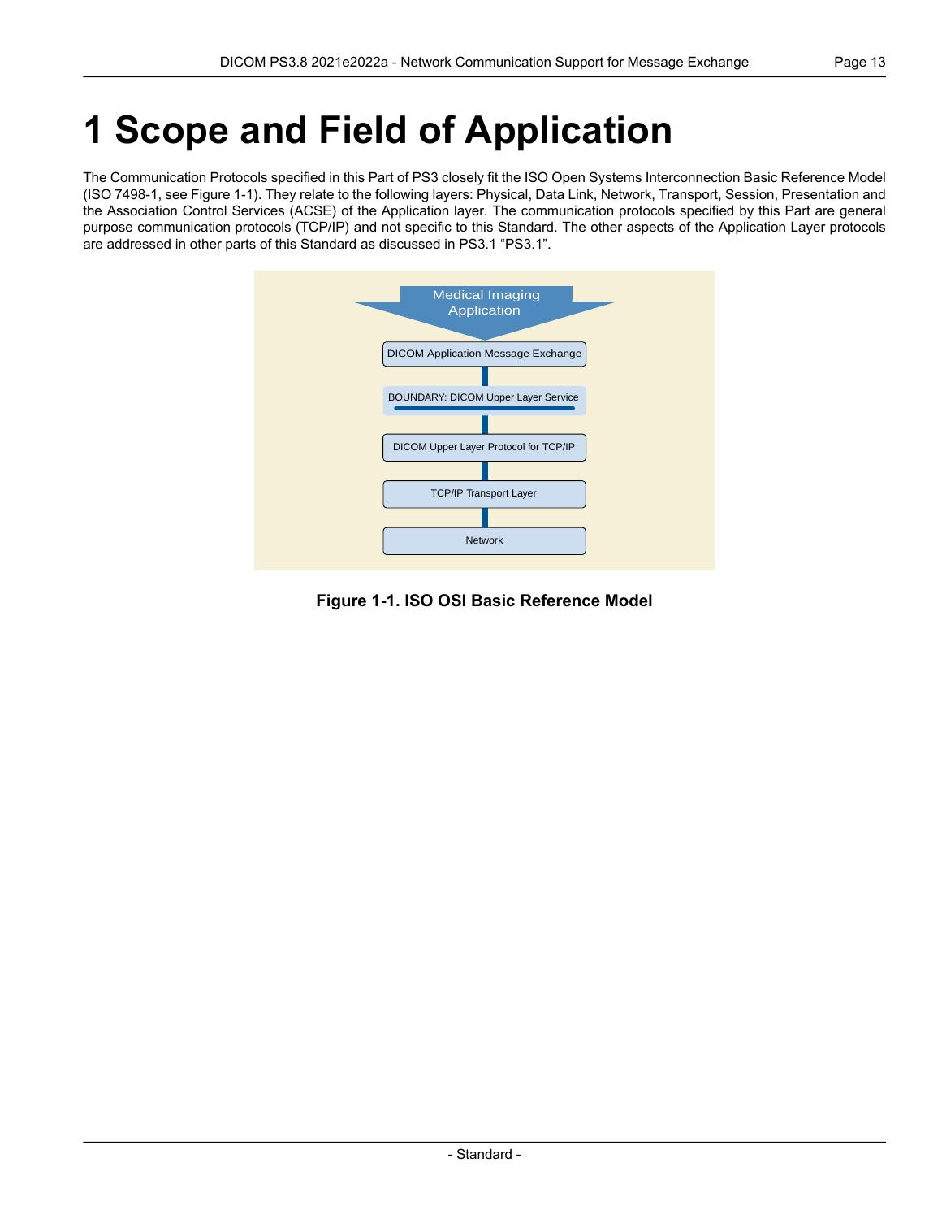# 1 Scope and Field of Application

The Communication Protocols specified in this Part of PS3 closely fit the ISO Open Systems Interconnection Basic Reference Model (ISO 7498-1, see Figure 1-1). They relate to the following layers: Physical, Data Link, Network, Transport, Session, Presentation and the Association Control Services (ACSE) of the Application layer. The communication protocols specified by this Part are general purpose communication protocols (TCP/IP) and not specific to this Standard. The other aspects of the Application Layer protocols are addressed in other parts of this Standard as discussed in PS3.1 “PS3.1”.

Medical Imaging Application

DICOM Application Message Exchange

BOUNDARY: DICOM Upper Layer Service

DICOM Upper Layer Protocol for TCP/IP

TCP/IP Transport Layer

Network

**Figure 1-1. ISO OSI Basic Reference Model**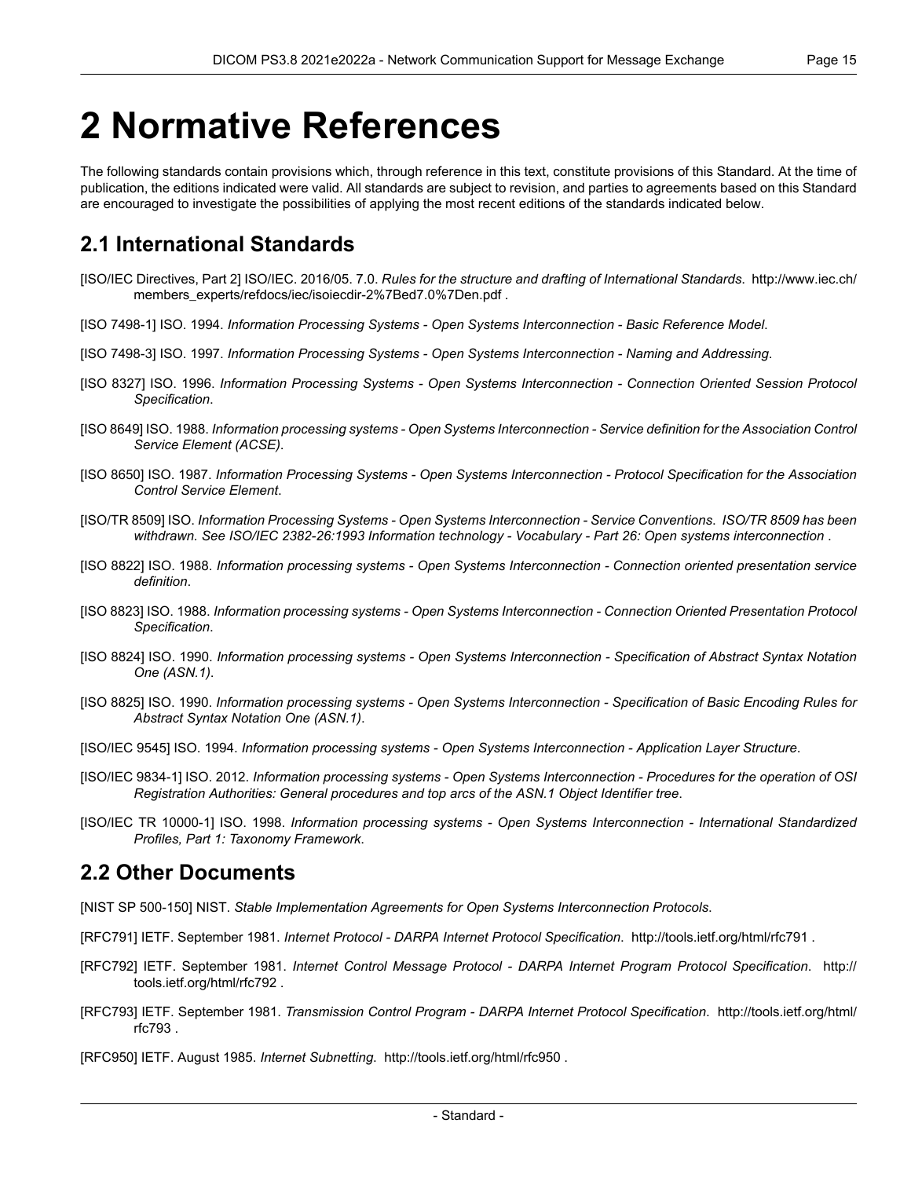# 2 Normative References

The following standards contain provisions which, through reference in this text, constitute provisions of this Standard. At the time of publication, the editions indicated were valid. All standards are subject to revision, and parties to agreements based on this Standard are encouraged to investigate the possibilities of applying the most recent editions of the standards indicated below.

## 2.1 International Standards

[ISO/IEC Directives, Part 2] ISO/IEC. 2016/05. 7.0. *Rules for the structure and drafting of International Standards*. http://www.iec.ch/members_experts/refdocs/iec/isoiecdir-2%7Bed7.0%7Den.pdf .

[ISO 7498-1] ISO. 1994. *Information Processing Systems - Open Systems Interconnection - Basic Reference Model*.

[ISO 7498-3] ISO. 1997. *Information Processing Systems - Open Systems Interconnection - Naming and Addressing*.

[ISO 8327] ISO. 1996. *Information Processing Systems - Open Systems Interconnection - Connection Oriented Session Protocol Specification*.

[ISO 8649] ISO. 1988. *Information processing systems - Open Systems Interconnection - Service definition for the Association Control Service Element (ACSE)*.

[ISO 8650] ISO. 1987. *Information Processing Systems - Open Systems Interconnection - Protocol Specification for the Association Control Service Element*.

[ISO/TR 8509] ISO. *Information Processing Systems - Open Systems Interconnection - Service Conventions. ISO/TR 8509 has been withdrawn. See ISO/IEC 2382-26:1993 Information technology - Vocabulary - Part 26: Open systems interconnection* .

[ISO 8822] ISO. 1988. *Information processing systems - Open Systems Interconnection - Connection oriented presentation service definition*.

[ISO 8823] ISO. 1988. *Information processing systems - Open Systems Interconnection - Connection Oriented Presentation Protocol Specification*.

[ISO 8824] ISO. 1990. *Information processing systems - Open Systems Interconnection - Specification of Abstract Syntax Notation One (ASN.1)*.

[ISO 8825] ISO. 1990. *Information processing systems - Open Systems Interconnection - Specification of Basic Encoding Rules for Abstract Syntax Notation One (ASN.1)*.

[ISO/IEC 9545] ISO. 1994. *Information processing systems - Open Systems Interconnection - Application Layer Structure*.

[ISO/IEC 9834-1] ISO. 2012. *Information processing systems - Open Systems Interconnection - Procedures for the operation of OSI Registration Authorities: General procedures and top arcs of the ASN.1 Object Identifier tree*.

[ISO/IEC TR 10000-1] ISO. 1998. *Information processing systems - Open Systems Interconnection - International Standardized Profiles, Part 1: Taxonomy Framework*.

## 2.2 Other Documents

[NIST SP 500-150] NIST. *Stable Implementation Agreements for Open Systems Interconnection Protocols*.

[RFC791] IETF. September 1981. *Internet Protocol - DARPA Internet Protocol Specification*. http://tools.ietf.org/html/rfc791 .

[RFC792] IETF. September 1981. *Internet Control Message Protocol - DARPA Internet Program Protocol Specification*. http://tools.ietf.org/html/rfc792 .

[RFC793] IETF. September 1981. *Transmission Control Program - DARPA Internet Protocol Specification*. http://tools.ietf.org/html/rfc793 .

[RFC950] IETF. August 1985. *Internet Subnetting*. http://tools.ietf.org/html/rfc950 .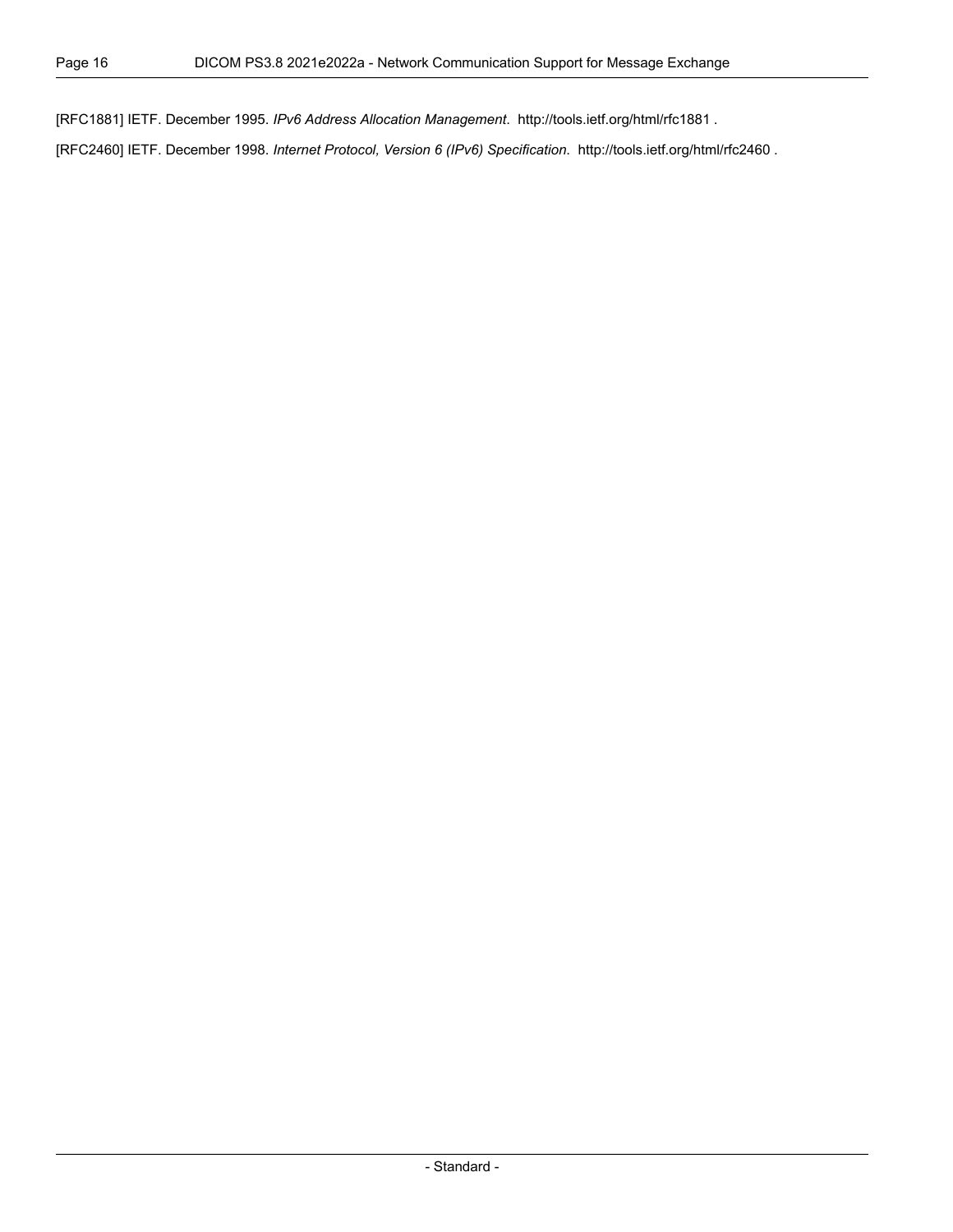[RFC1881] IETF. December 1995. *IPv6 Address Allocation Management*. http://tools.ietf.org/html/rfc1881 .

[RFC2460] IETF. December 1998. *Internet Protocol, Version 6 (IPv6) Specification*. http://tools.ietf.org/html/rfc2460 .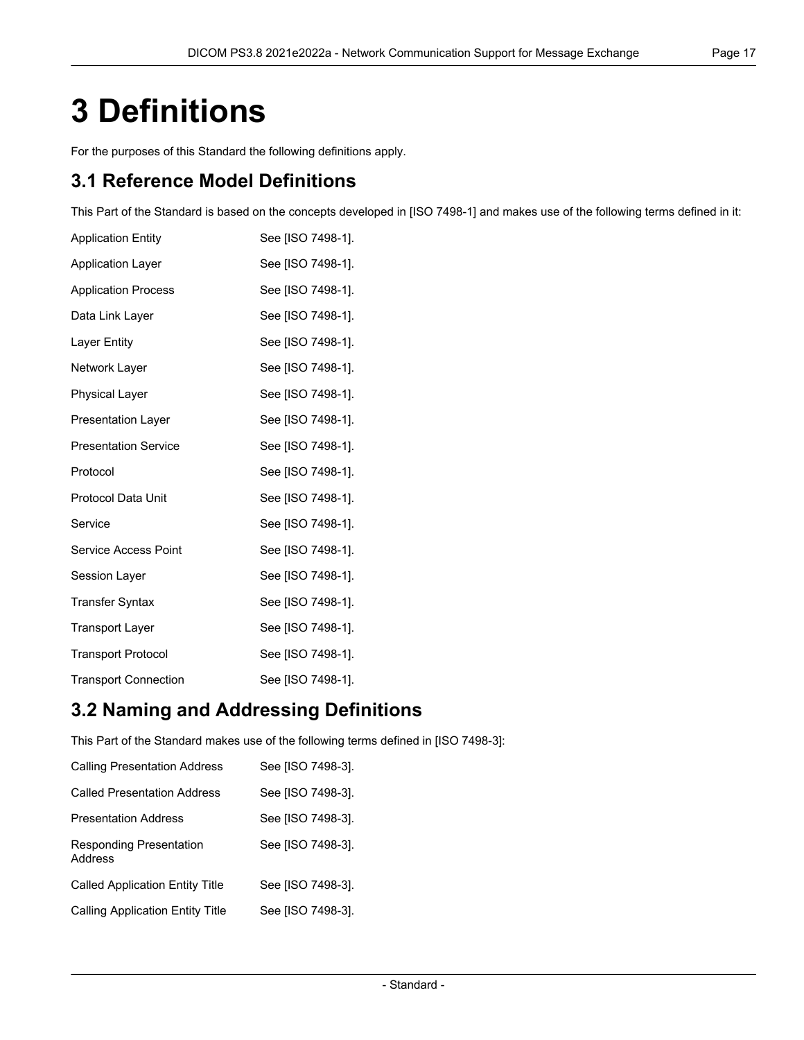# 3 Definitions

For the purposes of this Standard the following definitions apply.

## 3.1 Reference Model Definitions

This Part of the Standard is based on the concepts developed in [ISO 7498-1] and makes use of the following terms defined in it:

| | |
|---|---|
| Application Entity | See [ISO 7498-1]. |
| Application Layer | See [ISO 7498-1]. |
| Application Process | See [ISO 7498-1]. |
| Data Link Layer | See [ISO 7498-1]. |
| Layer Entity | See [ISO 7498-1]. |
| Network Layer | See [ISO 7498-1]. |
| Physical Layer | See [ISO 7498-1]. |
| Presentation Layer | See [ISO 7498-1]. |
| Presentation Service | See [ISO 7498-1]. |
| Protocol | See [ISO 7498-1]. |
| Protocol Data Unit | See [ISO 7498-1]. |
| Service | See [ISO 7498-1]. |
| Service Access Point | See [ISO 7498-1]. |
| Session Layer | See [ISO 7498-1]. |
| Transfer Syntax | See [ISO 7498-1]. |
| Transport Layer | See [ISO 7498-1]. |
| Transport Protocol | See [ISO 7498-1]. |
| Transport Connection | See [ISO 7498-1]. |

## 3.2 Naming and Addressing Definitions

This Part of the Standard makes use of the following terms defined in [ISO 7498-3]:

| | |
|---|---|
| Calling Presentation Address | See [ISO 7498-3]. |
| Called Presentation Address | See [ISO 7498-3]. |
| Presentation Address | See [ISO 7498-3]. |
| Responding Presentation Address | See [ISO 7498-3]. |
| Called Application Entity Title | See [ISO 7498-3]. |
| Calling Application Entity Title | See [ISO 7498-3]. |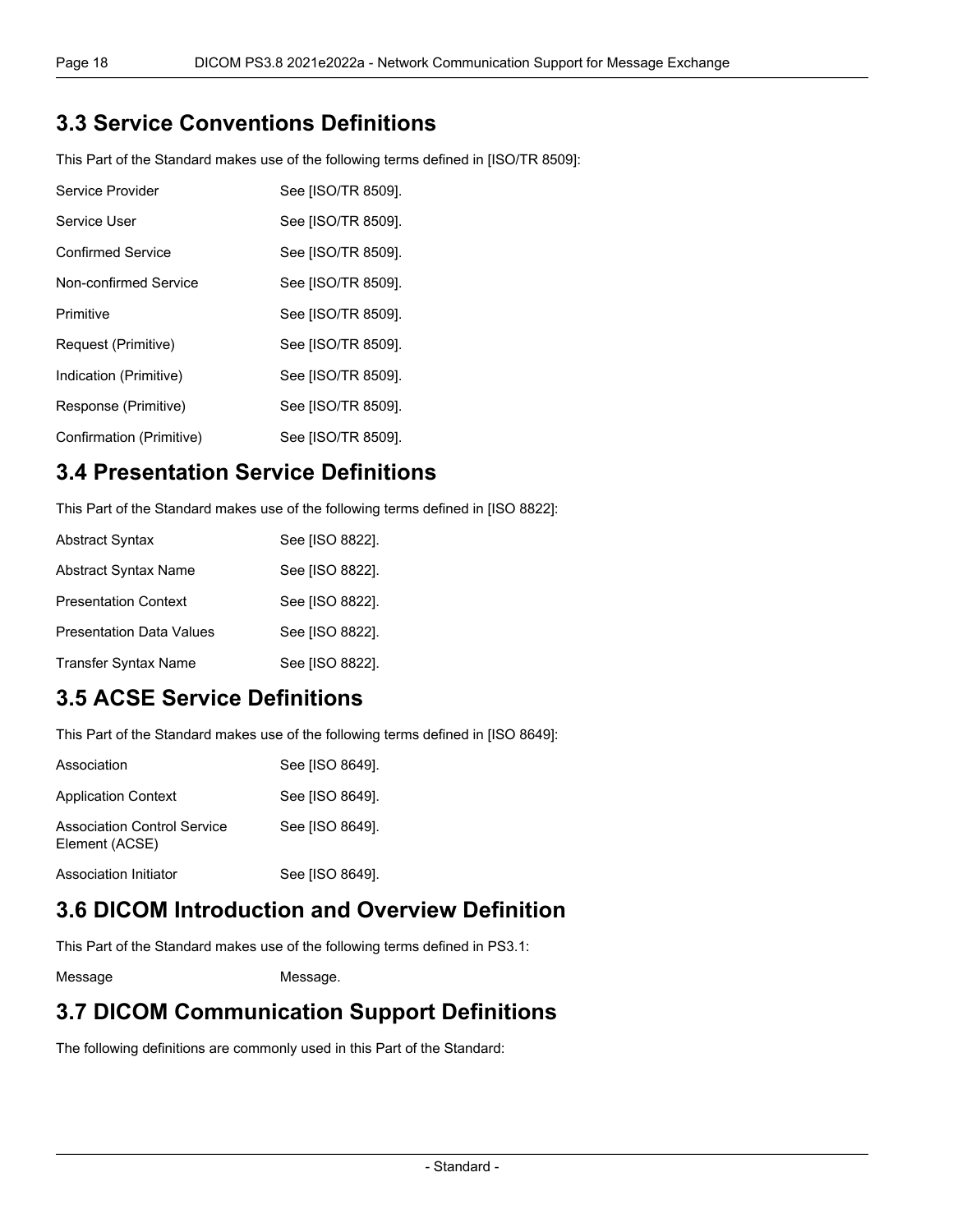## 3.3 Service Conventions Definitions

This Part of the Standard makes use of the following terms defined in [ISO/TR 8509]:

| | |
|---|---|
| Service Provider | See [ISO/TR 8509]. |
| Service User | See [ISO/TR 8509]. |
| Confirmed Service | See [ISO/TR 8509]. |
| Non-confirmed Service | See [ISO/TR 8509]. |
| Primitive | See [ISO/TR 8509]. |
| Request (Primitive) | See [ISO/TR 8509]. |
| Indication (Primitive) | See [ISO/TR 8509]. |
| Response (Primitive) | See [ISO/TR 8509]. |
| Confirmation (Primitive) | See [ISO/TR 8509]. |

## 3.4 Presentation Service Definitions

This Part of the Standard makes use of the following terms defined in [ISO 8822]:

| | |
|---|---|
| Abstract Syntax | See [ISO 8822]. |
| Abstract Syntax Name | See [ISO 8822]. |
| Presentation Context | See [ISO 8822]. |
| Presentation Data Values | See [ISO 8822]. |
| Transfer Syntax Name | See [ISO 8822]. |

## 3.5 ACSE Service Definitions

This Part of the Standard makes use of the following terms defined in [ISO 8649]:

| | |
|---|---|
| Association | See [ISO 8649]. |
| Application Context | See [ISO 8649]. |
| Association Control Service Element (ACSE) | See [ISO 8649]. |
| Association Initiator | See [ISO 8649]. |

## 3.6 DICOM Introduction and Overview Definition

This Part of the Standard makes use of the following terms defined in PS3.1:

| | |
|---|---|
| Message | Message. |

## 3.7 DICOM Communication Support Definitions

The following definitions are commonly used in this Part of the Standard: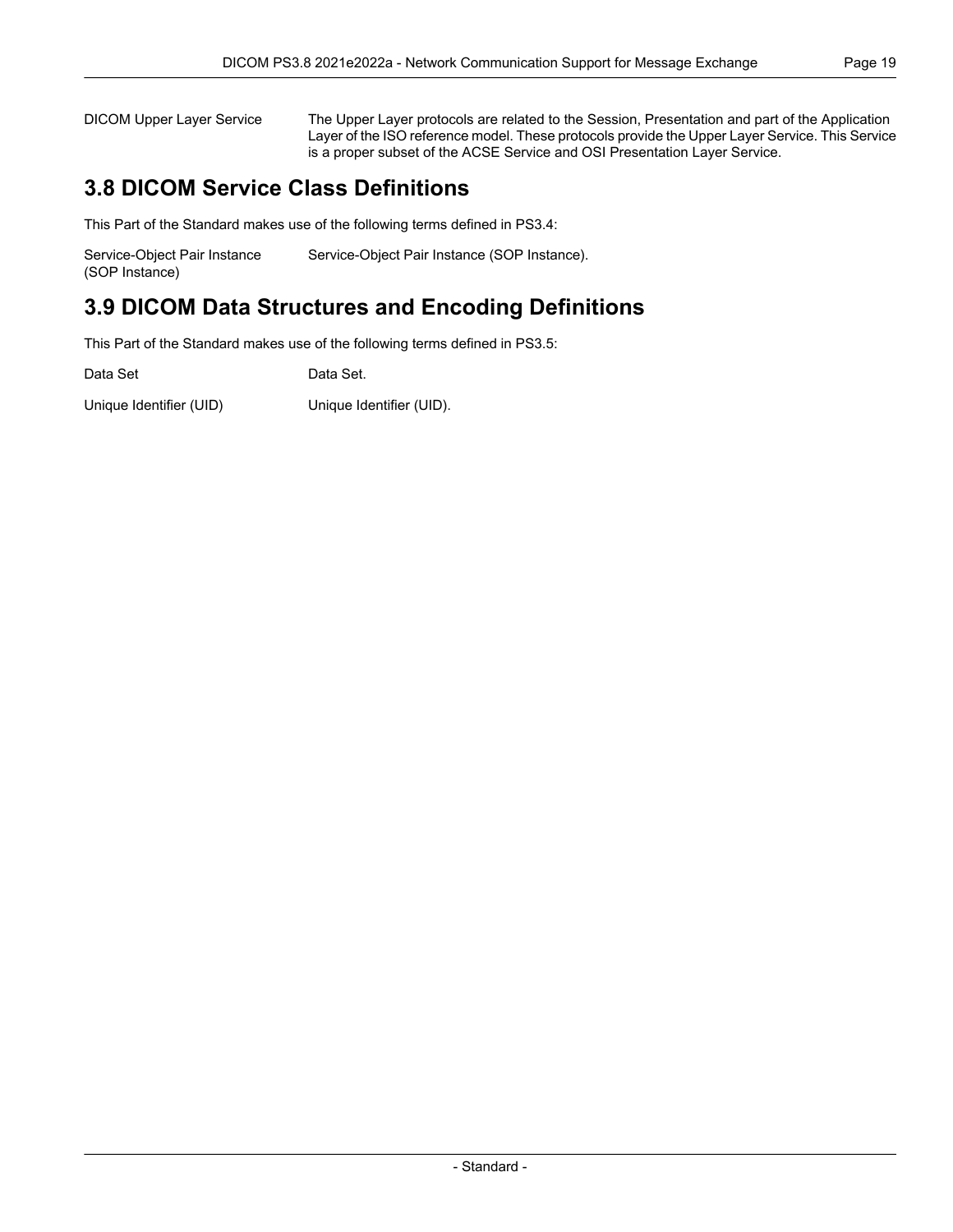DICOM Upper Layer Service — The Upper Layer protocols are related to the Session, Presentation and part of the Application Layer of the ISO reference model. These protocols provide the Upper Layer Service. This Service is a proper subset of the ACSE Service and OSI Presentation Layer Service.

## 3.8 DICOM Service Class Definitions

This Part of the Standard makes use of the following terms defined in PS3.4:

Service-Object Pair Instance (SOP Instance) — Service-Object Pair Instance (SOP Instance).

## 3.9 DICOM Data Structures and Encoding Definitions

This Part of the Standard makes use of the following terms defined in PS3.5:

Data Set — Data Set.

Unique Identifier (UID) — Unique Identifier (UID).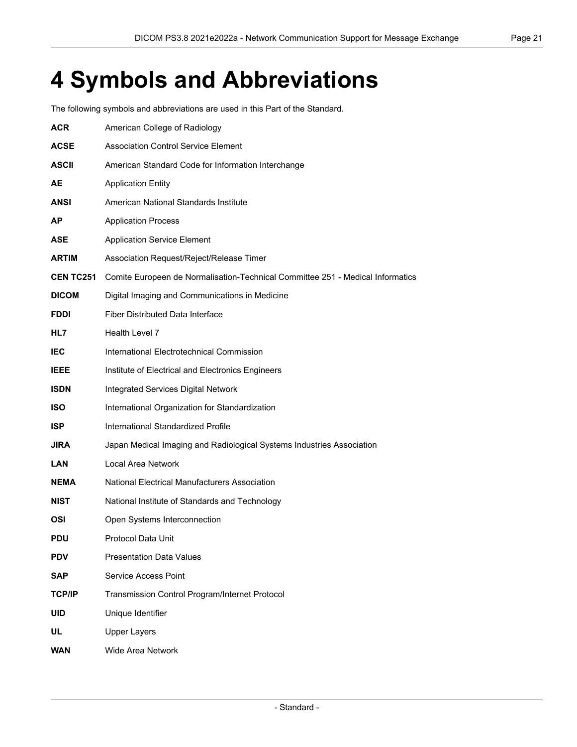# 4 Symbols and Abbreviations

The following symbols and abbreviations are used in this Part of the Standard.

**ACR** American College of Radiology

**ACSE** Association Control Service Element

**ASCII** American Standard Code for Information Interchange

**AE** Application Entity

**ANSI** American National Standards Institute

**AP** Application Process

**ASE** Application Service Element

**ARTIM** Association Request/Reject/Release Timer

**CEN TC251** Comite Europeen de Normalisation-Technical Committee 251 - Medical Informatics

**DICOM** Digital Imaging and Communications in Medicine

**FDDI** Fiber Distributed Data Interface

**HL7** Health Level 7

**IEC** International Electrotechnical Commission

**IEEE** Institute of Electrical and Electronics Engineers

**ISDN** Integrated Services Digital Network

**ISO** International Organization for Standardization

**ISP** International Standardized Profile

**JIRA** Japan Medical Imaging and Radiological Systems Industries Association

**LAN** Local Area Network

**NEMA** National Electrical Manufacturers Association

**NIST** National Institute of Standards and Technology

**OSI** Open Systems Interconnection

**PDU** Protocol Data Unit

**PDV** Presentation Data Values

**SAP** Service Access Point

**TCP/IP** Transmission Control Program/Internet Protocol

**UID** Unique Identifier

**UL** Upper Layers

**WAN** Wide Area Network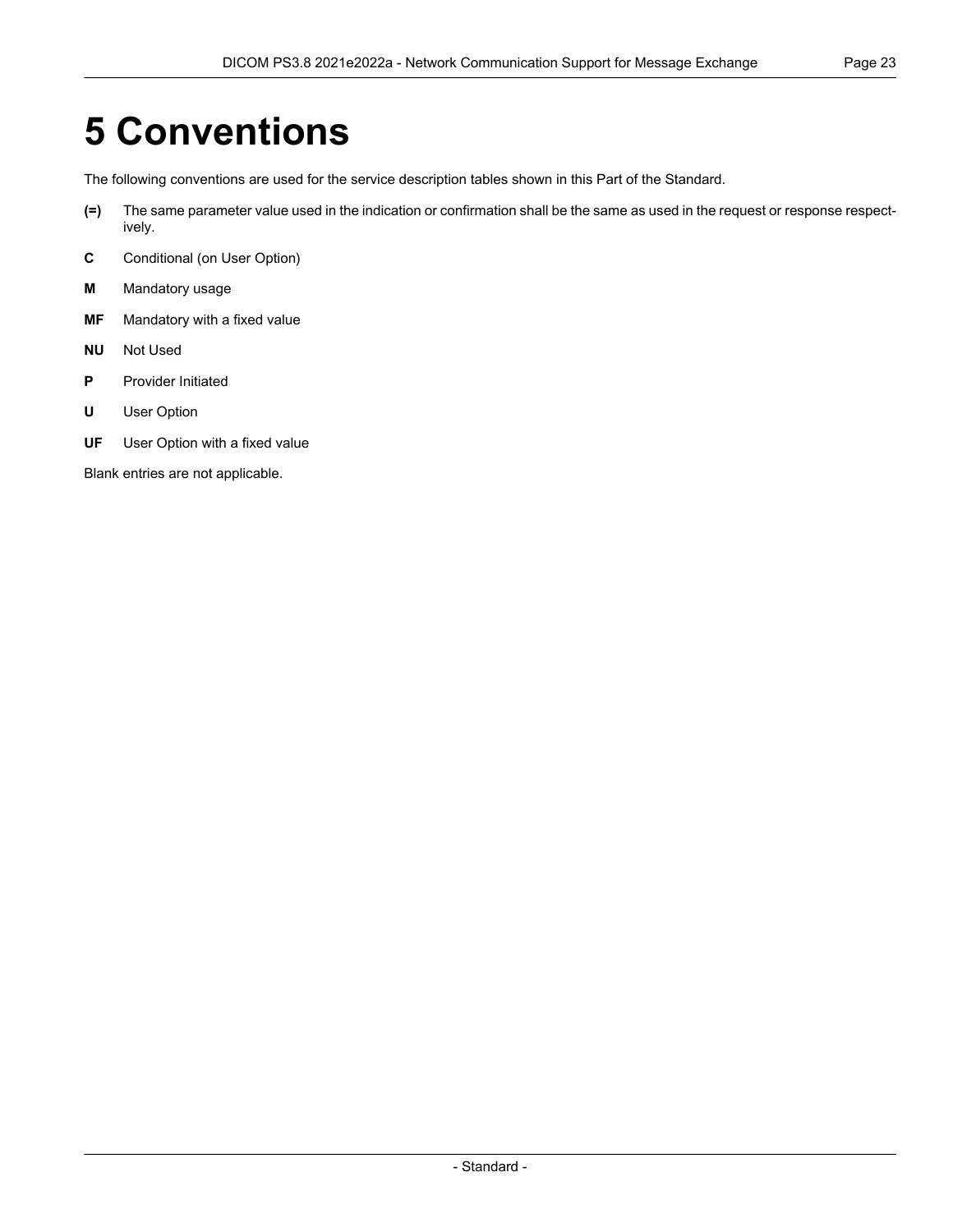# 5 Conventions

The following conventions are used for the service description tables shown in this Part of the Standard.

**(=)** The same parameter value used in the indication or confirmation shall be the same as used in the request or response respectively.

**C** Conditional (on User Option)

**M** Mandatory usage

**MF** Mandatory with a fixed value

**NU** Not Used

**P** Provider Initiated

**U** User Option

**UF** User Option with a fixed value

Blank entries are not applicable.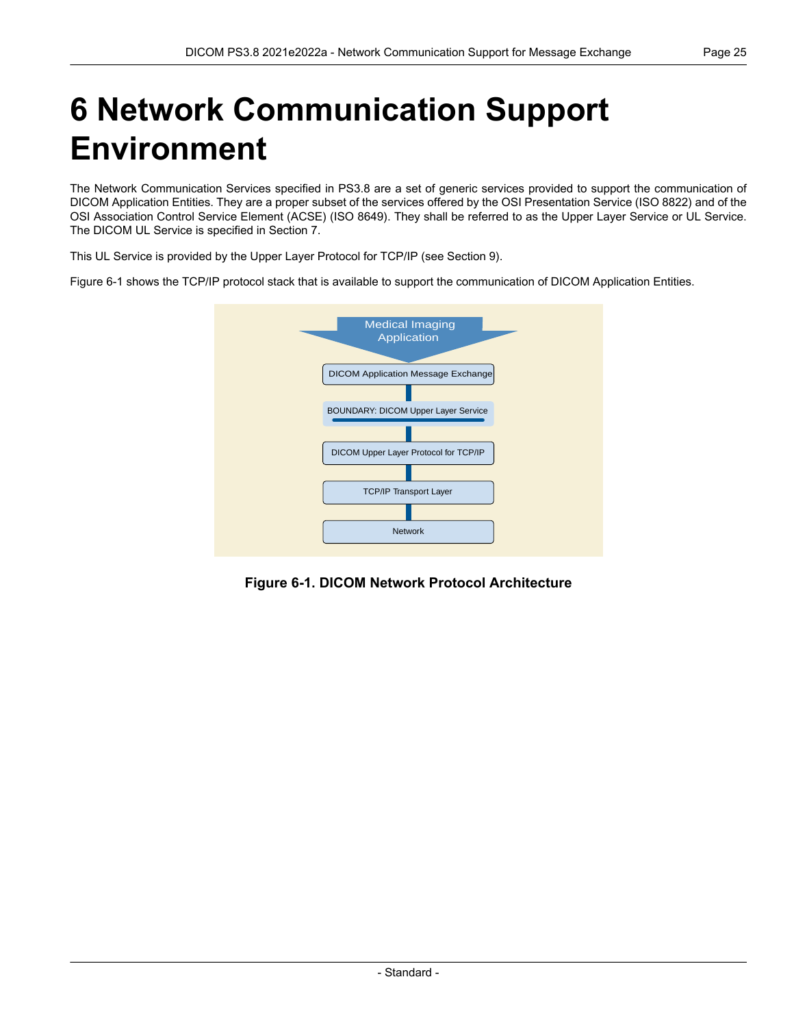# 6 Network Communication Support Environment

The Network Communication Services specified in PS3.8 are a set of generic services provided to support the communication of DICOM Application Entities. They are a proper subset of the services offered by the OSI Presentation Service (ISO 8822) and of the OSI Association Control Service Element (ACSE) (ISO 8649). They shall be referred to as the Upper Layer Service or UL Service. The DICOM UL Service is specified in Section 7.

This UL Service is provided by the Upper Layer Protocol for TCP/IP (see Section 9).

Figure 6-1 shows the TCP/IP protocol stack that is available to support the communication of DICOM Application Entities.

Medical Imaging Application

DICOM Application Message Exchange

BOUNDARY: DICOM Upper Layer Service

DICOM Upper Layer Protocol for TCP/IP

TCP/IP Transport Layer

Network

**Figure 6-1. DICOM Network Protocol Architecture**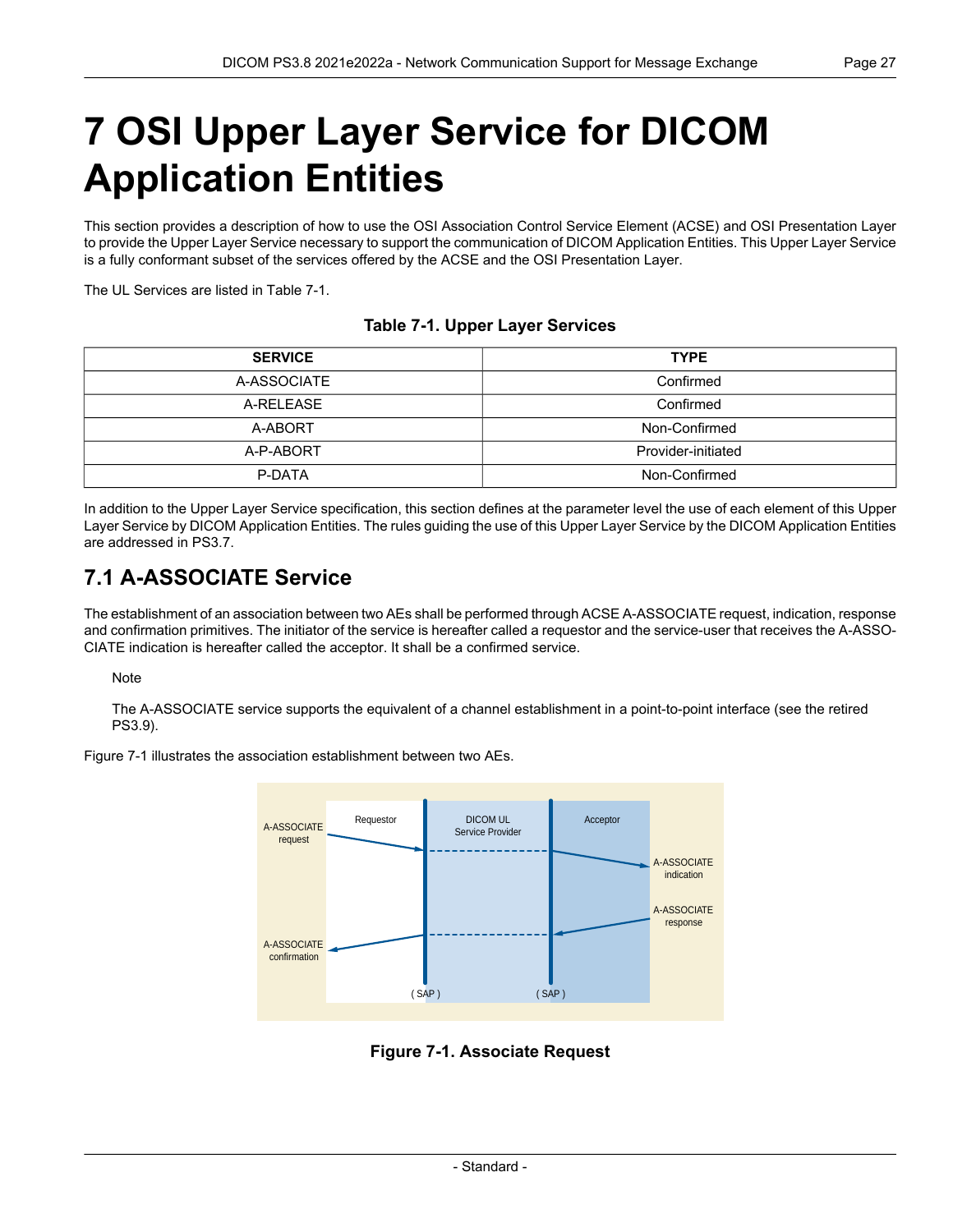# 7 OSI Upper Layer Service for DICOM Application Entities

This section provides a description of how to use the OSI Association Control Service Element (ACSE) and OSI Presentation Layer to provide the Upper Layer Service necessary to support the communication of DICOM Application Entities. This Upper Layer Service is a fully conformant subset of the services offered by the ACSE and the OSI Presentation Layer.

The UL Services are listed in Table 7-1.

**Table 7-1. Upper Layer Services**

| SERVICE | TYPE |
| --- | --- |
| A-ASSOCIATE | Confirmed |
| A-RELEASE | Confirmed |
| A-ABORT | Non-Confirmed |
| A-P-ABORT | Provider-initiated |
| P-DATA | Non-Confirmed |

In addition to the Upper Layer Service specification, this section defines at the parameter level the use of each element of this Upper Layer Service by DICOM Application Entities. The rules guiding the use of this Upper Layer Service by the DICOM Application Entities are addressed in PS3.7.

## 7.1 A-ASSOCIATE Service

The establishment of an association between two AEs shall be performed through ACSE A-ASSOCIATE request, indication, response and confirmation primitives. The initiator of the service is hereafter called a requestor and the service-user that receives the A-ASSOCIATE indication is hereafter called the acceptor. It shall be a confirmed service.

Note

The A-ASSOCIATE service supports the equivalent of a channel establishment in a point-to-point interface (see the retired PS3.9).

Figure 7-1 illustrates the association establishment between two AEs.

**Figure 7-1. Associate Request**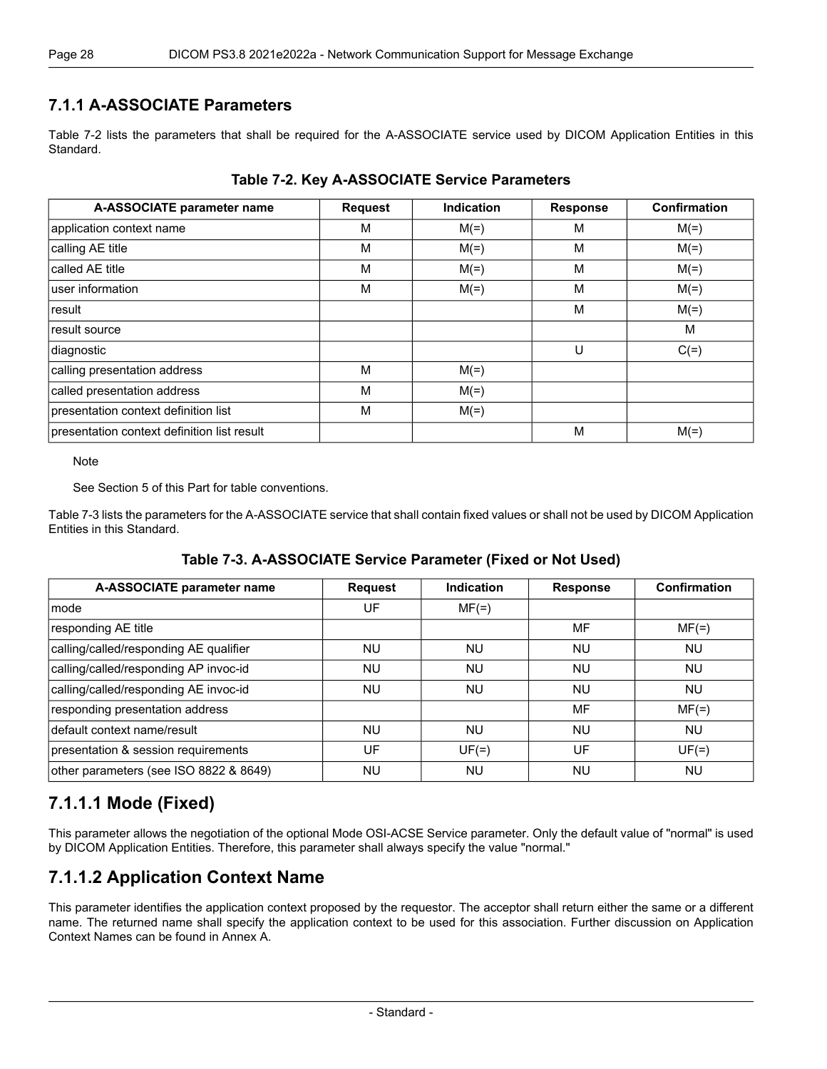### 7.1.1 A-ASSOCIATE Parameters

Table 7-2 lists the parameters that shall be required for the A-ASSOCIATE service used by DICOM Application Entities in this Standard.

**Table 7-2. Key A-ASSOCIATE Service Parameters**

| A-ASSOCIATE parameter name | Request | Indication | Response | Confirmation |
|---|---|---|---|---|
| application context name | M | M(=) | M | M(=) |
| calling AE title | M | M(=) | M | M(=) |
| called AE title | M | M(=) | M | M(=) |
| user information | M | M(=) | M | M(=) |
| result | | | M | M(=) |
| result source | | | | M |
| diagnostic | | | U | C(=) |
| calling presentation address | M | M(=) | | |
| called presentation address | M | M(=) | | |
| presentation context definition list | M | M(=) | | |
| presentation context definition list result | | | M | M(=) |

Note

See Section 5 of this Part for table conventions.

Table 7-3 lists the parameters for the A-ASSOCIATE service that shall contain fixed values or shall not be used by DICOM Application Entities in this Standard.

**Table 7-3. A-ASSOCIATE Service Parameter (Fixed or Not Used)**

| A-ASSOCIATE parameter name | Request | Indication | Response | Confirmation |
|---|---|---|---|---|
| mode | UF | MF(=) | | |
| responding AE title | | | MF | MF(=) |
| calling/called/responding AE qualifier | NU | NU | NU | NU |
| calling/called/responding AP invoc-id | NU | NU | NU | NU |
| calling/called/responding AE invoc-id | NU | NU | NU | NU |
| responding presentation address | | | MF | MF(=) |
| default context name/result | NU | NU | NU | NU |
| presentation & session requirements | UF | UF(=) | UF | UF(=) |
| other parameters (see ISO 8822 & 8649) | NU | NU | NU | NU |

## 7.1.1.1 Mode (Fixed)

This parameter allows the negotiation of the optional Mode OSI-ACSE Service parameter. Only the default value of "normal" is used by DICOM Application Entities. Therefore, this parameter shall always specify the value "normal."

## 7.1.1.2 Application Context Name

This parameter identifies the application context proposed by the requestor. The acceptor shall return either the same or a different name. The returned name shall specify the application context to be used for this association. Further discussion on Application Context Names can be found in Annex A.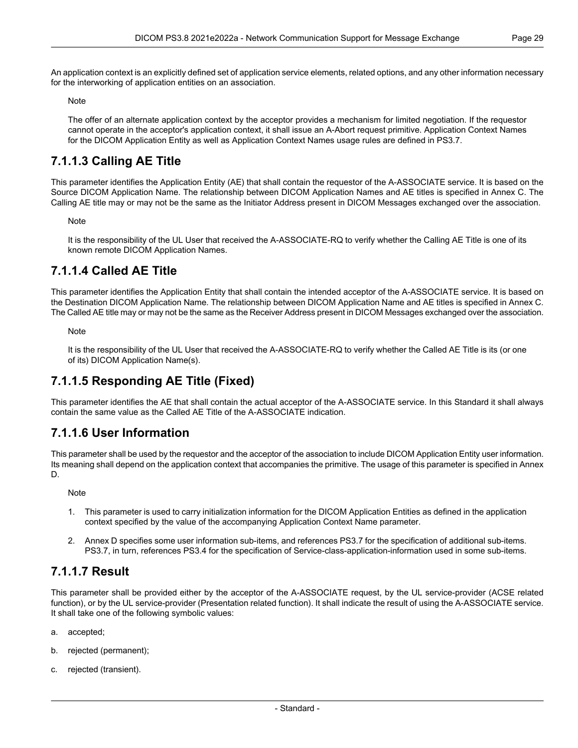An application context is an explicitly defined set of application service elements, related options, and any other information necessary for the interworking of application entities on an association.

Note

The offer of an alternate application context by the acceptor provides a mechanism for limited negotiation. If the requestor cannot operate in the acceptor's application context, it shall issue an A-Abort request primitive. Application Context Names for the DICOM Application Entity as well as Application Context Names usage rules are defined in PS3.7.

## 7.1.1.3 Calling AE Title

This parameter identifies the Application Entity (AE) that shall contain the requestor of the A-ASSOCIATE service. It is based on the Source DICOM Application Name. The relationship between DICOM Application Names and AE titles is specified in Annex C. The Calling AE title may or may not be the same as the Initiator Address present in DICOM Messages exchanged over the association.

Note

It is the responsibility of the UL User that received the A-ASSOCIATE-RQ to verify whether the Calling AE Title is one of its known remote DICOM Application Names.

## 7.1.1.4 Called AE Title

This parameter identifies the Application Entity that shall contain the intended acceptor of the A-ASSOCIATE service. It is based on the Destination DICOM Application Name. The relationship between DICOM Application Name and AE titles is specified in Annex C. The Called AE title may or may not be the same as the Receiver Address present in DICOM Messages exchanged over the association.

Note

It is the responsibility of the UL User that received the A-ASSOCIATE-RQ to verify whether the Called AE Title is its (or one of its) DICOM Application Name(s).

## 7.1.1.5 Responding AE Title (Fixed)

This parameter identifies the AE that shall contain the actual acceptor of the A-ASSOCIATE service. In this Standard it shall always contain the same value as the Called AE Title of the A-ASSOCIATE indication.

## 7.1.1.6 User Information

This parameter shall be used by the requestor and the acceptor of the association to include DICOM Application Entity user information. Its meaning shall depend on the application context that accompanies the primitive. The usage of this parameter is specified in Annex D.

Note

1. This parameter is used to carry initialization information for the DICOM Application Entities as defined in the application context specified by the value of the accompanying Application Context Name parameter.
2. Annex D specifies some user information sub-items, and references PS3.7 for the specification of additional sub-items. PS3.7, in turn, references PS3.4 for the specification of Service-class-application-information used in some sub-items.

## 7.1.1.7 Result

This parameter shall be provided either by the acceptor of the A-ASSOCIATE request, by the UL service-provider (ACSE related function), or by the UL service-provider (Presentation related function). It shall indicate the result of using the A-ASSOCIATE service. It shall take one of the following symbolic values:

a. accepted;

b. rejected (permanent);

c. rejected (transient).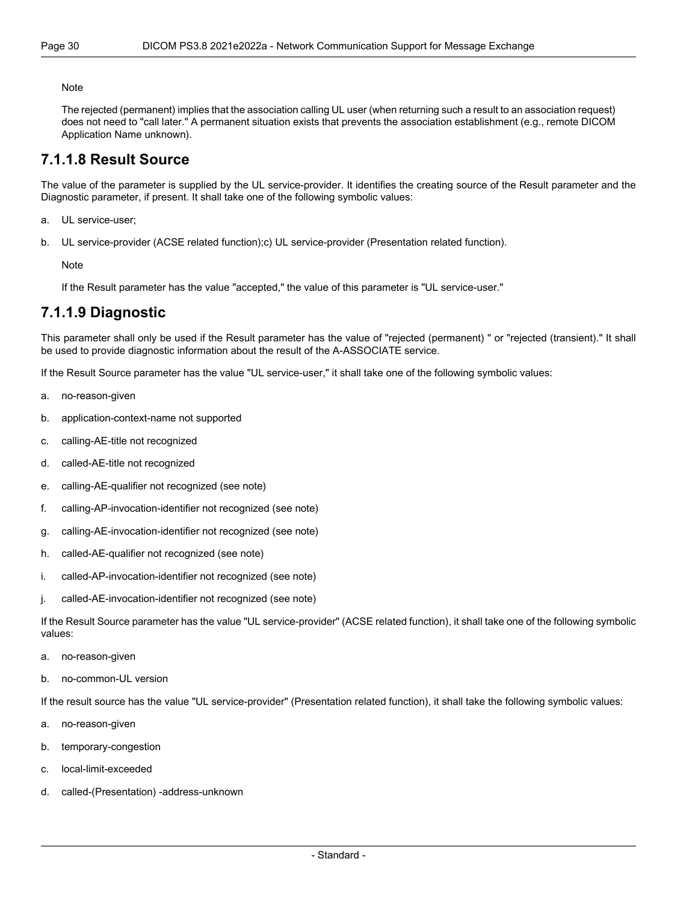Note

The rejected (permanent) implies that the association calling UL user (when returning such a result to an association request) does not need to "call later." A permanent situation exists that prevents the association establishment (e.g., remote DICOM Application Name unknown).

## 7.1.1.8 Result Source

The value of the parameter is supplied by the UL service-provider. It identifies the creating source of the Result parameter and the Diagnostic parameter, if present. It shall take one of the following symbolic values:

a. UL service-user;

b. UL service-provider (ACSE related function);c) UL service-provider (Presentation related function).

Note

If the Result parameter has the value "accepted," the value of this parameter is "UL service-user."

## 7.1.1.9 Diagnostic

This parameter shall only be used if the Result parameter has the value of "rejected (permanent) " or "rejected (transient)." It shall be used to provide diagnostic information about the result of the A-ASSOCIATE service.

If the Result Source parameter has the value "UL service-user," it shall take one of the following symbolic values:

a. no-reason-given

b. application-context-name not supported

c. calling-AE-title not recognized

d. called-AE-title not recognized

e. calling-AE-qualifier not recognized (see note)

f. calling-AP-invocation-identifier not recognized (see note)

g. calling-AE-invocation-identifier not recognized (see note)

h. called-AE-qualifier not recognized (see note)

i. called-AP-invocation-identifier not recognized (see note)

j. called-AE-invocation-identifier not recognized (see note)

If the Result Source parameter has the value "UL service-provider" (ACSE related function), it shall take one of the following symbolic values:

a. no-reason-given

b. no-common-UL version

If the result source has the value "UL service-provider" (Presentation related function), it shall take the following symbolic values:

a. no-reason-given

b. temporary-congestion

c. local-limit-exceeded

d. called-(Presentation) -address-unknown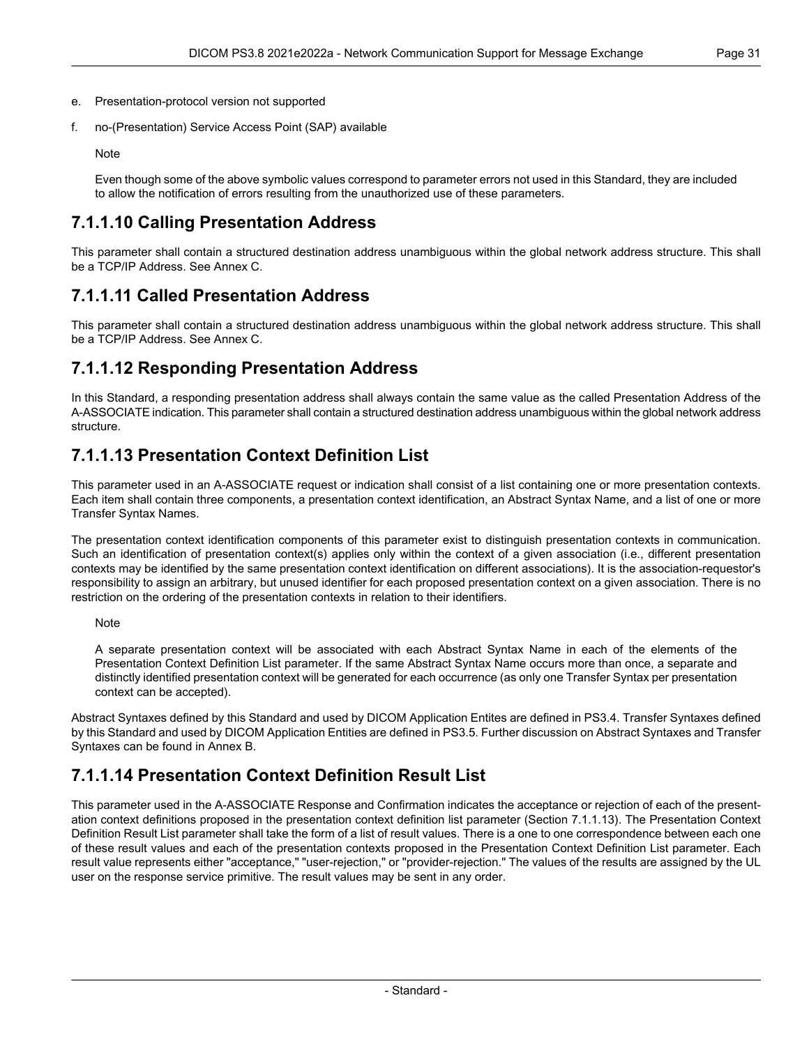e. Presentation-protocol version not supported

f. no-(Presentation) Service Access Point (SAP) available

Note

Even though some of the above symbolic values correspond to parameter errors not used in this Standard, they are included to allow the notification of errors resulting from the unauthorized use of these parameters.

## 7.1.1.10 Calling Presentation Address

This parameter shall contain a structured destination address unambiguous within the global network address structure. This shall be a TCP/IP Address. See Annex C.

## 7.1.1.11 Called Presentation Address

This parameter shall contain a structured destination address unambiguous within the global network address structure. This shall be a TCP/IP Address. See Annex C.

## 7.1.1.12 Responding Presentation Address

In this Standard, a responding presentation address shall always contain the same value as the called Presentation Address of the A-ASSOCIATE indication. This parameter shall contain a structured destination address unambiguous within the global network address structure.

## 7.1.1.13 Presentation Context Definition List

This parameter used in an A-ASSOCIATE request or indication shall consist of a list containing one or more presentation contexts. Each item shall contain three components, a presentation context identification, an Abstract Syntax Name, and a list of one or more Transfer Syntax Names.

The presentation context identification components of this parameter exist to distinguish presentation contexts in communication. Such an identification of presentation context(s) applies only within the context of a given association (i.e., different presentation contexts may be identified by the same presentation context identification on different associations). It is the association-requestor's responsibility to assign an arbitrary, but unused identifier for each proposed presentation context on a given association. There is no restriction on the ordering of the presentation contexts in relation to their identifiers.

Note

A separate presentation context will be associated with each Abstract Syntax Name in each of the elements of the Presentation Context Definition List parameter. If the same Abstract Syntax Name occurs more than once, a separate and distinctly identified presentation context will be generated for each occurrence (as only one Transfer Syntax per presentation context can be accepted).

Abstract Syntaxes defined by this Standard and used by DICOM Application Entites are defined in PS3.4. Transfer Syntaxes defined by this Standard and used by DICOM Application Entities are defined in PS3.5. Further discussion on Abstract Syntaxes and Transfer Syntaxes can be found in Annex B.

## 7.1.1.14 Presentation Context Definition Result List

This parameter used in the A-ASSOCIATE Response and Confirmation indicates the acceptance or rejection of each of the presentation context definitions proposed in the presentation context definition list parameter (Section 7.1.1.13). The Presentation Context Definition Result List parameter shall take the form of a list of result values. There is a one to one correspondence between each one of these result values and each of the presentation contexts proposed in the Presentation Context Definition List parameter. Each result value represents either "acceptance," "user-rejection," or "provider-rejection." The values of the results are assigned by the UL user on the response service primitive. The result values may be sent in any order.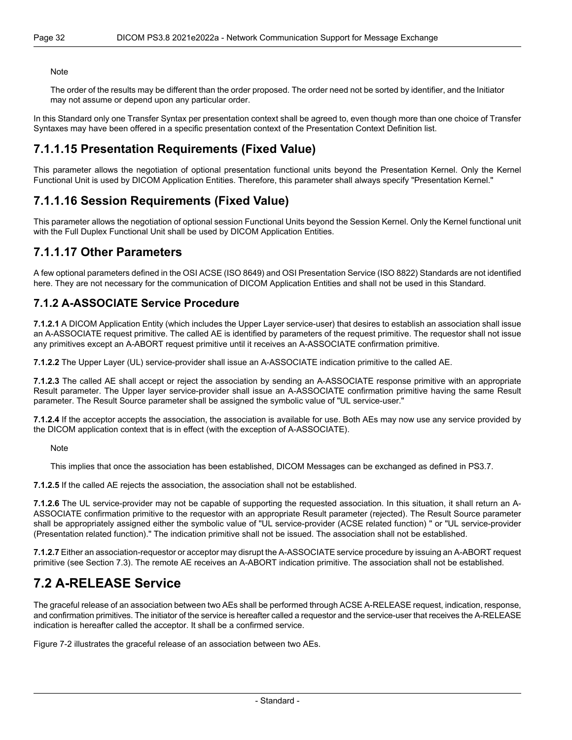Note

The order of the results may be different than the order proposed. The order need not be sorted by identifier, and the Initiator may not assume or depend upon any particular order.

In this Standard only one Transfer Syntax per presentation context shall be agreed to, even though more than one choice of Transfer Syntaxes may have been offered in a specific presentation context of the Presentation Context Definition list.

### 7.1.1.15 Presentation Requirements (Fixed Value)

This parameter allows the negotiation of optional presentation functional units beyond the Presentation Kernel. Only the Kernel Functional Unit is used by DICOM Application Entities. Therefore, this parameter shall always specify "Presentation Kernel."

### 7.1.1.16 Session Requirements (Fixed Value)

This parameter allows the negotiation of optional session Functional Units beyond the Session Kernel. Only the Kernel functional unit with the Full Duplex Functional Unit shall be used by DICOM Application Entities.

### 7.1.1.17 Other Parameters

A few optional parameters defined in the OSI ACSE (ISO 8649) and OSI Presentation Service (ISO 8822) Standards are not identified here. They are not necessary for the communication of DICOM Application Entities and shall not be used in this Standard.

### 7.1.2 A-ASSOCIATE Service Procedure

**7.1.2.1** A DICOM Application Entity (which includes the Upper Layer service-user) that desires to establish an association shall issue an A-ASSOCIATE request primitive. The called AE is identified by parameters of the request primitive. The requestor shall not issue any primitives except an A-ABORT request primitive until it receives an A-ASSOCIATE confirmation primitive.

**7.1.2.2** The Upper Layer (UL) service-provider shall issue an A-ASSOCIATE indication primitive to the called AE.

**7.1.2.3** The called AE shall accept or reject the association by sending an A-ASSOCIATE response primitive with an appropriate Result parameter. The Upper layer service-provider shall issue an A-ASSOCIATE confirmation primitive having the same Result parameter. The Result Source parameter shall be assigned the symbolic value of "UL service-user."

**7.1.2.4** If the acceptor accepts the association, the association is available for use. Both AEs may now use any service provided by the DICOM application context that is in effect (with the exception of A-ASSOCIATE).

Note

This implies that once the association has been established, DICOM Messages can be exchanged as defined in PS3.7.

**7.1.2.5** If the called AE rejects the association, the association shall not be established.

**7.1.2.6** The UL service-provider may not be capable of supporting the requested association. In this situation, it shall return an A-ASSOCIATE confirmation primitive to the requestor with an appropriate Result parameter (rejected). The Result Source parameter shall be appropriately assigned either the symbolic value of "UL service-provider (ACSE related function) " or "UL service-provider (Presentation related function)." The indication primitive shall not be issued. The association shall not be established.

**7.1.2.7** Either an association-requestor or acceptor may disrupt the A-ASSOCIATE service procedure by issuing an A-ABORT request primitive (see Section 7.3). The remote AE receives an A-ABORT indication primitive. The association shall not be established.

## 7.2 A-RELEASE Service

The graceful release of an association between two AEs shall be performed through ACSE A-RELEASE request, indication, response, and confirmation primitives. The initiator of the service is hereafter called a requestor and the service-user that receives the A-RELEASE indication is hereafter called the acceptor. It shall be a confirmed service.

Figure 7-2 illustrates the graceful release of an association between two AEs.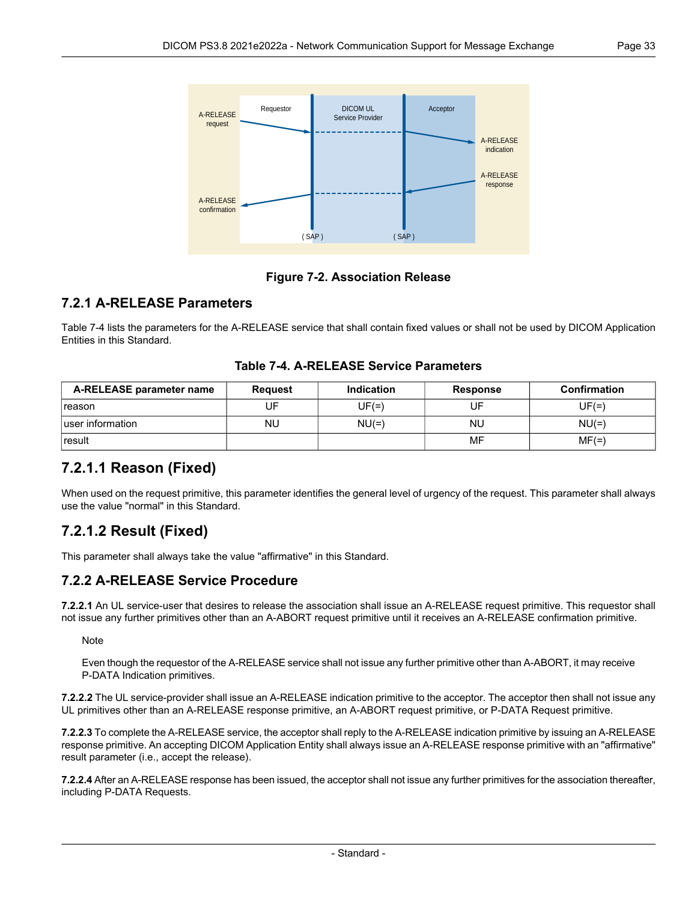Figure 7-2. Association Release

## 7.2.1 A-RELEASE Parameters

Table 7-4 lists the parameters for the A-RELEASE service that shall contain fixed values or shall not be used by DICOM Application Entities in this Standard.

**Table 7-4. A-RELEASE Service Parameters**

| A-RELEASE parameter name | Request | Indication | Response | Confirmation |
|---|---|---|---|---|
| reason | UF | UF(=) | UF | UF(=) |
| user information | NU | NU(=) | NU | NU(=) |
| result | | | MF | MF(=) |

### 7.2.1.1 Reason (Fixed)

When used on the request primitive, this parameter identifies the general level of urgency of the request. This parameter shall always use the value "normal" in this Standard.

### 7.2.1.2 Result (Fixed)

This parameter shall always take the value "affirmative" in this Standard.

## 7.2.2 A-RELEASE Service Procedure

**7.2.2.1** An UL service-user that desires to release the association shall issue an A-RELEASE request primitive. This requestor shall not issue any further primitives other than an A-ABORT request primitive until it receives an A-RELEASE confirmation primitive.

> Note
>
> Even though the requestor of the A-RELEASE service shall not issue any further primitive other than A-ABORT, it may receive P-DATA Indication primitives.

**7.2.2.2** The UL service-provider shall issue an A-RELEASE indication primitive to the acceptor. The acceptor then shall not issue any UL primitives other than an A-RELEASE response primitive, an A-ABORT request primitive, or P-DATA Request primitive.

**7.2.2.3** To complete the A-RELEASE service, the acceptor shall reply to the A-RELEASE indication primitive by issuing an A-RELEASE response primitive. An accepting DICOM Application Entity shall always issue an A-RELEASE response primitive with an "affirmative" result parameter (i.e., accept the release).

**7.2.2.4** After an A-RELEASE response has been issued, the acceptor shall not issue any further primitives for the association thereafter, including P-DATA Requests.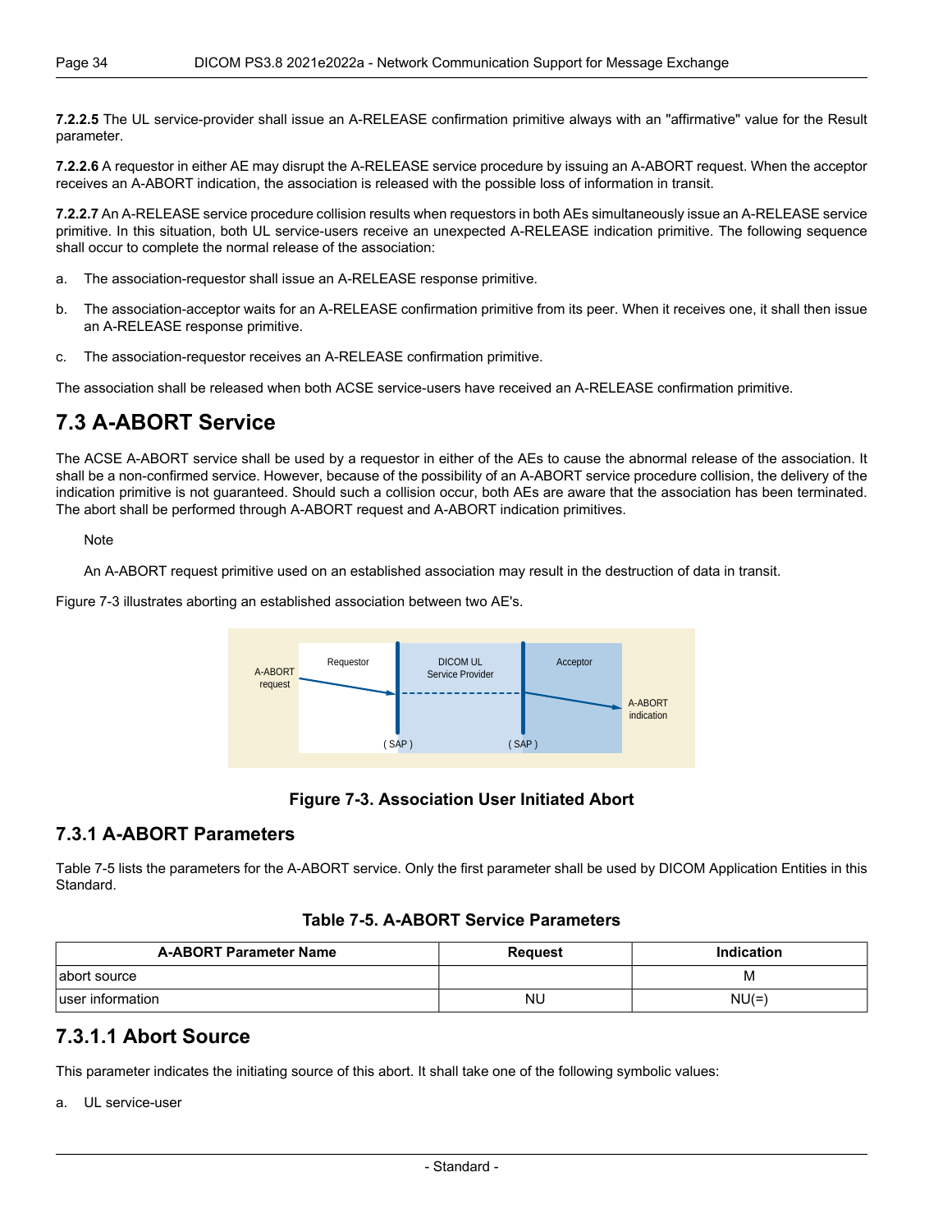**7.2.2.5** The UL service-provider shall issue an A-RELEASE confirmation primitive always with an "affirmative" value for the Result parameter.

**7.2.2.6** A requestor in either AE may disrupt the A-RELEASE service procedure by issuing an A-ABORT request. When the acceptor receives an A-ABORT indication, the association is released with the possible loss of information in transit.

**7.2.2.7** An A-RELEASE service procedure collision results when requestors in both AEs simultaneously issue an A-RELEASE service primitive. In this situation, both UL service-users receive an unexpected A-RELEASE indication primitive. The following sequence shall occur to complete the normal release of the association:

a. The association-requestor shall issue an A-RELEASE response primitive.

b. The association-acceptor waits for an A-RELEASE confirmation primitive from its peer. When it receives one, it shall then issue an A-RELEASE response primitive.

c. The association-requestor receives an A-RELEASE confirmation primitive.

The association shall be released when both ACSE service-users have received an A-RELEASE confirmation primitive.

## 7.3 A-ABORT Service

The ACSE A-ABORT service shall be used by a requestor in either of the AEs to cause the abnormal release of the association. It shall be a non-confirmed service. However, because of the possibility of an A-ABORT service procedure collision, the delivery of the indication primitive is not guaranteed. Should such a collision occur, both AEs are aware that the association has been terminated. The abort shall be performed through A-ABORT request and A-ABORT indication primitives.

> Note
>
> An A-ABORT request primitive used on an established association may result in the destruction of data in transit.

Figure 7-3 illustrates aborting an established association between two AE's.

A-ABORT request | Requestor | DICOM UL Service Provider | Acceptor | A-ABORT indication | ( SAP ) | ( SAP )

**Figure 7-3. Association User Initiated Abort**

### 7.3.1 A-ABORT Parameters

Table 7-5 lists the parameters for the A-ABORT service. Only the first parameter shall be used by DICOM Application Entities in this Standard.

**Table 7-5. A-ABORT Service Parameters**

| A-ABORT Parameter Name | Request | Indication |
|---|---|---|
| abort source | | M |
| user information | NU | NU(=) |

### 7.3.1.1 Abort Source

This parameter indicates the initiating source of this abort. It shall take one of the following symbolic values:

a. UL service-user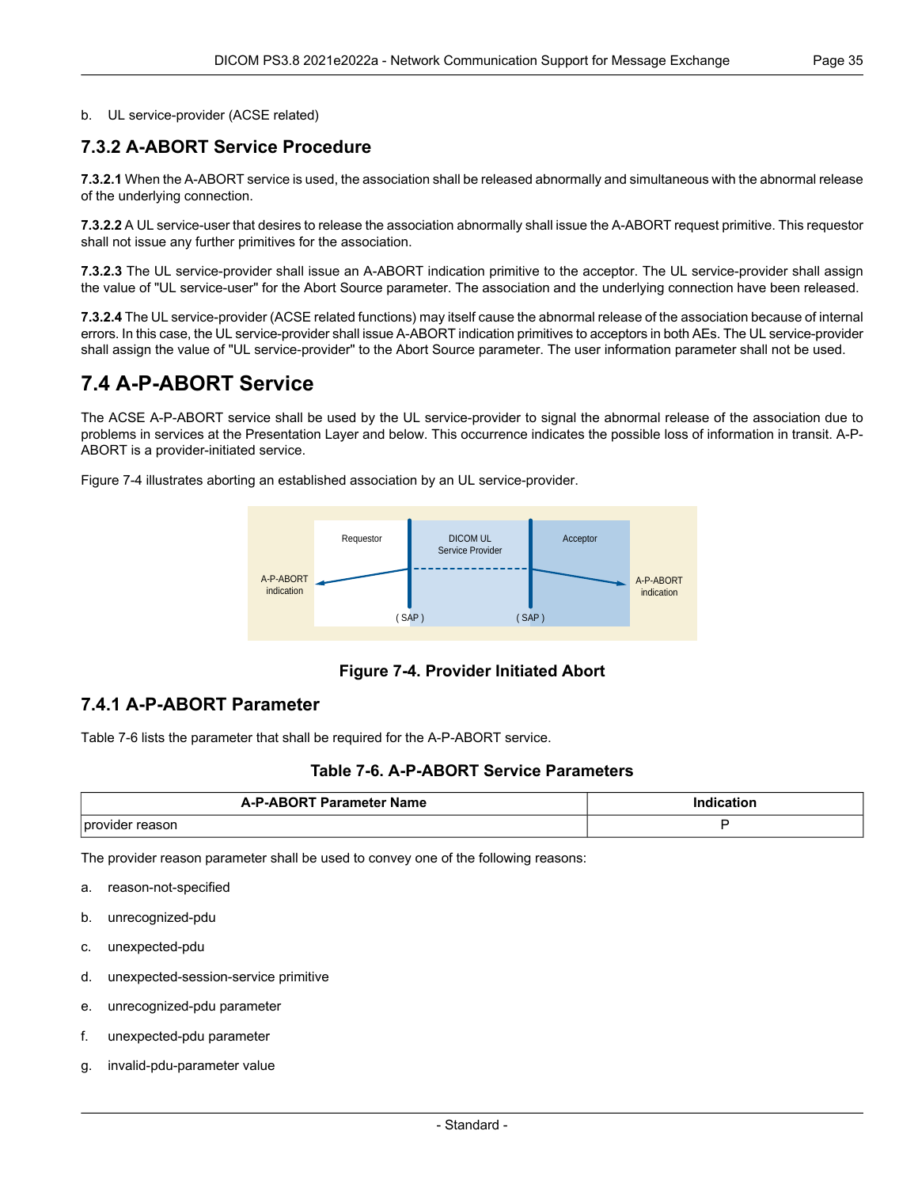b. UL service-provider (ACSE related)

### 7.3.2 A-ABORT Service Procedure

**7.3.2.1** When the A-ABORT service is used, the association shall be released abnormally and simultaneous with the abnormal release of the underlying connection.

**7.3.2.2** A UL service-user that desires to release the association abnormally shall issue the A-ABORT request primitive. This requestor shall not issue any further primitives for the association.

**7.3.2.3** The UL service-provider shall issue an A-ABORT indication primitive to the acceptor. The UL service-provider shall assign the value of "UL service-user" for the Abort Source parameter. The association and the underlying connection have been released.

**7.3.2.4** The UL service-provider (ACSE related functions) may itself cause the abnormal release of the association because of internal errors. In this case, the UL service-provider shall issue A-ABORT indication primitives to acceptors in both AEs. The UL service-provider shall assign the value of "UL service-provider" to the Abort Source parameter. The user information parameter shall not be used.

## 7.4 A-P-ABORT Service

The ACSE A-P-ABORT service shall be used by the UL service-provider to signal the abnormal release of the association due to problems in services at the Presentation Layer and below. This occurrence indicates the possible loss of information in transit. A-P-ABORT is a provider-initiated service.

Figure 7-4 illustrates aborting an established association by an UL service-provider.

**Figure 7-4. Provider Initiated Abort**

### 7.4.1 A-P-ABORT Parameter

Table 7-6 lists the parameter that shall be required for the A-P-ABORT service.

**Table 7-6. A-P-ABORT Service Parameters**

| A-P-ABORT Parameter Name | Indication |
|---|---|
| provider reason | P |

The provider reason parameter shall be used to convey one of the following reasons:

a. reason-not-specified

b. unrecognized-pdu

c. unexpected-pdu

d. unexpected-session-service primitive

e. unrecognized-pdu parameter

f. unexpected-pdu parameter

g. invalid-pdu-parameter value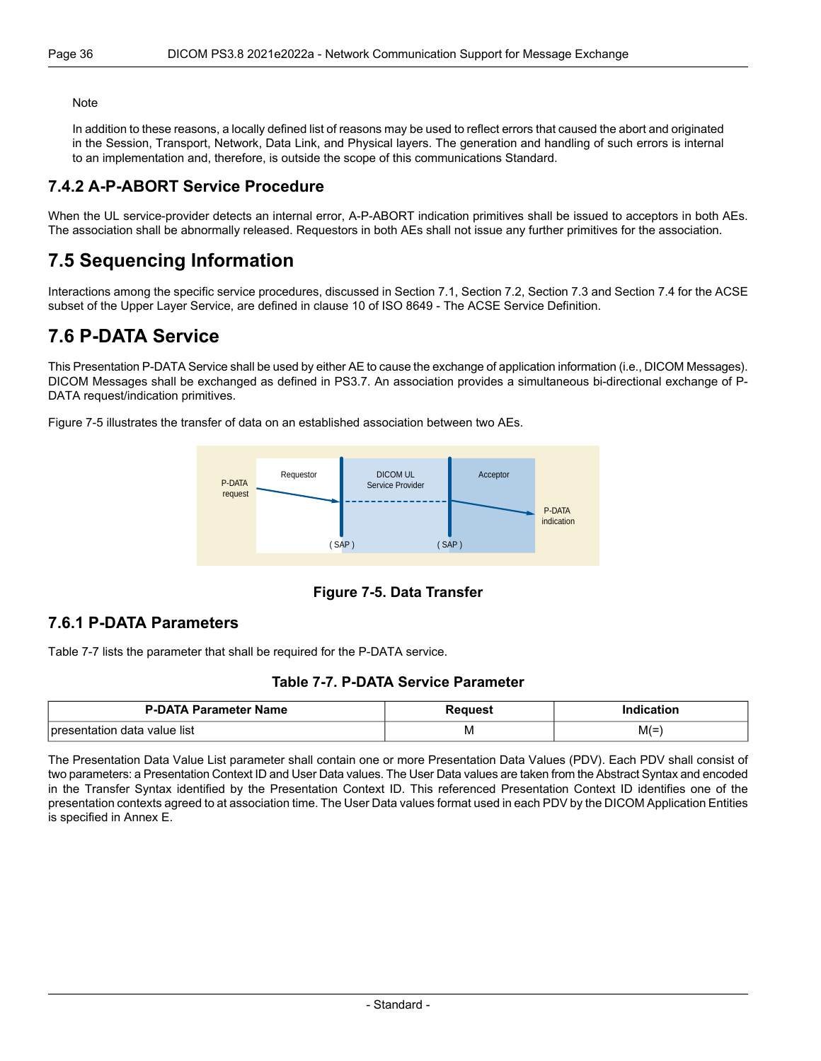Note

In addition to these reasons, a locally defined list of reasons may be used to reflect errors that caused the abort and originated in the Session, Transport, Network, Data Link, and Physical layers. The generation and handling of such errors is internal to an implementation and, therefore, is outside the scope of this communications Standard.

### 7.4.2 A-P-ABORT Service Procedure

When the UL service-provider detects an internal error, A-P-ABORT indication primitives shall be issued to acceptors in both AEs. The association shall be abnormally released. Requestors in both AEs shall not issue any further primitives for the association.

## 7.5 Sequencing Information

Interactions among the specific service procedures, discussed in Section 7.1, Section 7.2, Section 7.3 and Section 7.4 for the ACSE subset of the Upper Layer Service, are defined in clause 10 of ISO 8649 - The ACSE Service Definition.

## 7.6 P-DATA Service

This Presentation P-DATA Service shall be used by either AE to cause the exchange of application information (i.e., DICOM Messages). DICOM Messages shall be exchanged as defined in PS3.7. An association provides a simultaneous bi-directional exchange of P-DATA request/indication primitives.

Figure 7-5 illustrates the transfer of data on an established association between two AEs.

P-DATA request | Requestor | DICOM UL Service Provider | Acceptor | P-DATA indication | ( SAP ) | ( SAP )

**Figure 7-5. Data Transfer**

### 7.6.1 P-DATA Parameters

Table 7-7 lists the parameter that shall be required for the P-DATA service.

**Table 7-7. P-DATA Service Parameter**

| P-DATA Parameter Name | Request | Indication |
|---|---|---|
| presentation data value list | M | M(=) |

The Presentation Data Value List parameter shall contain one or more Presentation Data Values (PDV). Each PDV shall consist of two parameters: a Presentation Context ID and User Data values. The User Data values are taken from the Abstract Syntax and encoded in the Transfer Syntax identified by the Presentation Context ID. This referenced Presentation Context ID identifies one of the presentation contexts agreed to at association time. The User Data values format used in each PDV by the DICOM Application Entities is specified in Annex E.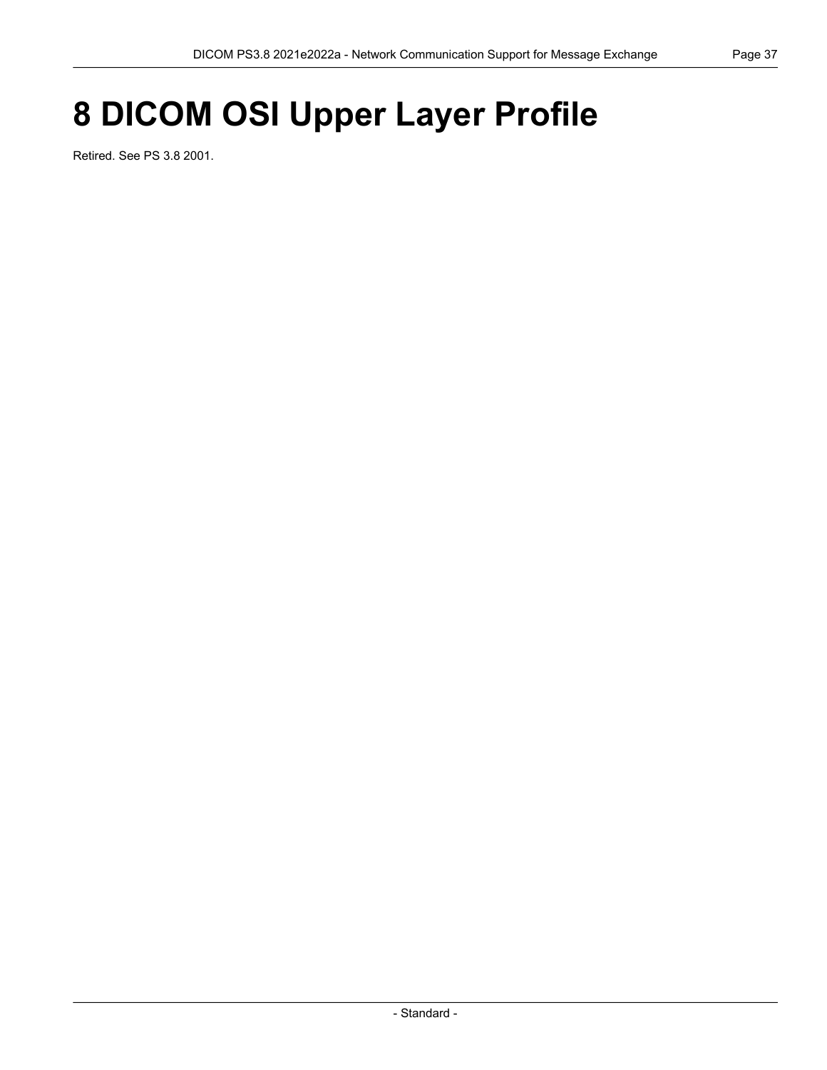# 8 DICOM OSI Upper Layer Profile

Retired. See PS 3.8 2001.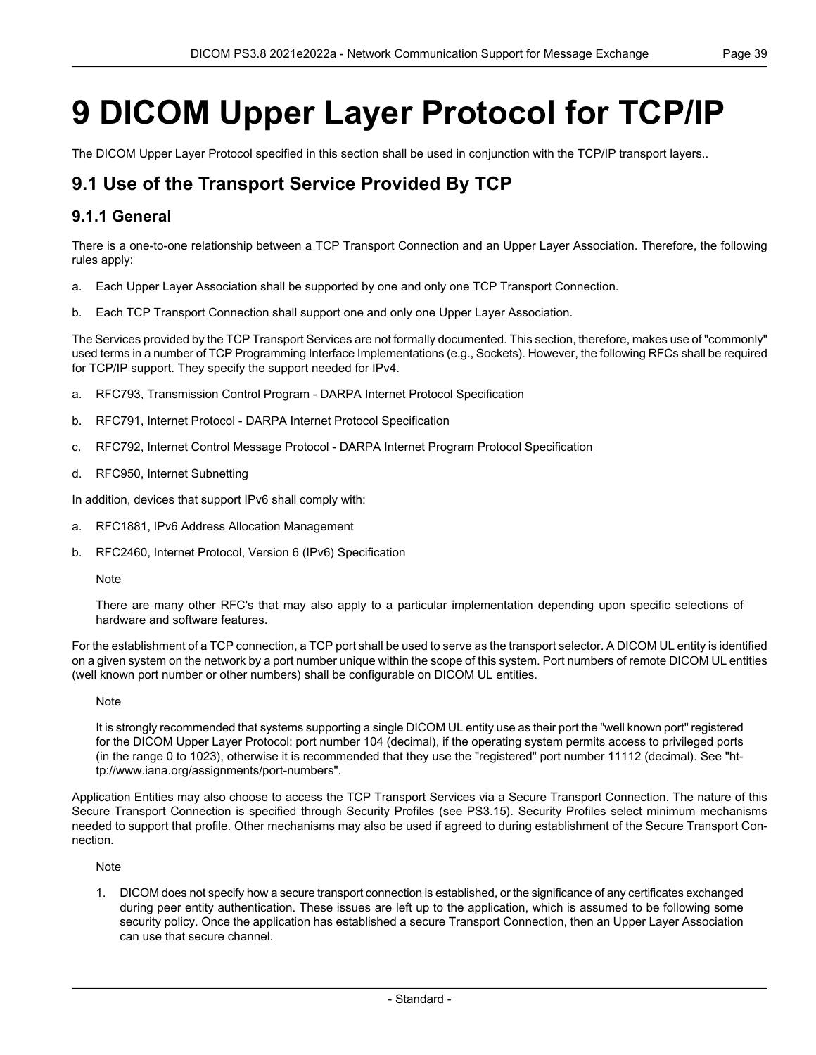# 9 DICOM Upper Layer Protocol for TCP/IP

The DICOM Upper Layer Protocol specified in this section shall be used in conjunction with the TCP/IP transport layers..

## 9.1 Use of the Transport Service Provided By TCP

### 9.1.1 General

There is a one-to-one relationship between a TCP Transport Connection and an Upper Layer Association. Therefore, the following rules apply:

a. Each Upper Layer Association shall be supported by one and only one TCP Transport Connection.

b. Each TCP Transport Connection shall support one and only one Upper Layer Association.

The Services provided by the TCP Transport Services are not formally documented. This section, therefore, makes use of "commonly" used terms in a number of TCP Programming Interface Implementations (e.g., Sockets). However, the following RFCs shall be required for TCP/IP support. They specify the support needed for IPv4.

a. RFC793, Transmission Control Program - DARPA Internet Protocol Specification

b. RFC791, Internet Protocol - DARPA Internet Protocol Specification

c. RFC792, Internet Control Message Protocol - DARPA Internet Program Protocol Specification

d. RFC950, Internet Subnetting

In addition, devices that support IPv6 shall comply with:

a. RFC1881, IPv6 Address Allocation Management

b. RFC2460, Internet Protocol, Version 6 (IPv6) Specification

Note

There are many other RFC's that may also apply to a particular implementation depending upon specific selections of hardware and software features.

For the establishment of a TCP connection, a TCP port shall be used to serve as the transport selector. A DICOM UL entity is identified on a given system on the network by a port number unique within the scope of this system. Port numbers of remote DICOM UL entities (well known port number or other numbers) shall be configurable on DICOM UL entities.

Note

It is strongly recommended that systems supporting a single DICOM UL entity use as their port the "well known port" registered for the DICOM Upper Layer Protocol: port number 104 (decimal), if the operating system permits access to privileged ports (in the range 0 to 1023), otherwise it is recommended that they use the "registered" port number 11112 (decimal). See "http://www.iana.org/assignments/port-numbers".

Application Entities may also choose to access the TCP Transport Services via a Secure Transport Connection. The nature of this Secure Transport Connection is specified through Security Profiles (see PS3.15). Security Profiles select minimum mechanisms needed to support that profile. Other mechanisms may also be used if agreed to during establishment of the Secure Transport Connection.

Note

1. DICOM does not specify how a secure transport connection is established, or the significance of any certificates exchanged during peer entity authentication. These issues are left up to the application, which is assumed to be following some security policy. Once the application has established a secure Transport Connection, then an Upper Layer Association can use that secure channel.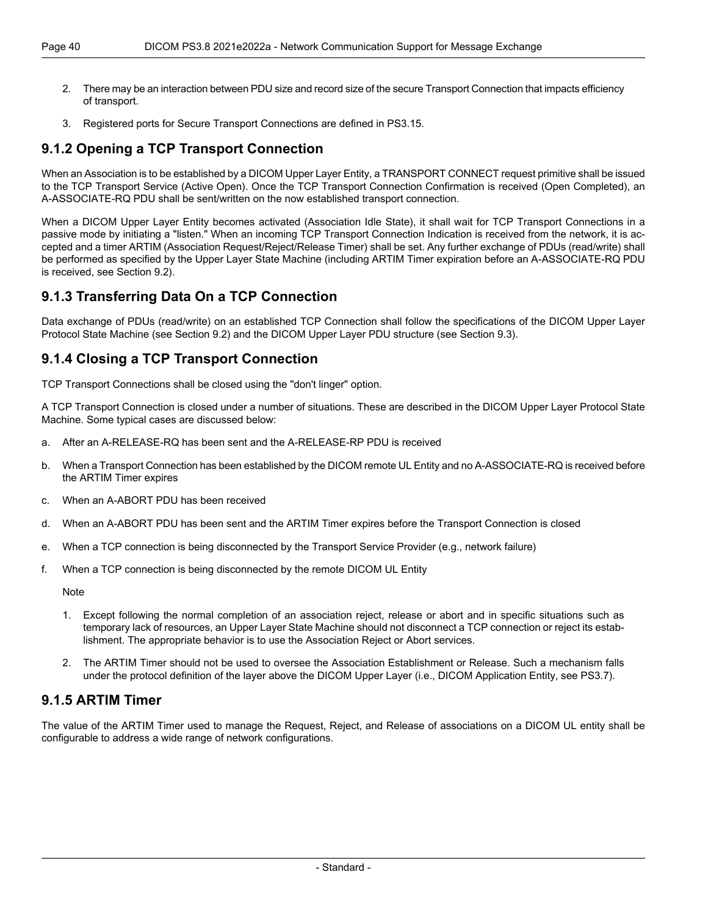2. There may be an interaction between PDU size and record size of the secure Transport Connection that impacts efficiency of transport.

3. Registered ports for Secure Transport Connections are defined in PS3.15.

### 9.1.2 Opening a TCP Transport Connection

When an Association is to be established by a DICOM Upper Layer Entity, a TRANSPORT CONNECT request primitive shall be issued to the TCP Transport Service (Active Open). Once the TCP Transport Connection Confirmation is received (Open Completed), an A-ASSOCIATE-RQ PDU shall be sent/written on the now established transport connection.

When a DICOM Upper Layer Entity becomes activated (Association Idle State), it shall wait for TCP Transport Connections in a passive mode by initiating a "listen." When an incoming TCP Transport Connection Indication is received from the network, it is accepted and a timer ARTIM (Association Request/Reject/Release Timer) shall be set. Any further exchange of PDUs (read/write) shall be performed as specified by the Upper Layer State Machine (including ARTIM Timer expiration before an A-ASSOCIATE-RQ PDU is received, see Section 9.2).

### 9.1.3 Transferring Data On a TCP Connection

Data exchange of PDUs (read/write) on an established TCP Connection shall follow the specifications of the DICOM Upper Layer Protocol State Machine (see Section 9.2) and the DICOM Upper Layer PDU structure (see Section 9.3).

### 9.1.4 Closing a TCP Transport Connection

TCP Transport Connections shall be closed using the "don't linger" option.

A TCP Transport Connection is closed under a number of situations. These are described in the DICOM Upper Layer Protocol State Machine. Some typical cases are discussed below:

a. After an A-RELEASE-RQ has been sent and the A-RELEASE-RP PDU is received

b. When a Transport Connection has been established by the DICOM remote UL Entity and no A-ASSOCIATE-RQ is received before the ARTIM Timer expires

c. When an A-ABORT PDU has been received

d. When an A-ABORT PDU has been sent and the ARTIM Timer expires before the Transport Connection is closed

e. When a TCP connection is being disconnected by the Transport Service Provider (e.g., network failure)

f. When a TCP connection is being disconnected by the remote DICOM UL Entity

Note

1. Except following the normal completion of an association reject, release or abort and in specific situations such as temporary lack of resources, an Upper Layer State Machine should not disconnect a TCP connection or reject its establishment. The appropriate behavior is to use the Association Reject or Abort services.

2. The ARTIM Timer should not be used to oversee the Association Establishment or Release. Such a mechanism falls under the protocol definition of the layer above the DICOM Upper Layer (i.e., DICOM Application Entity, see PS3.7).

### 9.1.5 ARTIM Timer

The value of the ARTIM Timer used to manage the Request, Reject, and Release of associations on a DICOM UL entity shall be configurable to address a wide range of network configurations.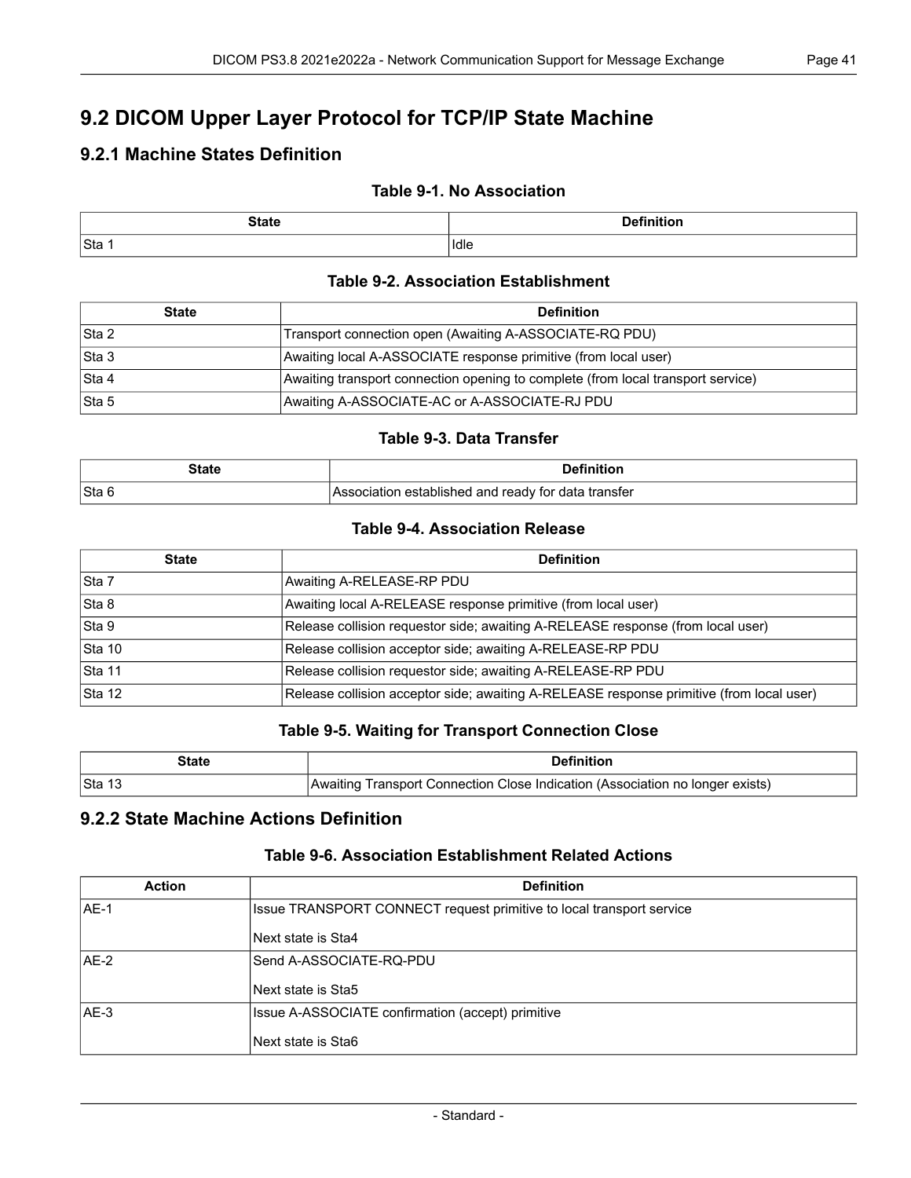## 9.2 DICOM Upper Layer Protocol for TCP/IP State Machine

### 9.2.1 Machine States Definition

**Table 9-1. No Association**

| State | Definition |
|---|---|
| Sta 1 | Idle |

**Table 9-2. Association Establishment**

| State | Definition |
|---|---|
| Sta 2 | Transport connection open (Awaiting A-ASSOCIATE-RQ PDU) |
| Sta 3 | Awaiting local A-ASSOCIATE response primitive (from local user) |
| Sta 4 | Awaiting transport connection opening to complete (from local transport service) |
| Sta 5 | Awaiting A-ASSOCIATE-AC or A-ASSOCIATE-RJ PDU |

**Table 9-3. Data Transfer**

| State | Definition |
|---|---|
| Sta 6 | Association established and ready for data transfer |

**Table 9-4. Association Release**

| State | Definition |
|---|---|
| Sta 7 | Awaiting A-RELEASE-RP PDU |
| Sta 8 | Awaiting local A-RELEASE response primitive (from local user) |
| Sta 9 | Release collision requestor side; awaiting A-RELEASE response (from local user) |
| Sta 10 | Release collision acceptor side; awaiting A-RELEASE-RP PDU |
| Sta 11 | Release collision requestor side; awaiting A-RELEASE-RP PDU |
| Sta 12 | Release collision acceptor side; awaiting A-RELEASE response primitive (from local user) |

**Table 9-5. Waiting for Transport Connection Close**

| State | Definition |
|---|---|
| Sta 13 | Awaiting Transport Connection Close Indication (Association no longer exists) |

### 9.2.2 State Machine Actions Definition

**Table 9-6. Association Establishment Related Actions**

| Action | Definition |
|---|---|
| AE-1 | Issue TRANSPORT CONNECT request primitive to local transport service<br><br>Next state is Sta4 |
| AE-2 | Send A-ASSOCIATE-RQ-PDU<br><br>Next state is Sta5 |
| AE-3 | Issue A-ASSOCIATE confirmation (accept) primitive<br><br>Next state is Sta6 |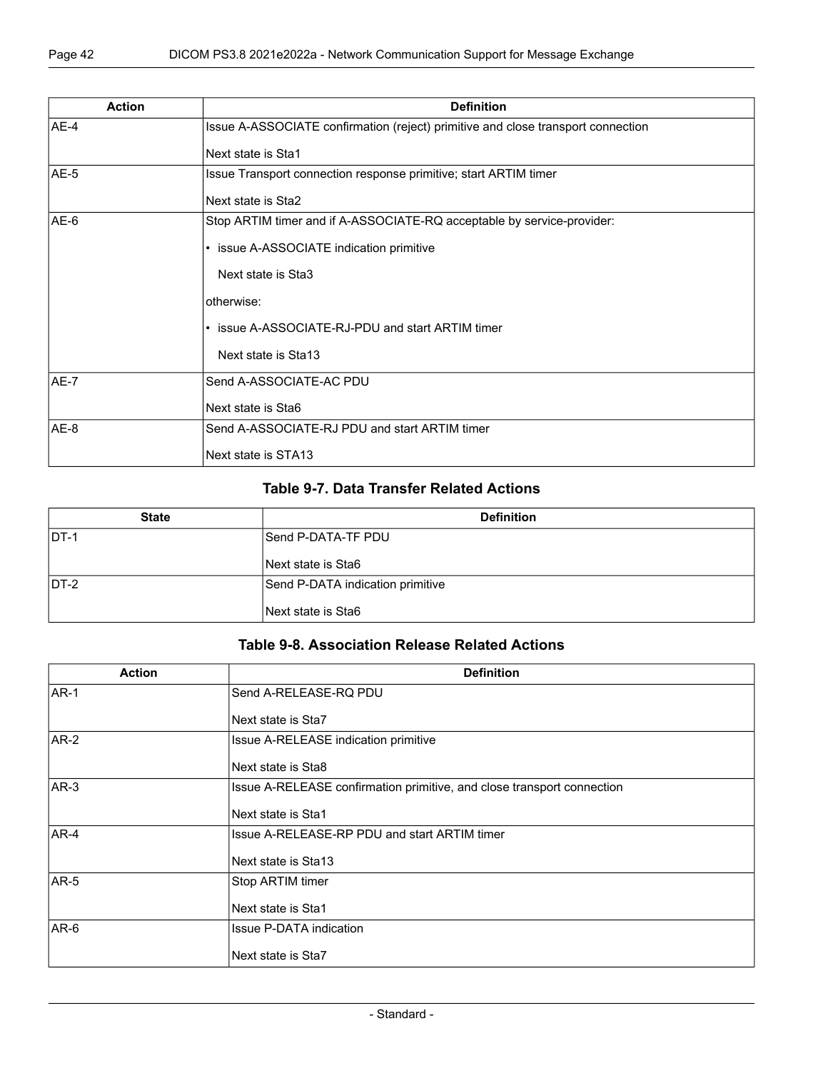| Action | Definition |
| --- | --- |
| AE-4 | Issue A-ASSOCIATE confirmation (reject) primitive and close transport connection<br><br>Next state is Sta1 |
| AE-5 | Issue Transport connection response primitive; start ARTIM timer<br><br>Next state is Sta2 |
| AE-6 | Stop ARTIM timer and if A-ASSOCIATE-RQ acceptable by service-provider:<br><br>• issue A-ASSOCIATE indication primitive<br><br>Next state is Sta3<br><br>otherwise:<br><br>• issue A-ASSOCIATE-RJ-PDU and start ARTIM timer<br><br>Next state is Sta13 |
| AE-7 | Send A-ASSOCIATE-AC PDU<br><br>Next state is Sta6 |
| AE-8 | Send A-ASSOCIATE-RJ PDU and start ARTIM timer<br><br>Next state is STA13 |

### Table 9-7. Data Transfer Related Actions

| State | Definition |
| --- | --- |
| DT-1 | Send P-DATA-TF PDU<br><br>Next state is Sta6 |
| DT-2 | Send P-DATA indication primitive<br><br>Next state is Sta6 |

### Table 9-8. Association Release Related Actions

| Action | Definition |
| --- | --- |
| AR-1 | Send A-RELEASE-RQ PDU<br><br>Next state is Sta7 |
| AR-2 | Issue A-RELEASE indication primitive<br><br>Next state is Sta8 |
| AR-3 | Issue A-RELEASE confirmation primitive, and close transport connection<br><br>Next state is Sta1 |
| AR-4 | Issue A-RELEASE-RP PDU and start ARTIM timer<br><br>Next state is Sta13 |
| AR-5 | Stop ARTIM timer<br><br>Next state is Sta1 |
| AR-6 | Issue P-DATA indication<br><br>Next state is Sta7 |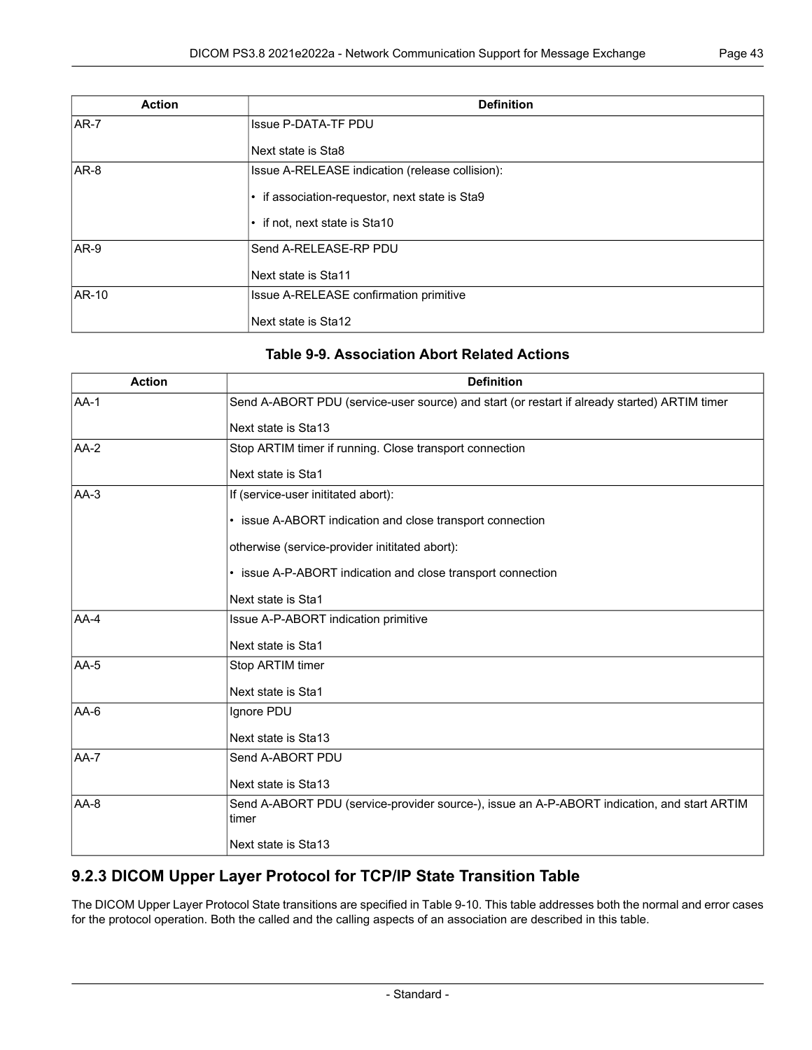| Action | Definition |
|---|---|
| AR-7 | Issue P-DATA-TF PDU<br><br>Next state is Sta8 |
| AR-8 | Issue A-RELEASE indication (release collision):<br><br>• if association-requestor, next state is Sta9<br><br>• if not, next state is Sta10 |
| AR-9 | Send A-RELEASE-RP PDU<br><br>Next state is Sta11 |
| AR-10 | Issue A-RELEASE confirmation primitive<br><br>Next state is Sta12 |

**Table 9-9. Association Abort Related Actions**

| Action | Definition |
|---|---|
| AA-1 | Send A-ABORT PDU (service-user source) and start (or restart if already started) ARTIM timer<br><br>Next state is Sta13 |
| AA-2 | Stop ARTIM timer if running. Close transport connection<br><br>Next state is Sta1 |
| AA-3 | If (service-user inititated abort):<br><br>• issue A-ABORT indication and close transport connection<br><br>otherwise (service-provider inititated abort):<br><br>• issue A-P-ABORT indication and close transport connection<br><br>Next state is Sta1 |
| AA-4 | Issue A-P-ABORT indication primitive<br><br>Next state is Sta1 |
| AA-5 | Stop ARTIM timer<br><br>Next state is Sta1 |
| AA-6 | Ignore PDU<br><br>Next state is Sta13 |
| AA-7 | Send A-ABORT PDU<br><br>Next state is Sta13 |
| AA-8 | Send A-ABORT PDU (service-provider source-), issue an A-P-ABORT indication, and start ARTIM timer<br><br>Next state is Sta13 |

### 9.2.3 DICOM Upper Layer Protocol for TCP/IP State Transition Table

The DICOM Upper Layer Protocol State transitions are specified in Table 9-10. This table addresses both the normal and error cases for the protocol operation. Both the called and the calling aspects of an association are described in this table.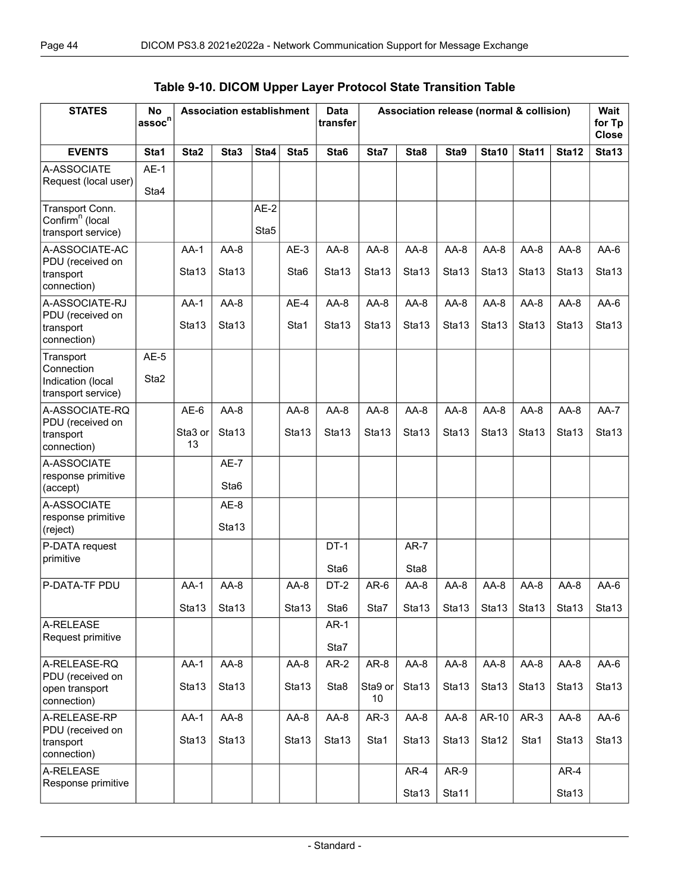**Table 9-10. DICOM Upper Layer Protocol State Transition Table**

| STATES | No assoc[n] | Association establishment | | | | Data transfer | Association release (normal & collision) | | | | | | Wait for Tp Close |
|---|---|---|---|---|---|---|---|---|---|---|---|---|---|
| **EVENTS** | **Sta1** | **Sta2** | **Sta3** | **Sta4** | **Sta5** | **Sta6** | **Sta7** | **Sta8** | **Sta9** | **Sta10** | **Sta11** | **Sta12** | **Sta13** |
| A-ASSOCIATE Request (local user) | AE-1 Sta4 | | | | | | | | | | | | |
| Transport Conn. Confirm[n] (local transport service) | | | | AE-2 Sta5 | | | | | | | | | |
| A-ASSOCIATE-AC PDU (received on transport connection) | | AA-1 Sta13 | AA-8 Sta13 | | AE-3 Sta6 | AA-8 Sta13 | AA-8 Sta13 | AA-8 Sta13 | AA-8 Sta13 | AA-8 Sta13 | AA-8 Sta13 | AA-8 Sta13 | AA-6 Sta13 |
| A-ASSOCIATE-RJ PDU (received on transport connection) | | AA-1 Sta13 | AA-8 Sta13 | | AE-4 Sta1 | AA-8 Sta13 | AA-8 Sta13 | AA-8 Sta13 | AA-8 Sta13 | AA-8 Sta13 | AA-8 Sta13 | AA-8 Sta13 | AA-6 Sta13 |
| Transport Connection Indication (local transport service) | AE-5 Sta2 | | | | | | | | | | | | |
| A-ASSOCIATE-RQ PDU (received on transport connection) | | AE-6 Sta3 or 13 | AA-8 Sta13 | | AA-8 Sta13 | AA-8 Sta13 | AA-8 Sta13 | AA-8 Sta13 | AA-8 Sta13 | AA-8 Sta13 | AA-8 Sta13 | AA-8 Sta13 | AA-7 Sta13 |
| A-ASSOCIATE response primitive (accept) | | | AE-7 Sta6 | | | | | | | | | | |
| A-ASSOCIATE response primitive (reject) | | | AE-8 Sta13 | | | | | | | | | | |
| P-DATA request primitive | | | | | | DT-1 Sta6 | | AR-7 Sta8 | | | | | |
| P-DATA-TF PDU | | AA-1 Sta13 | AA-8 Sta13 | | AA-8 Sta13 | DT-2 Sta6 | AR-6 Sta7 | AA-8 Sta13 | AA-8 Sta13 | AA-8 Sta13 | AA-8 Sta13 | AA-8 Sta13 | AA-6 Sta13 |
| A-RELEASE Request primitive | | | | | | AR-1 Sta7 | | | | | | | |
| A-RELEASE-RQ PDU (received on open transport connection) | | AA-1 Sta13 | AA-8 Sta13 | | AA-8 Sta13 | AR-2 Sta8 | AR-8 Sta9 or 10 | AA-8 Sta13 | AA-8 Sta13 | AA-8 Sta13 | AA-8 Sta13 | AA-8 Sta13 | AA-6 Sta13 |
| A-RELEASE-RP PDU (received on transport connection) | | AA-1 Sta13 | AA-8 Sta13 | | AA-8 Sta13 | AA-8 Sta13 | AR-3 Sta1 | AA-8 Sta13 | AA-8 Sta13 | AR-10 Sta12 | AR-3 Sta1 | AA-8 Sta13 | AA-6 Sta13 |
| A-RELEASE Response primitive | | | | | | | | AR-4 Sta13 | AR-9 Sta11 | | | AR-4 Sta13 | |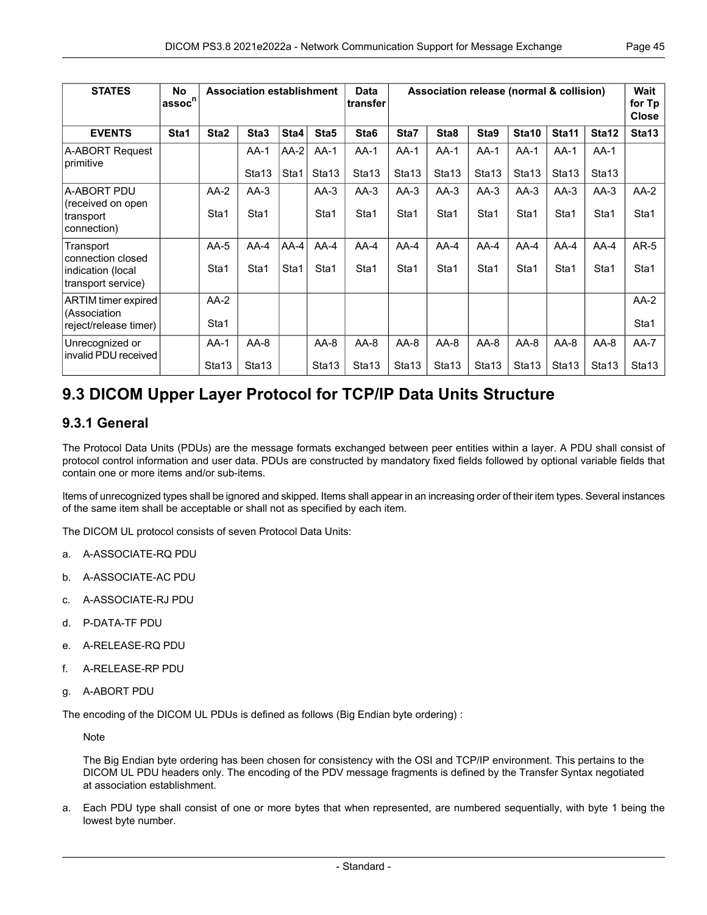| STATES | No assoc[n] | Association establishment | | | | Data transfer | Association release (normal & collision) | | | | | | Wait for Tp Close |
|---|---|---|---|---|---|---|---|---|---|---|---|---|---|
| **EVENTS** | **Sta1** | **Sta2** | **Sta3** | **Sta4** | **Sta5** | **Sta6** | **Sta7** | **Sta8** | **Sta9** | **Sta10** | **Sta11** | **Sta12** | **Sta13** |
| A-ABORT Request primitive | | | AA-1 Sta13 | AA-2 Sta1 | AA-1 Sta13 | AA-1 Sta13 | AA-1 Sta13 | AA-1 Sta13 | AA-1 Sta13 | AA-1 Sta13 | AA-1 Sta13 | AA-1 Sta13 | |
| A-ABORT PDU (received on open transport connection) | | AA-2 Sta1 | AA-3 Sta1 | | AA-3 Sta1 | AA-3 Sta1 | AA-3 Sta1 | AA-3 Sta1 | AA-3 Sta1 | AA-3 Sta1 | AA-3 Sta1 | AA-3 Sta1 | AA-2 Sta1 |
| Transport connection closed indication (local transport service) | | AA-5 Sta1 | AA-4 Sta1 | AA-4 Sta1 | AA-4 Sta1 | AA-4 Sta1 | AA-4 Sta1 | AA-4 Sta1 | AA-4 Sta1 | AA-4 Sta1 | AA-4 Sta1 | AA-4 Sta1 | AR-5 Sta1 |
| ARTIM timer expired (Association reject/release timer) | | AA-2 Sta1 | | | | | | | | | | | AA-2 Sta1 |
| Unrecognized or invalid PDU received | | AA-1 Sta13 | AA-8 Sta13 | | AA-8 Sta13 | AA-8 Sta13 | AA-8 Sta13 | AA-8 Sta13 | AA-8 Sta13 | AA-8 Sta13 | AA-8 Sta13 | AA-8 Sta13 | AA-7 Sta13 |

# 9.3 DICOM Upper Layer Protocol for TCP/IP Data Units Structure

## 9.3.1 General

The Protocol Data Units (PDUs) are the message formats exchanged between peer entities within a layer. A PDU shall consist of protocol control information and user data. PDUs are constructed by mandatory fixed fields followed by optional variable fields that contain one or more items and/or sub-items.

Items of unrecognized types shall be ignored and skipped. Items shall appear in an increasing order of their item types. Several instances of the same item shall be acceptable or shall not as specified by each item.

The DICOM UL protocol consists of seven Protocol Data Units:

a. A-ASSOCIATE-RQ PDU
b. A-ASSOCIATE-AC PDU
c. A-ASSOCIATE-RJ PDU
d. P-DATA-TF PDU
e. A-RELEASE-RQ PDU
f. A-RELEASE-RP PDU
g. A-ABORT PDU

The encoding of the DICOM UL PDUs is defined as follows (Big Endian byte ordering) :

Note

The Big Endian byte ordering has been chosen for consistency with the OSI and TCP/IP environment. This pertains to the DICOM UL PDU headers only. The encoding of the PDV message fragments is defined by the Transfer Syntax negotiated at association establishment.

a. Each PDU type shall consist of one or more bytes that when represented, are numbered sequentially, with byte 1 being the lowest byte number.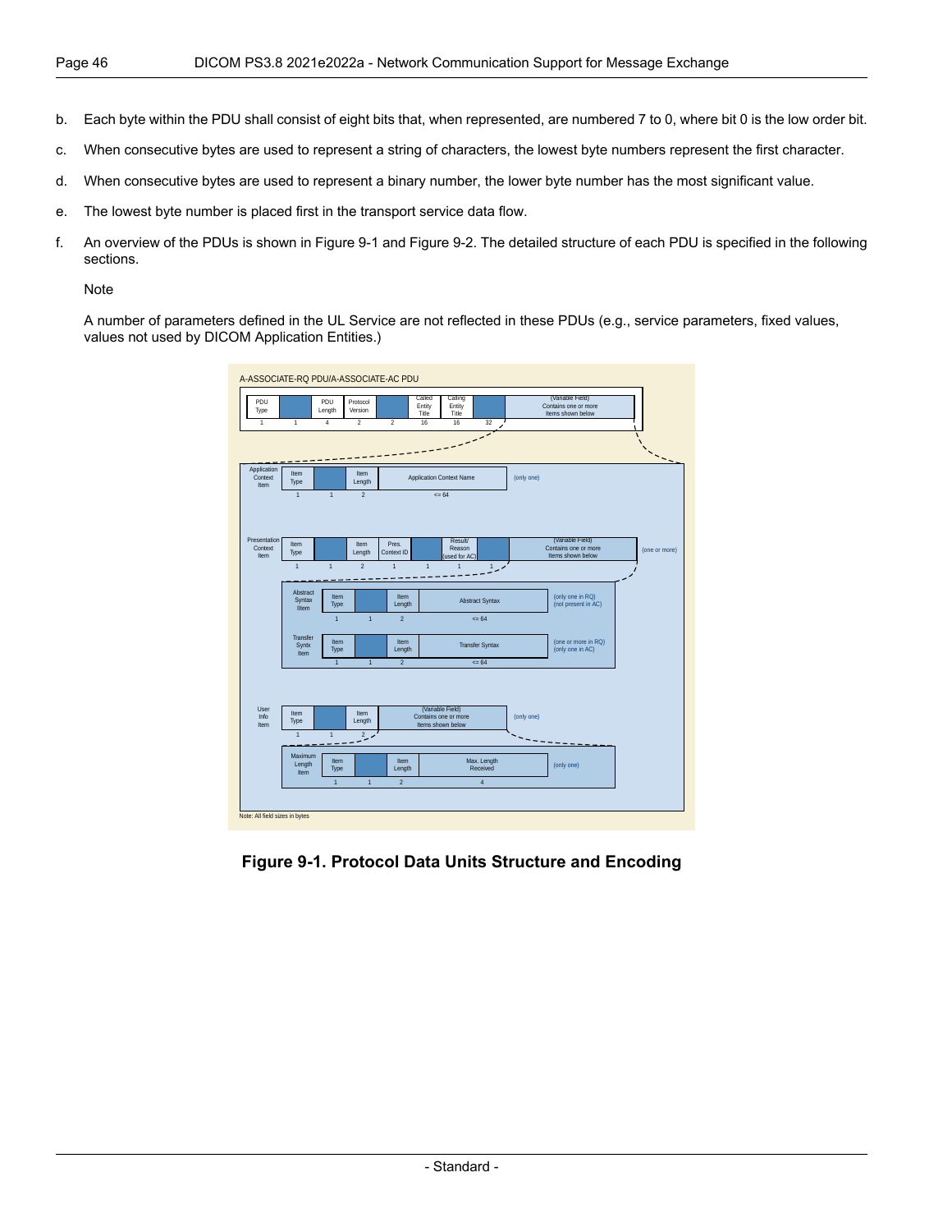b. Each byte within the PDU shall consist of eight bits that, when represented, are numbered 7 to 0, where bit 0 is the low order bit.

c. When consecutive bytes are used to represent a string of characters, the lowest byte numbers represent the first character.

d. When consecutive bytes are used to represent a binary number, the lower byte number has the most significant value.

e. The lowest byte number is placed first in the transport service data flow.

f. An overview of the PDUs is shown in Figure 9-1 and Figure 9-2. The detailed structure of each PDU is specified in the following sections.

Note

A number of parameters defined in the UL Service are not reflected in these PDUs (e.g., service parameters, fixed values, values not used by DICOM Application Entities.)

**Figure 9-1. Protocol Data Units Structure and Encoding**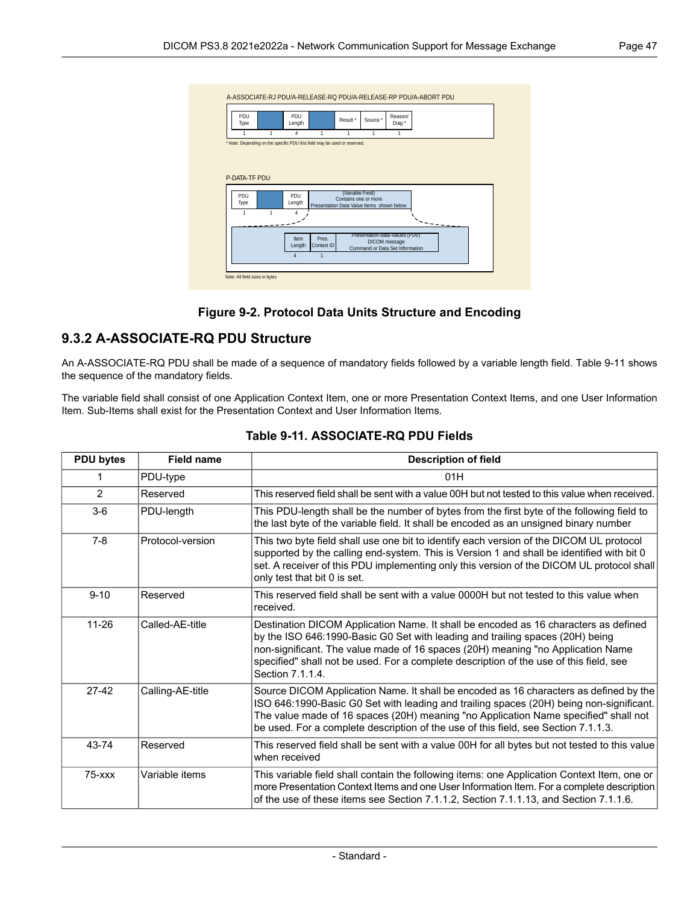A-ASSOCIATE-RJ PDU/A-RELEASE-RQ PDU/A-RELEASE-RP PDU/A-ABORT PDU

| PDU Type | | PDU Length | | Result * | Source * | Reason/ Diag * |
|---|---|---|---|---|---|---|
| 1 | 1 | 4 | 1 | 1 | 1 | 1 |

* Note: Depending on the specific PDU this field may be used or reserved.

P-DATA-TF PDU

| PDU Type | | PDU Length | (Variable Field) Contains one or more Presentation Data Value Items shown below |
|---|---|---|---|
| 1 | 1 | 4 | |

| Item Length | Pres. Context ID | Presentation-data-values (PDV) DICOM message Command or Data Set Information |
|---|---|---|
| 4 | 1 | |

Note: All field sizes in bytes

**Figure 9-2. Protocol Data Units Structure and Encoding**

### 9.3.2 A-ASSOCIATE-RQ PDU Structure

An A-ASSOCIATE-RQ PDU shall be made of a sequence of mandatory fields followed by a variable length field. Table 9-11 shows the sequence of the mandatory fields.

The variable field shall consist of one Application Context Item, one or more Presentation Context Items, and one User Information Item. Sub-Items shall exist for the Presentation Context and User Information Items.

**Table 9-11. ASSOCIATE-RQ PDU Fields**

| PDU bytes | Field name | Description of field |
|---|---|---|
| 1 | PDU-type | 01H |
| 2 | Reserved | This reserved field shall be sent with a value 00H but not tested to this value when received. |
| 3-6 | PDU-length | This PDU-length shall be the number of bytes from the first byte of the following field to the last byte of the variable field. It shall be encoded as an unsigned binary number |
| 7-8 | Protocol-version | This two byte field shall use one bit to identify each version of the DICOM UL protocol supported by the calling end-system. This is Version 1 and shall be identified with bit 0 set. A receiver of this PDU implementing only this version of the DICOM UL protocol shall only test that bit 0 is set. |
| 9-10 | Reserved | This reserved field shall be sent with a value 0000H but not tested to this value when received. |
| 11-26 | Called-AE-title | Destination DICOM Application Name. It shall be encoded as 16 characters as defined by the ISO 646:1990-Basic G0 Set with leading and trailing spaces (20H) being non-significant. The value made of 16 spaces (20H) meaning "no Application Name specified" shall not be used. For a complete description of the use of this field, see Section 7.1.1.4. |
| 27-42 | Calling-AE-title | Source DICOM Application Name. It shall be encoded as 16 characters as defined by the ISO 646:1990-Basic G0 Set with leading and trailing spaces (20H) being non-significant. The value made of 16 spaces (20H) meaning "no Application Name specified" shall not be used. For a complete description of the use of this field, see Section 7.1.1.3. |
| 43-74 | Reserved | This reserved field shall be sent with a value 00H for all bytes but not tested to this value when received |
| 75-xxx | Variable items | This variable field shall contain the following items: one Application Context Item, one or more Presentation Context Items and one User Information Item. For a complete description of the use of these items see Section 7.1.1.2, Section 7.1.1.13, and Section 7.1.1.6. |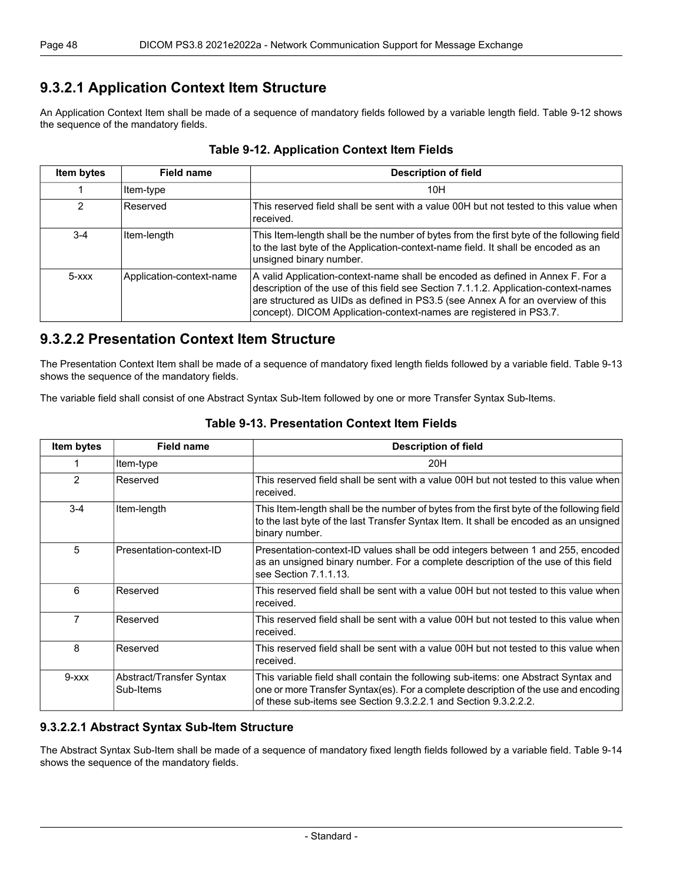### 9.3.2.1 Application Context Item Structure

An Application Context Item shall be made of a sequence of mandatory fields followed by a variable length field. Table 9-12 shows the sequence of the mandatory fields.

**Table 9-12. Application Context Item Fields**

| Item bytes | Field name | Description of field |
|---|---|---|
| 1 | Item-type | 10H |
| 2 | Reserved | This reserved field shall be sent with a value 00H but not tested to this value when received. |
| 3-4 | Item-length | This Item-length shall be the number of bytes from the first byte of the following field to the last byte of the Application-context-name field. It shall be encoded as an unsigned binary number. |
| 5-xxx | Application-context-name | A valid Application-context-name shall be encoded as defined in Annex F. For a description of the use of this field see Section 7.1.1.2. Application-context-names are structured as UIDs as defined in PS3.5 (see Annex A for an overview of this concept). DICOM Application-context-names are registered in PS3.7. |

### 9.3.2.2 Presentation Context Item Structure

The Presentation Context Item shall be made of a sequence of mandatory fixed length fields followed by a variable field. Table 9-13 shows the sequence of the mandatory fields.

The variable field shall consist of one Abstract Syntax Sub-Item followed by one or more Transfer Syntax Sub-Items.

**Table 9-13. Presentation Context Item Fields**

| Item bytes | Field name | Description of field |
|---|---|---|
| 1 | Item-type | 20H |
| 2 | Reserved | This reserved field shall be sent with a value 00H but not tested to this value when received. |
| 3-4 | Item-length | This Item-length shall be the number of bytes from the first byte of the following field to the last byte of the last Transfer Syntax Item. It shall be encoded as an unsigned binary number. |
| 5 | Presentation-context-ID | Presentation-context-ID values shall be odd integers between 1 and 255, encoded as an unsigned binary number. For a complete description of the use of this field see Section 7.1.1.13. |
| 6 | Reserved | This reserved field shall be sent with a value 00H but not tested to this value when received. |
| 7 | Reserved | This reserved field shall be sent with a value 00H but not tested to this value when received. |
| 8 | Reserved | This reserved field shall be sent with a value 00H but not tested to this value when received. |
| 9-xxx | Abstract/Transfer Syntax Sub-Items | This variable field shall contain the following sub-items: one Abstract Syntax and one or more Transfer Syntax(es). For a complete description of the use and encoding of these sub-items see Section 9.3.2.2.1 and Section 9.3.2.2.2. |

#### 9.3.2.2.1 Abstract Syntax Sub-Item Structure

The Abstract Syntax Sub-Item shall be made of a sequence of mandatory fixed length fields followed by a variable field. Table 9-14 shows the sequence of the mandatory fields.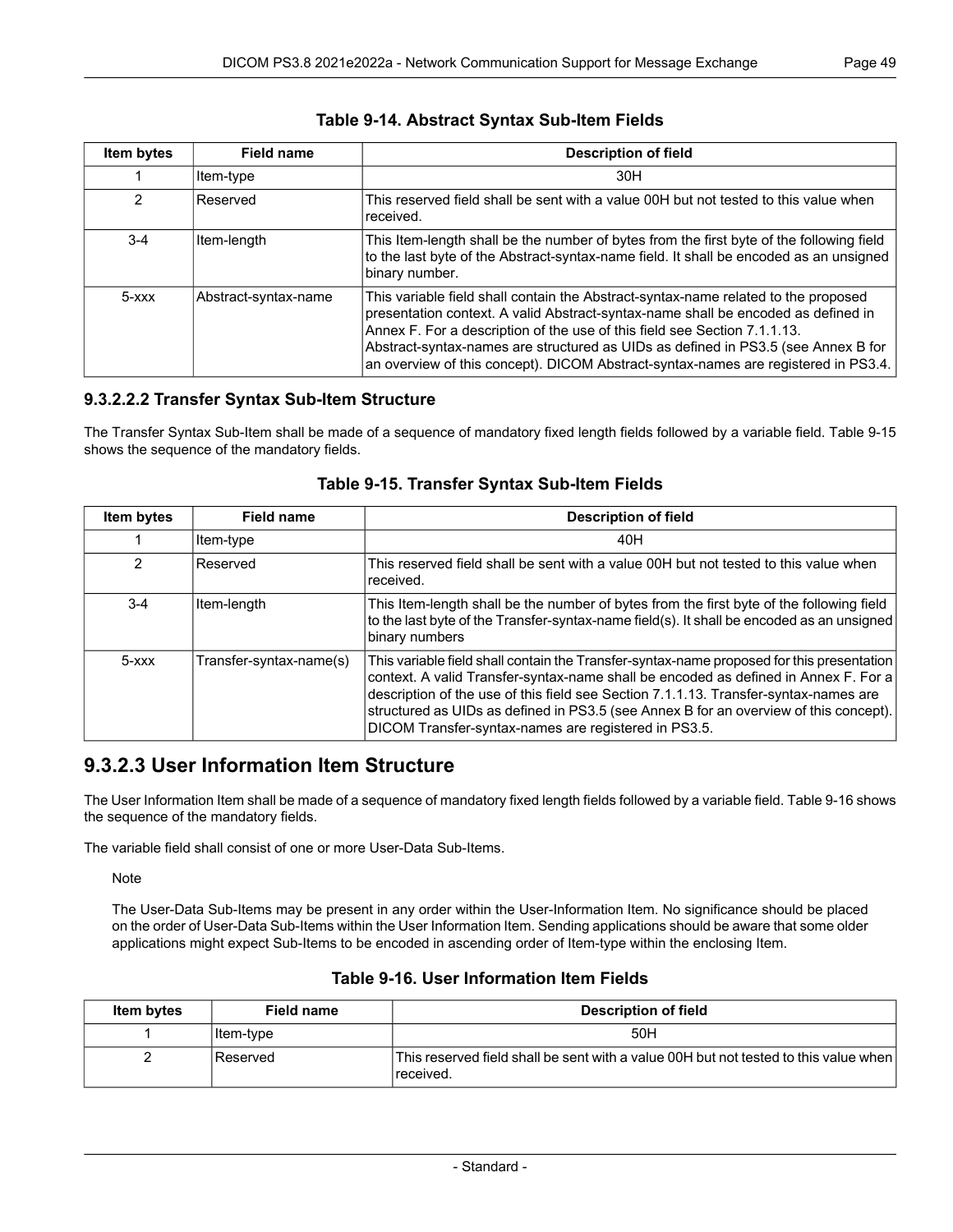**Table 9-14. Abstract Syntax Sub-Item Fields**

| Item bytes | Field name | Description of field |
|---|---|---|
| 1 | Item-type | 30H |
| 2 | Reserved | This reserved field shall be sent with a value 00H but not tested to this value when received. |
| 3-4 | Item-length | This Item-length shall be the number of bytes from the first byte of the following field to the last byte of the Abstract-syntax-name field. It shall be encoded as an unsigned binary number. |
| 5-xxx | Abstract-syntax-name | This variable field shall contain the Abstract-syntax-name related to the proposed presentation context. A valid Abstract-syntax-name shall be encoded as defined in Annex F. For a description of the use of this field see Section 7.1.1.13. Abstract-syntax-names are structured as UIDs as defined in PS3.5 (see Annex B for an overview of this concept). DICOM Abstract-syntax-names are registered in PS3.4. |

### 9.3.2.2.2 Transfer Syntax Sub-Item Structure

The Transfer Syntax Sub-Item shall be made of a sequence of mandatory fixed length fields followed by a variable field. Table 9-15 shows the sequence of the mandatory fields.

**Table 9-15. Transfer Syntax Sub-Item Fields**

| Item bytes | Field name | Description of field |
|---|---|---|
| 1 | Item-type | 40H |
| 2 | Reserved | This reserved field shall be sent with a value 00H but not tested to this value when received. |
| 3-4 | Item-length | This Item-length shall be the number of bytes from the first byte of the following field to the last byte of the Transfer-syntax-name field(s). It shall be encoded as an unsigned binary numbers |
| 5-xxx | Transfer-syntax-name(s) | This variable field shall contain the Transfer-syntax-name proposed for this presentation context. A valid Transfer-syntax-name shall be encoded as defined in Annex F. For a description of the use of this field see Section 7.1.1.13. Transfer-syntax-names are structured as UIDs as defined in PS3.5 (see Annex B for an overview of this concept). DICOM Transfer-syntax-names are registered in PS3.5. |

## 9.3.2.3 User Information Item Structure

The User Information Item shall be made of a sequence of mandatory fixed length fields followed by a variable field. Table 9-16 shows the sequence of the mandatory fields.

The variable field shall consist of one or more User-Data Sub-Items.

Note

The User-Data Sub-Items may be present in any order within the User-Information Item. No significance should be placed on the order of User-Data Sub-Items within the User Information Item. Sending applications should be aware that some older applications might expect Sub-Items to be encoded in ascending order of Item-type within the enclosing Item.

**Table 9-16. User Information Item Fields**

| Item bytes | Field name | Description of field |
|---|---|---|
| 1 | Item-type | 50H |
| 2 | Reserved | This reserved field shall be sent with a value 00H but not tested to this value when received. |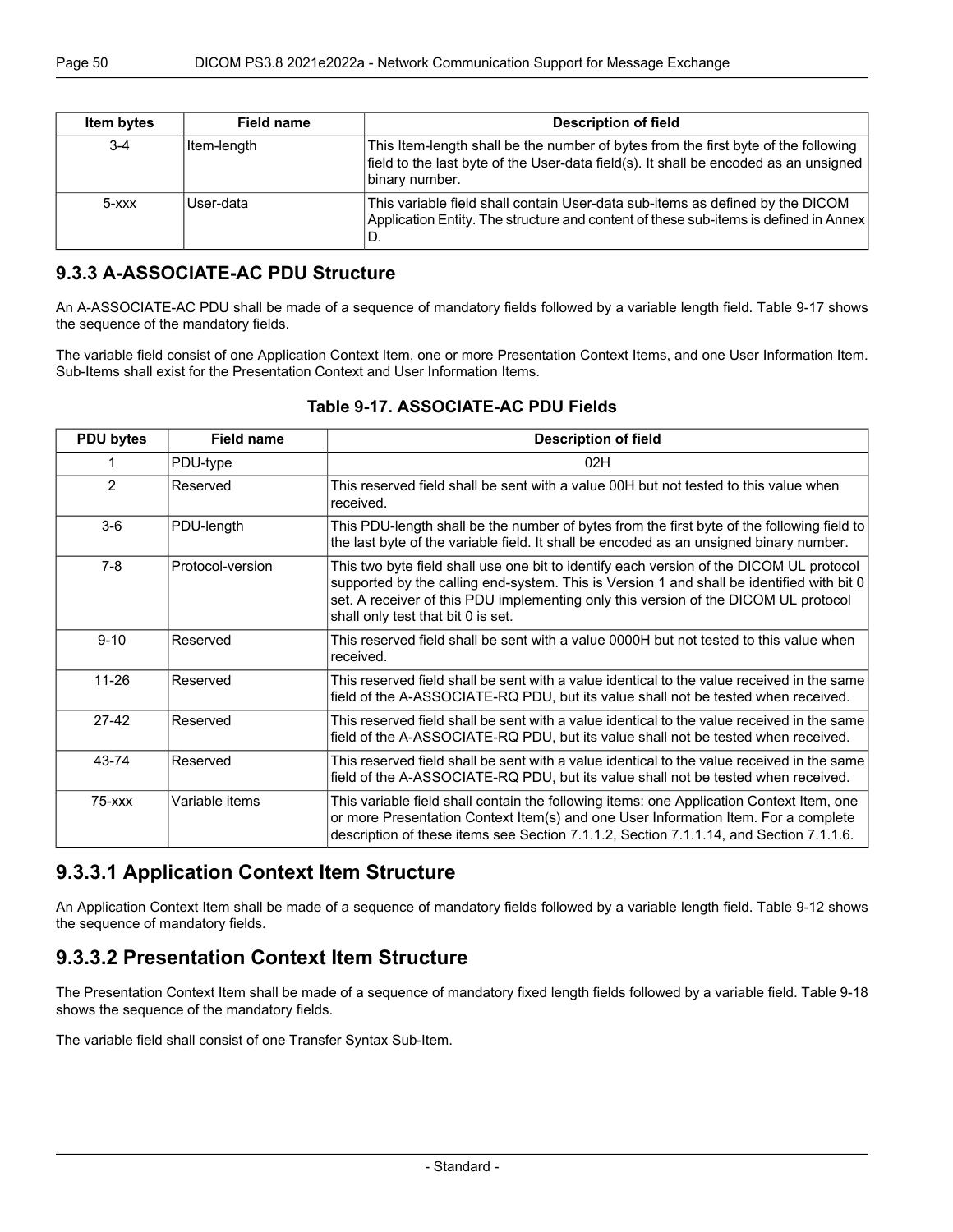| Item bytes | Field name | Description of field |
|---|---|---|
| 3-4 | Item-length | This Item-length shall be the number of bytes from the first byte of the following field to the last byte of the User-data field(s). It shall be encoded as an unsigned binary number. |
| 5-xxx | User-data | This variable field shall contain User-data sub-items as defined by the DICOM Application Entity. The structure and content of these sub-items is defined in Annex D. |

## 9.3.3 A-ASSOCIATE-AC PDU Structure

An A-ASSOCIATE-AC PDU shall be made of a sequence of mandatory fields followed by a variable length field. Table 9-17 shows the sequence of the mandatory fields.

The variable field consist of one Application Context Item, one or more Presentation Context Items, and one User Information Item. Sub-Items shall exist for the Presentation Context and User Information Items.

**Table 9-17. ASSOCIATE-AC PDU Fields**

| PDU bytes | Field name | Description of field |
|---|---|---|
| 1 | PDU-type | 02H |
| 2 | Reserved | This reserved field shall be sent with a value 00H but not tested to this value when received. |
| 3-6 | PDU-length | This PDU-length shall be the number of bytes from the first byte of the following field to the last byte of the variable field. It shall be encoded as an unsigned binary number. |
| 7-8 | Protocol-version | This two byte field shall use one bit to identify each version of the DICOM UL protocol supported by the calling end-system. This is Version 1 and shall be identified with bit 0 set. A receiver of this PDU implementing only this version of the DICOM UL protocol shall only test that bit 0 is set. |
| 9-10 | Reserved | This reserved field shall be sent with a value 0000H but not tested to this value when received. |
| 11-26 | Reserved | This reserved field shall be sent with a value identical to the value received in the same field of the A-ASSOCIATE-RQ PDU, but its value shall not be tested when received. |
| 27-42 | Reserved | This reserved field shall be sent with a value identical to the value received in the same field of the A-ASSOCIATE-RQ PDU, but its value shall not be tested when received. |
| 43-74 | Reserved | This reserved field shall be sent with a value identical to the value received in the same field of the A-ASSOCIATE-RQ PDU, but its value shall not be tested when received. |
| 75-xxx | Variable items | This variable field shall contain the following items: one Application Context Item, one or more Presentation Context Item(s) and one User Information Item. For a complete description of these items see Section 7.1.1.2, Section 7.1.1.14, and Section 7.1.1.6. |

## 9.3.3.1 Application Context Item Structure

An Application Context Item shall be made of a sequence of mandatory fields followed by a variable length field. Table 9-12 shows the sequence of mandatory fields.

## 9.3.3.2 Presentation Context Item Structure

The Presentation Context Item shall be made of a sequence of mandatory fixed length fields followed by a variable field. Table 9-18 shows the sequence of the mandatory fields.

The variable field shall consist of one Transfer Syntax Sub-Item.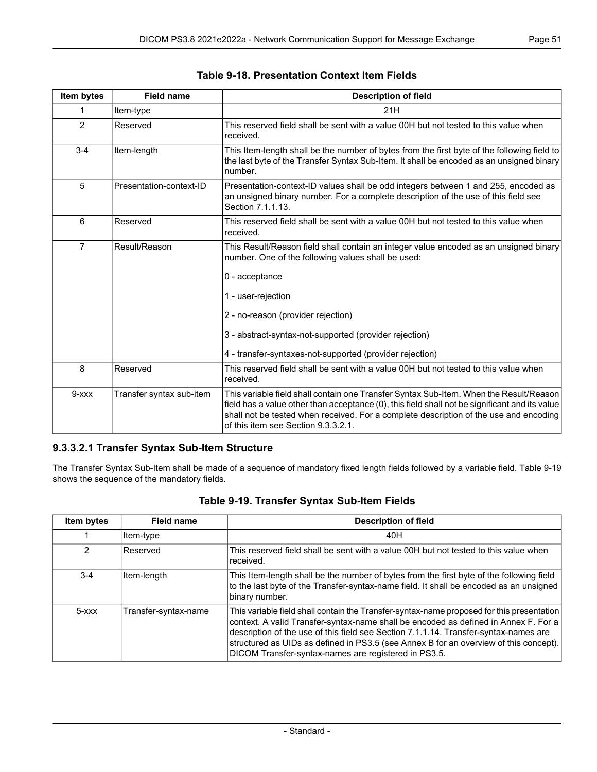**Table 9-18. Presentation Context Item Fields**

| Item bytes | Field name | Description of field |
| --- | --- | --- |
| 1 | Item-type | 21H |
| 2 | Reserved | This reserved field shall be sent with a value 00H but not tested to this value when received. |
| 3-4 | Item-length | This Item-length shall be the number of bytes from the first byte of the following field to the last byte of the Transfer Syntax Sub-Item. It shall be encoded as an unsigned binary number. |
| 5 | Presentation-context-ID | Presentation-context-ID values shall be odd integers between 1 and 255, encoded as an unsigned binary number. For a complete description of the use of this field see Section 7.1.1.13. |
| 6 | Reserved | This reserved field shall be sent with a value 00H but not tested to this value when received. |
| 7 | Result/Reason | This Result/Reason field shall contain an integer value encoded as an unsigned binary number. One of the following values shall be used:<br><br>0 - acceptance<br><br>1 - user-rejection<br><br>2 - no-reason (provider rejection)<br><br>3 - abstract-syntax-not-supported (provider rejection)<br><br>4 - transfer-syntaxes-not-supported (provider rejection) |
| 8 | Reserved | This reserved field shall be sent with a value 00H but not tested to this value when received. |
| 9-xxx | Transfer syntax sub-item | This variable field shall contain one Transfer Syntax Sub-Item. When the Result/Reason field has a value other than acceptance (0), this field shall not be significant and its value shall not be tested when received. For a complete description of the use and encoding of this item see Section 9.3.3.2.1. |

### 9.3.3.2.1 Transfer Syntax Sub-Item Structure

The Transfer Syntax Sub-Item shall be made of a sequence of mandatory fixed length fields followed by a variable field. Table 9-19 shows the sequence of the mandatory fields.

**Table 9-19. Transfer Syntax Sub-Item Fields**

| Item bytes | Field name | Description of field |
| --- | --- | --- |
| 1 | Item-type | 40H |
| 2 | Reserved | This reserved field shall be sent with a value 00H but not tested to this value when received. |
| 3-4 | Item-length | This Item-length shall be the number of bytes from the first byte of the following field to the last byte of the Transfer-syntax-name field. It shall be encoded as an unsigned binary number. |
| 5-xxx | Transfer-syntax-name | This variable field shall contain the Transfer-syntax-name proposed for this presentation context. A valid Transfer-syntax-name shall be encoded as defined in Annex F. For a description of the use of this field see Section 7.1.1.14. Transfer-syntax-names are structured as UIDs as defined in PS3.5 (see Annex B for an overview of this concept). DICOM Transfer-syntax-names are registered in PS3.5. |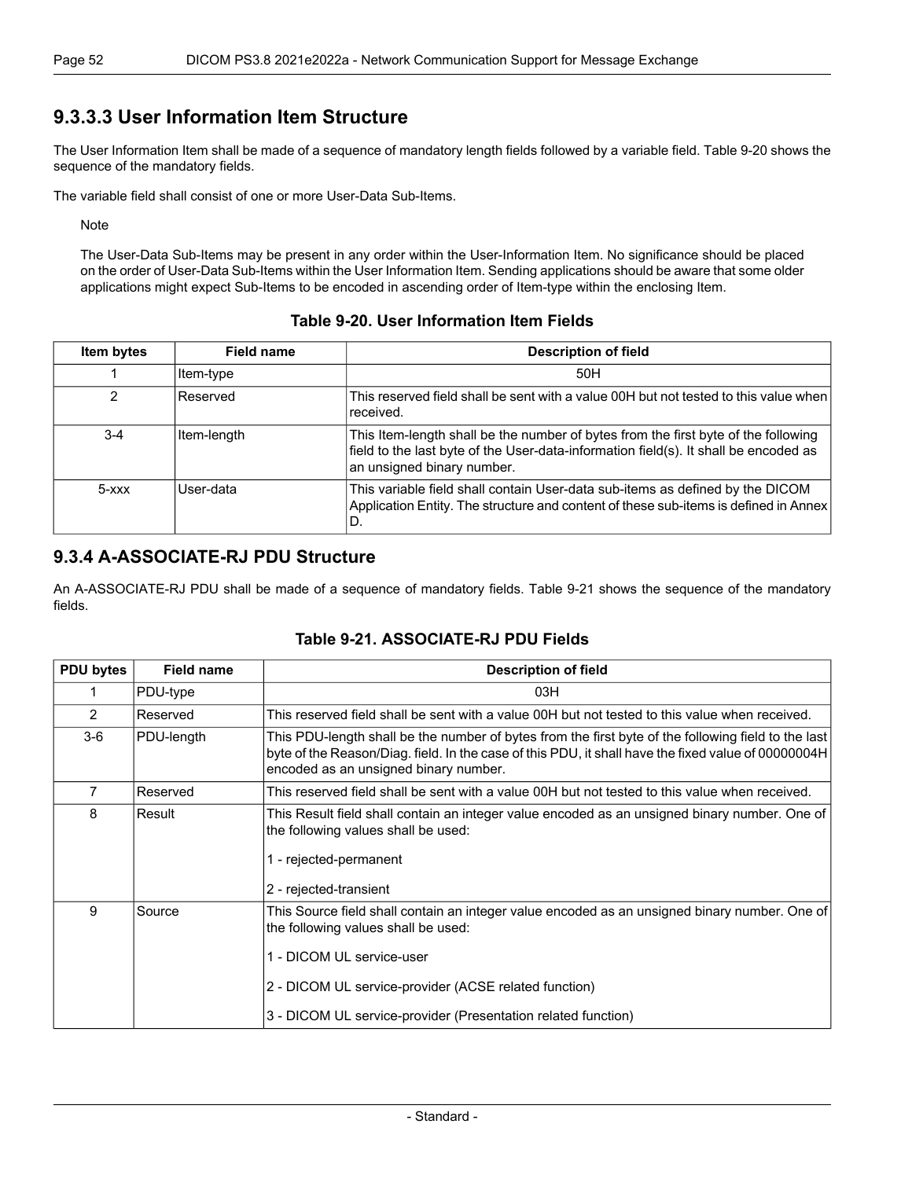### 9.3.3.3 User Information Item Structure

The User Information Item shall be made of a sequence of mandatory length fields followed by a variable field. Table 9-20 shows the sequence of the mandatory fields.

The variable field shall consist of one or more User-Data Sub-Items.

Note

The User-Data Sub-Items may be present in any order within the User-Information Item. No significance should be placed on the order of User-Data Sub-Items within the User Information Item. Sending applications should be aware that some older applications might expect Sub-Items to be encoded in ascending order of Item-type within the enclosing Item.

**Table 9-20. User Information Item Fields**

| Item bytes | Field name | Description of field |
|---|---|---|
| 1 | Item-type | 50H |
| 2 | Reserved | This reserved field shall be sent with a value 00H but not tested to this value when received. |
| 3-4 | Item-length | This Item-length shall be the number of bytes from the first byte of the following field to the last byte of the User-data-information field(s). It shall be encoded as an unsigned binary number. |
| 5-xxx | User-data | This variable field shall contain User-data sub-items as defined by the DICOM Application Entity. The structure and content of these sub-items is defined in Annex D. |

## 9.3.4 A-ASSOCIATE-RJ PDU Structure

An A-ASSOCIATE-RJ PDU shall be made of a sequence of mandatory fields. Table 9-21 shows the sequence of the mandatory fields.

**Table 9-21. ASSOCIATE-RJ PDU Fields**

| PDU bytes | Field name | Description of field |
|---|---|---|
| 1 | PDU-type | 03H |
| 2 | Reserved | This reserved field shall be sent with a value 00H but not tested to this value when received. |
| 3-6 | PDU-length | This PDU-length shall be the number of bytes from the first byte of the following field to the last byte of the Reason/Diag. field. In the case of this PDU, it shall have the fixed value of 00000004H encoded as an unsigned binary number. |
| 7 | Reserved | This reserved field shall be sent with a value 00H but not tested to this value when received. |
| 8 | Result | This Result field shall contain an integer value encoded as an unsigned binary number. One of the following values shall be used:<br><br>1 - rejected-permanent<br><br>2 - rejected-transient |
| 9 | Source | This Source field shall contain an integer value encoded as an unsigned binary number. One of the following values shall be used:<br><br>1 - DICOM UL service-user<br><br>2 - DICOM UL service-provider (ACSE related function)<br><br>3 - DICOM UL service-provider (Presentation related function) |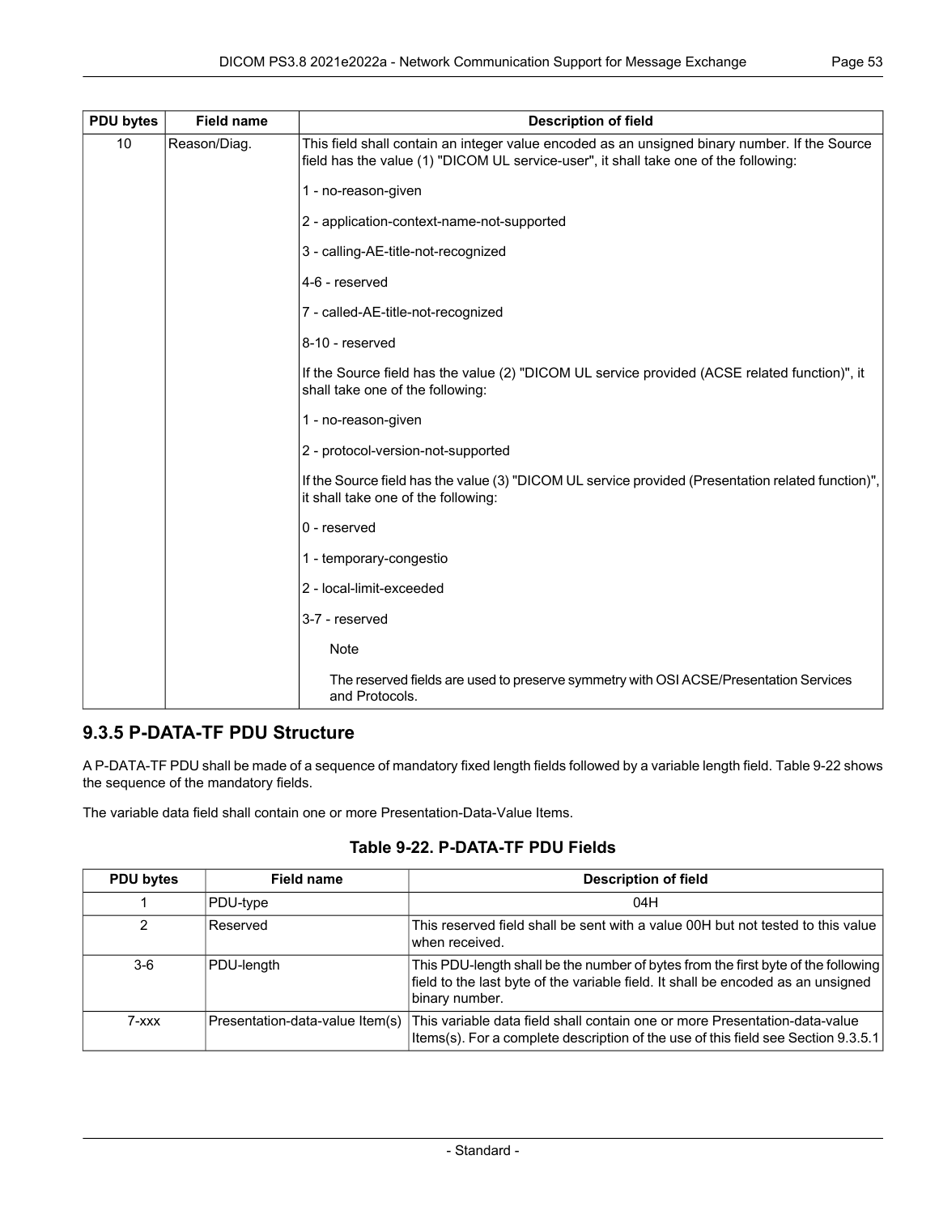| PDU bytes | Field name | Description of field |
|---|---|---|
| 10 | Reason/Diag. | This field shall contain an integer value encoded as an unsigned binary number. If the Source field has the value (1) "DICOM UL service-user", it shall take one of the following:<br><br>1 - no-reason-given<br><br>2 - application-context-name-not-supported<br><br>3 - calling-AE-title-not-recognized<br><br>4-6 - reserved<br><br>7 - called-AE-title-not-recognized<br><br>8-10 - reserved<br><br>If the Source field has the value (2) "DICOM UL service provided (ACSE related function)", it shall take one of the following:<br><br>1 - no-reason-given<br><br>2 - protocol-version-not-supported<br><br>If the Source field has the value (3) "DICOM UL service provided (Presentation related function)", it shall take one of the following:<br><br>0 - reserved<br><br>1 - temporary-congestio<br><br>2 - local-limit-exceeded<br><br>3-7 - reserved<br><br>Note<br><br>The reserved fields are used to preserve symmetry with OSI ACSE/Presentation Services and Protocols. |

### 9.3.5 P-DATA-TF PDU Structure

A P-DATA-TF PDU shall be made of a sequence of mandatory fixed length fields followed by a variable length field. Table 9-22 shows the sequence of the mandatory fields.

The variable data field shall contain one or more Presentation-Data-Value Items.

**Table 9-22. P-DATA-TF PDU Fields**

| PDU bytes | Field name | Description of field |
|---|---|---|
| 1 | PDU-type | 04H |
| 2 | Reserved | This reserved field shall be sent with a value 00H but not tested to this value when received. |
| 3-6 | PDU-length | This PDU-length shall be the number of bytes from the first byte of the following field to the last byte of the variable field. It shall be encoded as an unsigned binary number. |
| 7-xxx | Presentation-data-value Item(s) | This variable data field shall contain one or more Presentation-data-value Items(s). For a complete description of the use of this field see Section 9.3.5.1 |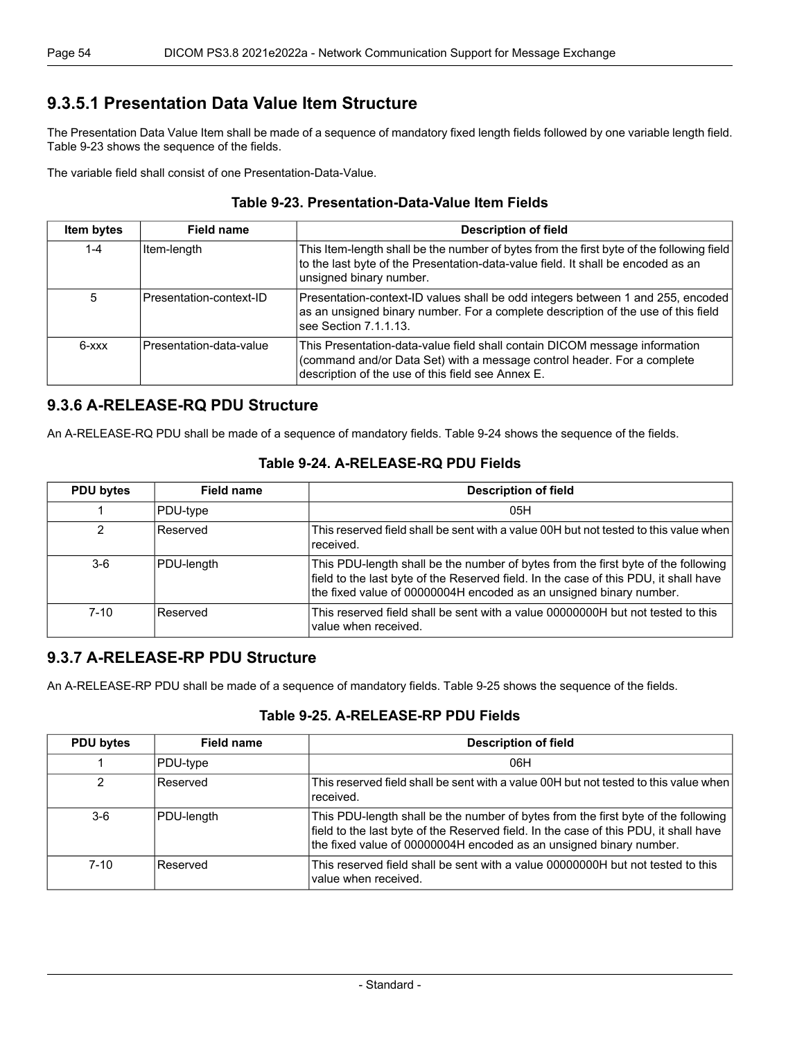### 9.3.5.1 Presentation Data Value Item Structure

The Presentation Data Value Item shall be made of a sequence of mandatory fixed length fields followed by one variable length field. Table 9-23 shows the sequence of the fields.

The variable field shall consist of one Presentation-Data-Value.

**Table 9-23. Presentation-Data-Value Item Fields**

| Item bytes | Field name | Description of field |
|---|---|---|
| 1-4 | Item-length | This Item-length shall be the number of bytes from the first byte of the following field to the last byte of the Presentation-data-value field. It shall be encoded as an unsigned binary number. |
| 5 | Presentation-context-ID | Presentation-context-ID values shall be odd integers between 1 and 255, encoded as an unsigned binary number. For a complete description of the use of this field see Section 7.1.1.13. |
| 6-xxx | Presentation-data-value | This Presentation-data-value field shall contain DICOM message information (command and/or Data Set) with a message control header. For a complete description of the use of this field see Annex E. |

## 9.3.6 A-RELEASE-RQ PDU Structure

An A-RELEASE-RQ PDU shall be made of a sequence of mandatory fields. Table 9-24 shows the sequence of the fields.

**Table 9-24. A-RELEASE-RQ PDU Fields**

| PDU bytes | Field name | Description of field |
|---|---|---|
| 1 | PDU-type | 05H |
| 2 | Reserved | This reserved field shall be sent with a value 00H but not tested to this value when received. |
| 3-6 | PDU-length | This PDU-length shall be the number of bytes from the first byte of the following field to the last byte of the Reserved field. In the case of this PDU, it shall have the fixed value of 00000004H encoded as an unsigned binary number. |
| 7-10 | Reserved | This reserved field shall be sent with a value 00000000H but not tested to this value when received. |

## 9.3.7 A-RELEASE-RP PDU Structure

An A-RELEASE-RP PDU shall be made of a sequence of mandatory fields. Table 9-25 shows the sequence of the fields.

**Table 9-25. A-RELEASE-RP PDU Fields**

| PDU bytes | Field name | Description of field |
|---|---|---|
| 1 | PDU-type | 06H |
| 2 | Reserved | This reserved field shall be sent with a value 00H but not tested to this value when received. |
| 3-6 | PDU-length | This PDU-length shall be the number of bytes from the first byte of the following field to the last byte of the Reserved field. In the case of this PDU, it shall have the fixed value of 00000004H encoded as an unsigned binary number. |
| 7-10 | Reserved | This reserved field shall be sent with a value 00000000H but not tested to this value when received. |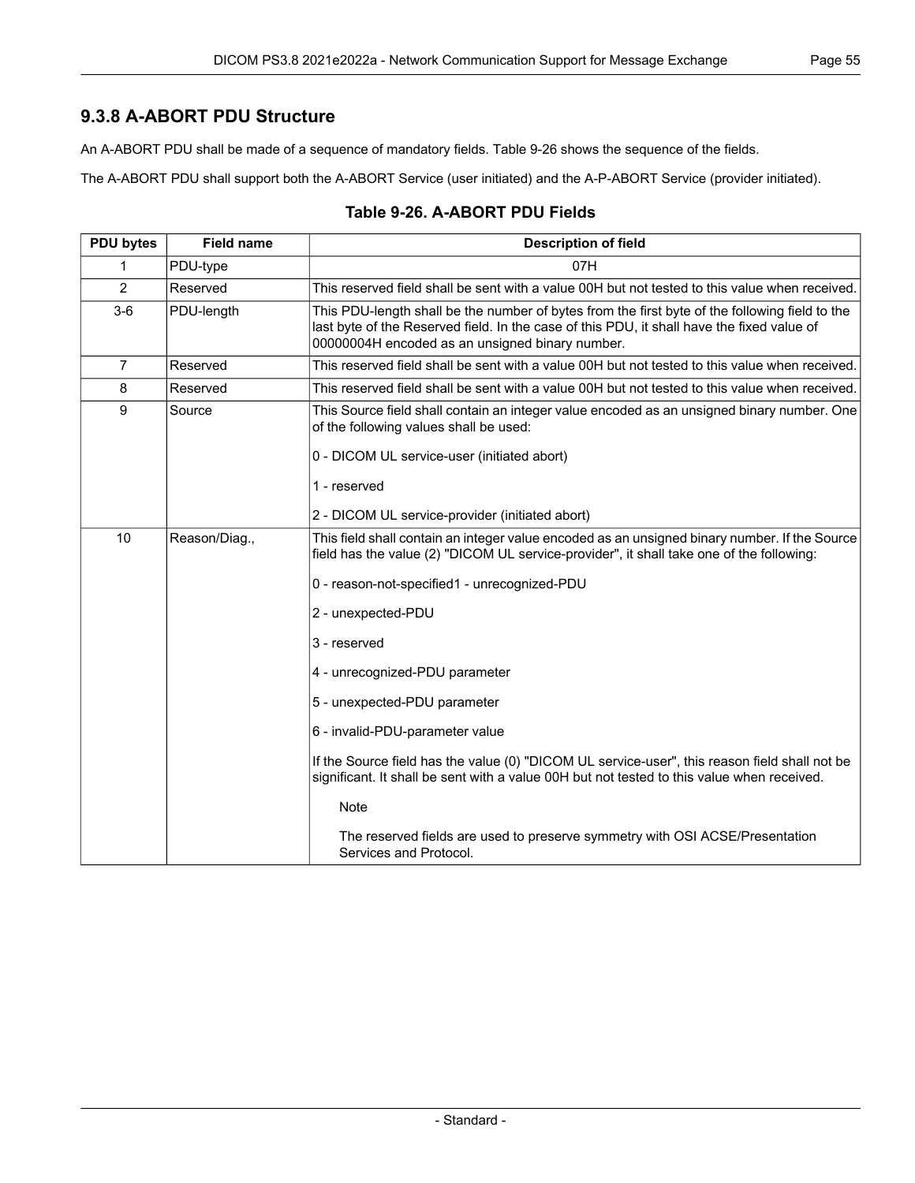### 9.3.8 A-ABORT PDU Structure

An A-ABORT PDU shall be made of a sequence of mandatory fields. Table 9-26 shows the sequence of the fields.

The A-ABORT PDU shall support both the A-ABORT Service (user initiated) and the A-P-ABORT Service (provider initiated).

**Table 9-26. A-ABORT PDU Fields**

| PDU bytes | Field name | Description of field |
|---|---|---|
| 1 | PDU-type | 07H |
| 2 | Reserved | This reserved field shall be sent with a value 00H but not tested to this value when received. |
| 3-6 | PDU-length | This PDU-length shall be the number of bytes from the first byte of the following field to the last byte of the Reserved field. In the case of this PDU, it shall have the fixed value of 00000004H encoded as an unsigned binary number. |
| 7 | Reserved | This reserved field shall be sent with a value 00H but not tested to this value when received. |
| 8 | Reserved | This reserved field shall be sent with a value 00H but not tested to this value when received. |
| 9 | Source | This Source field shall contain an integer value encoded as an unsigned binary number. One of the following values shall be used:<br><br>0 - DICOM UL service-user (initiated abort)<br><br>1 - reserved<br><br>2 - DICOM UL service-provider (initiated abort) |
| 10 | Reason/Diag., | This field shall contain an integer value encoded as an unsigned binary number. If the Source field has the value (2) "DICOM UL service-provider", it shall take one of the following:<br><br>0 - reason-not-specified1 - unrecognized-PDU<br><br>2 - unexpected-PDU<br><br>3 - reserved<br><br>4 - unrecognized-PDU parameter<br><br>5 - unexpected-PDU parameter<br><br>6 - invalid-PDU-parameter value<br><br>If the Source field has the value (0) "DICOM UL service-user", this reason field shall not be significant. It shall be sent with a value 00H but not tested to this value when received.<br><br>Note<br><br>The reserved fields are used to preserve symmetry with OSI ACSE/Presentation Services and Protocol. |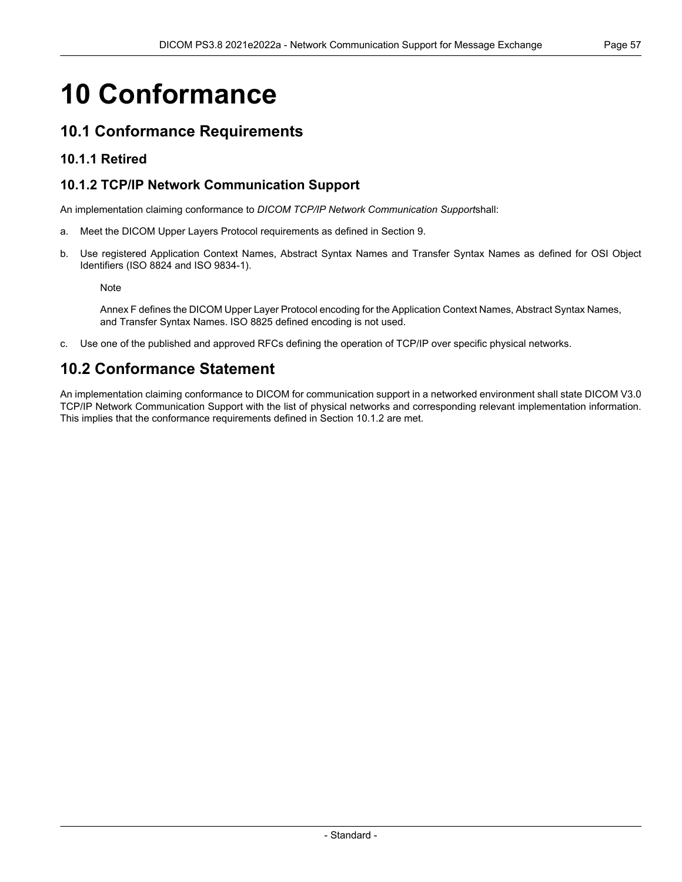# 10 Conformance

## 10.1 Conformance Requirements

### 10.1.1 Retired

### 10.1.2 TCP/IP Network Communication Support

An implementation claiming conformance to *DICOM TCP/IP Network Communication Support*shall:

a. Meet the DICOM Upper Layers Protocol requirements as defined in Section 9.

b. Use registered Application Context Names, Abstract Syntax Names and Transfer Syntax Names as defined for OSI Object Identifiers (ISO 8824 and ISO 9834-1).

   Note

   Annex F defines the DICOM Upper Layer Protocol encoding for the Application Context Names, Abstract Syntax Names, and Transfer Syntax Names. ISO 8825 defined encoding is not used.

c. Use one of the published and approved RFCs defining the operation of TCP/IP over specific physical networks.

## 10.2 Conformance Statement

An implementation claiming conformance to DICOM for communication support in a networked environment shall state DICOM V3.0 TCP/IP Network Communication Support with the list of physical networks and corresponding relevant implementation information. This implies that the conformance requirements defined in Section 10.1.2 are met.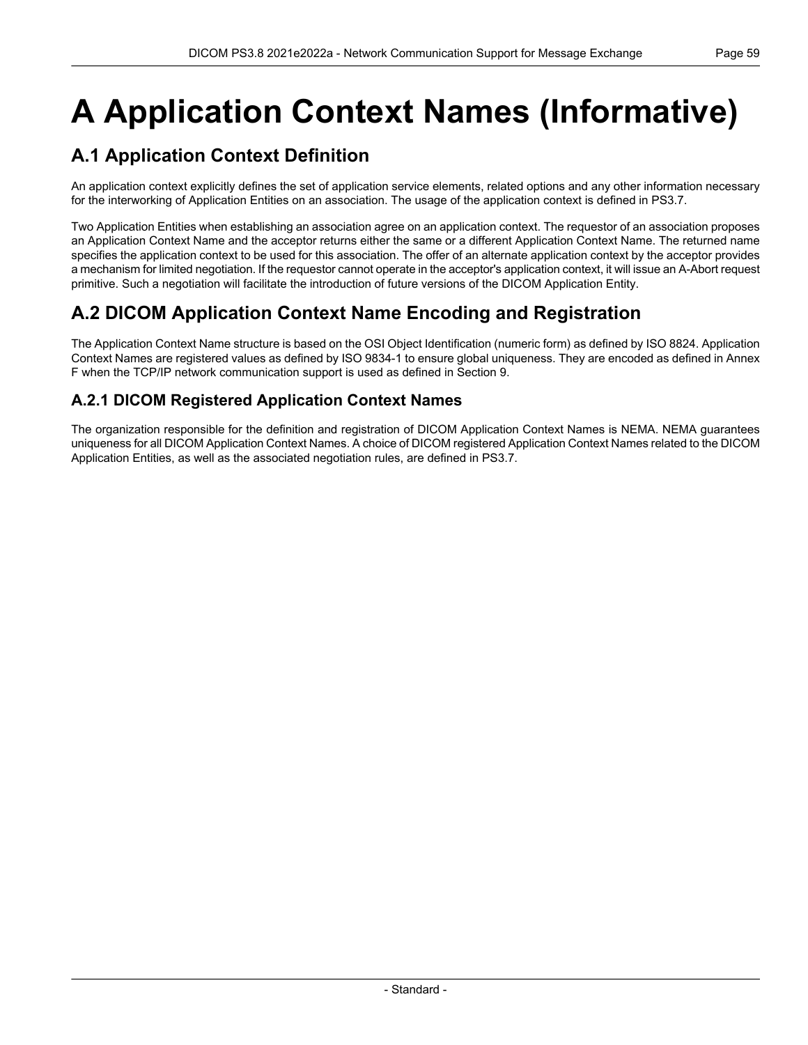# A Application Context Names (Informative)

## A.1 Application Context Definition

An application context explicitly defines the set of application service elements, related options and any other information necessary for the interworking of Application Entities on an association. The usage of the application context is defined in PS3.7.

Two Application Entities when establishing an association agree on an application context. The requestor of an association proposes an Application Context Name and the acceptor returns either the same or a different Application Context Name. The returned name specifies the application context to be used for this association. The offer of an alternate application context by the acceptor provides a mechanism for limited negotiation. If the requestor cannot operate in the acceptor's application context, it will issue an A-Abort request primitive. Such a negotiation will facilitate the introduction of future versions of the DICOM Application Entity.

## A.2 DICOM Application Context Name Encoding and Registration

The Application Context Name structure is based on the OSI Object Identification (numeric form) as defined by ISO 8824. Application Context Names are registered values as defined by ISO 9834-1 to ensure global uniqueness. They are encoded as defined in Annex F when the TCP/IP network communication support is used as defined in Section 9.

### A.2.1 DICOM Registered Application Context Names

The organization responsible for the definition and registration of DICOM Application Context Names is NEMA. NEMA guarantees uniqueness for all DICOM Application Context Names. A choice of DICOM registered Application Context Names related to the DICOM Application Entities, as well as the associated negotiation rules, are defined in PS3.7.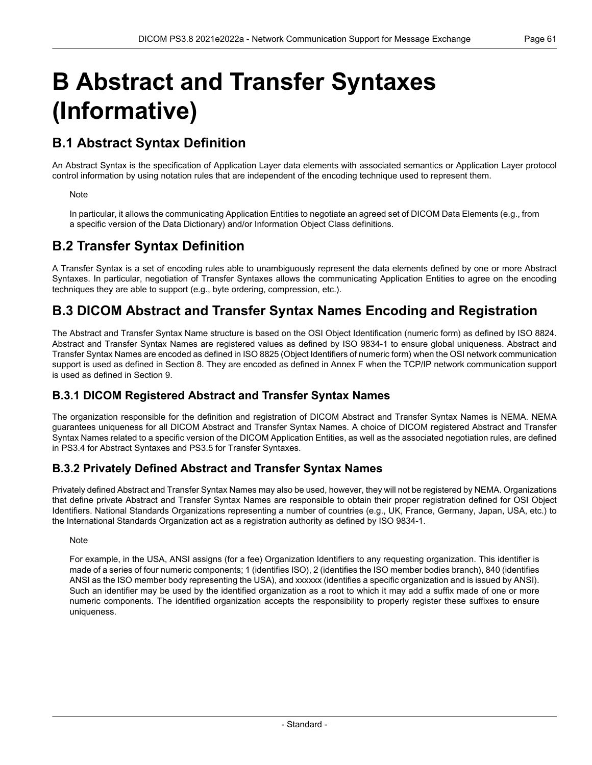# B Abstract and Transfer Syntaxes (Informative)

## B.1 Abstract Syntax Definition

An Abstract Syntax is the specification of Application Layer data elements with associated semantics or Application Layer protocol control information by using notation rules that are independent of the encoding technique used to represent them.

> Note
>
> In particular, it allows the communicating Application Entities to negotiate an agreed set of DICOM Data Elements (e.g., from a specific version of the Data Dictionary) and/or Information Object Class definitions.

## B.2 Transfer Syntax Definition

A Transfer Syntax is a set of encoding rules able to unambiguously represent the data elements defined by one or more Abstract Syntaxes. In particular, negotiation of Transfer Syntaxes allows the communicating Application Entities to agree on the encoding techniques they are able to support (e.g., byte ordering, compression, etc.).

## B.3 DICOM Abstract and Transfer Syntax Names Encoding and Registration

The Abstract and Transfer Syntax Name structure is based on the OSI Object Identification (numeric form) as defined by ISO 8824. Abstract and Transfer Syntax Names are registered values as defined by ISO 9834-1 to ensure global uniqueness. Abstract and Transfer Syntax Names are encoded as defined in ISO 8825 (Object Identifiers of numeric form) when the OSI network communication support is used as defined in Section 8. They are encoded as defined in Annex F when the TCP/IP network communication support is used as defined in Section 9.

### B.3.1 DICOM Registered Abstract and Transfer Syntax Names

The organization responsible for the definition and registration of DICOM Abstract and Transfer Syntax Names is NEMA. NEMA guarantees uniqueness for all DICOM Abstract and Transfer Syntax Names. A choice of DICOM registered Abstract and Transfer Syntax Names related to a specific version of the DICOM Application Entities, as well as the associated negotiation rules, are defined in PS3.4 for Abstract Syntaxes and PS3.5 for Transfer Syntaxes.

### B.3.2 Privately Defined Abstract and Transfer Syntax Names

Privately defined Abstract and Transfer Syntax Names may also be used, however, they will not be registered by NEMA. Organizations that define private Abstract and Transfer Syntax Names are responsible to obtain their proper registration defined for OSI Object Identifiers. National Standards Organizations representing a number of countries (e.g., UK, France, Germany, Japan, USA, etc.) to the International Standards Organization act as a registration authority as defined by ISO 9834-1.

> Note
>
> For example, in the USA, ANSI assigns (for a fee) Organization Identifiers to any requesting organization. This identifier is made of a series of four numeric components; 1 (identifies ISO), 2 (identifies the ISO member bodies branch), 840 (identifies ANSI as the ISO member body representing the USA), and xxxxxx (identifies a specific organization and is issued by ANSI). Such an identifier may be used by the identified organization as a root to which it may add a suffix made of one or more numeric components. The identified organization accepts the responsibility to properly register these suffixes to ensure uniqueness.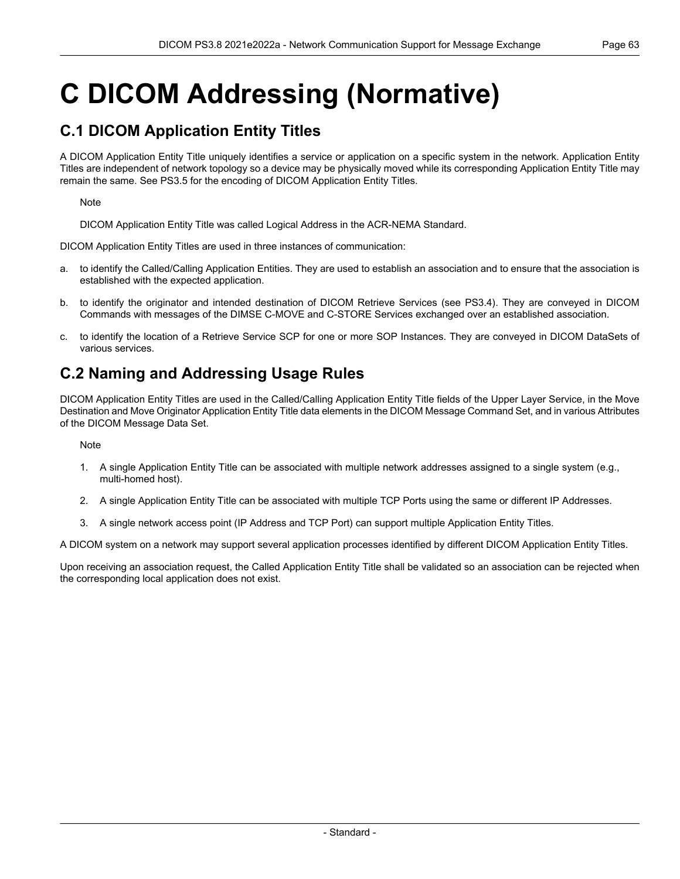# C DICOM Addressing (Normative)

## C.1 DICOM Application Entity Titles

A DICOM Application Entity Title uniquely identifies a service or application on a specific system in the network. Application Entity Titles are independent of network topology so a device may be physically moved while its corresponding Application Entity Title may remain the same. See PS3.5 for the encoding of DICOM Application Entity Titles.

Note

DICOM Application Entity Title was called Logical Address in the ACR-NEMA Standard.

DICOM Application Entity Titles are used in three instances of communication:

a. to identify the Called/Calling Application Entities. They are used to establish an association and to ensure that the association is established with the expected application.

b. to identify the originator and intended destination of DICOM Retrieve Services (see PS3.4). They are conveyed in DICOM Commands with messages of the DIMSE C-MOVE and C-STORE Services exchanged over an established association.

c. to identify the location of a Retrieve Service SCP for one or more SOP Instances. They are conveyed in DICOM DataSets of various services.

## C.2 Naming and Addressing Usage Rules

DICOM Application Entity Titles are used in the Called/Calling Application Entity Title fields of the Upper Layer Service, in the Move Destination and Move Originator Application Entity Title data elements in the DICOM Message Command Set, and in various Attributes of the DICOM Message Data Set.

Note

1. A single Application Entity Title can be associated with multiple network addresses assigned to a single system (e.g., multi-homed host).
2. A single Application Entity Title can be associated with multiple TCP Ports using the same or different IP Addresses.
3. A single network access point (IP Address and TCP Port) can support multiple Application Entity Titles.

A DICOM system on a network may support several application processes identified by different DICOM Application Entity Titles.

Upon receiving an association request, the Called Application Entity Title shall be validated so an association can be rejected when the corresponding local application does not exist.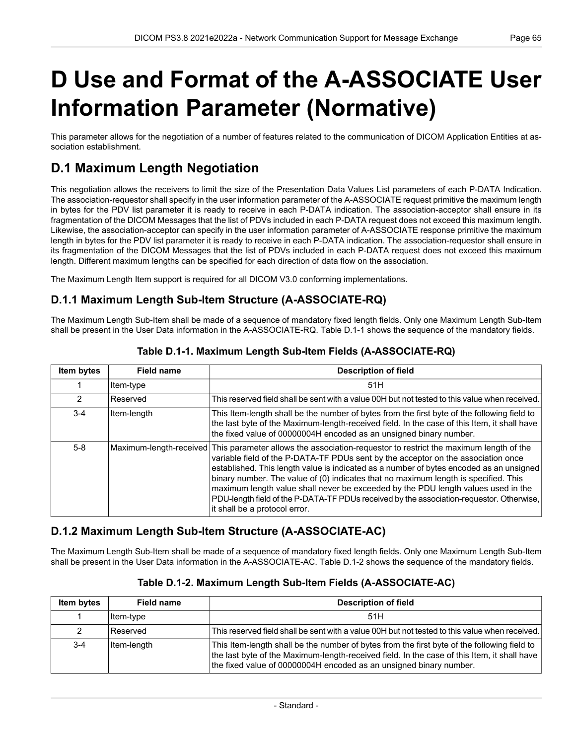# D Use and Format of the A-ASSOCIATE User Information Parameter (Normative)

This parameter allows for the negotiation of a number of features related to the communication of DICOM Application Entities at association establishment.

## D.1 Maximum Length Negotiation

This negotiation allows the receivers to limit the size of the Presentation Data Values List parameters of each P-DATA Indication. The association-requestor shall specify in the user information parameter of the A-ASSOCIATE request primitive the maximum length in bytes for the PDV list parameter it is ready to receive in each P-DATA indication. The association-acceptor shall ensure in its fragmentation of the DICOM Messages that the list of PDVs included in each P-DATA request does not exceed this maximum length. Likewise, the association-acceptor can specify in the user information parameter of A-ASSOCIATE response primitive the maximum length in bytes for the PDV list parameter it is ready to receive in each P-DATA indication. The association-requestor shall ensure in its fragmentation of the DICOM Messages that the list of PDVs included in each P-DATA request does not exceed this maximum length. Different maximum lengths can be specified for each direction of data flow on the association.

The Maximum Length Item support is required for all DICOM V3.0 conforming implementations.

### D.1.1 Maximum Length Sub-Item Structure (A-ASSOCIATE-RQ)

The Maximum Length Sub-Item shall be made of a sequence of mandatory fixed length fields. Only one Maximum Length Sub-Item shall be present in the User Data information in the A-ASSOCIATE-RQ. Table D.1-1 shows the sequence of the mandatory fields.

**Table D.1-1. Maximum Length Sub-Item Fields (A-ASSOCIATE-RQ)**

| Item bytes | Field name | Description of field |
|---|---|---|
| 1 | Item-type | 51H |
| 2 | Reserved | This reserved field shall be sent with a value 00H but not tested to this value when received. |
| 3-4 | Item-length | This Item-length shall be the number of bytes from the first byte of the following field to the last byte of the Maximum-length-received field. In the case of this Item, it shall have the fixed value of 00000004H encoded as an unsigned binary number. |
| 5-8 | Maximum-length-received | This parameter allows the association-requestor to restrict the maximum length of the variable field of the P-DATA-TF PDUs sent by the acceptor on the association once established. This length value is indicated as a number of bytes encoded as an unsigned binary number. The value of (0) indicates that no maximum length is specified. This maximum length value shall never be exceeded by the PDU length values used in the PDU-length field of the P-DATA-TF PDUs received by the association-requestor. Otherwise, it shall be a protocol error. |

### D.1.2 Maximum Length Sub-Item Structure (A-ASSOCIATE-AC)

The Maximum Length Sub-Item shall be made of a sequence of mandatory fixed length fields. Only one Maximum Length Sub-Item shall be present in the User Data information in the A-ASSOCIATE-AC. Table D.1-2 shows the sequence of the mandatory fields.

**Table D.1-2. Maximum Length Sub-Item Fields (A-ASSOCIATE-AC)**

| Item bytes | Field name | Description of field |
|---|---|---|
| 1 | Item-type | 51H |
| 2 | Reserved | This reserved field shall be sent with a value 00H but not tested to this value when received. |
| 3-4 | Item-length | This Item-length shall be the number of bytes from the first byte of the following field to the last byte of the Maximum-length-received field. In the case of this Item, it shall have the fixed value of 00000004H encoded as an unsigned binary number. |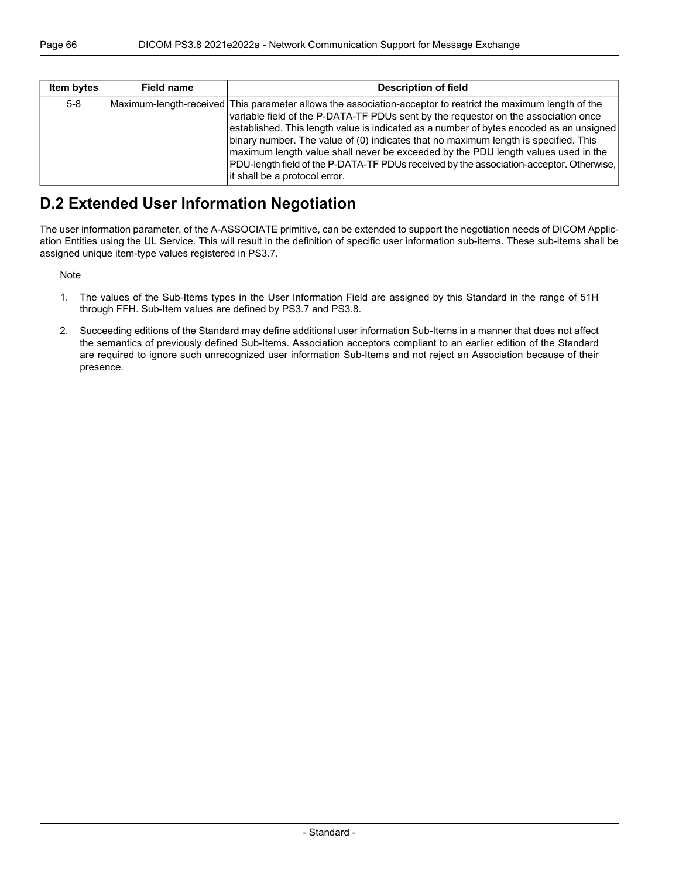| Item bytes | Field name | Description of field |
|---|---|---|
| 5-8 | Maximum-length-received | This parameter allows the association-acceptor to restrict the maximum length of the variable field of the P-DATA-TF PDUs sent by the requestor on the association once established. This length value is indicated as a number of bytes encoded as an unsigned binary number. The value of (0) indicates that no maximum length is specified. This maximum length value shall never be exceeded by the PDU length values used in the PDU-length field of the P-DATA-TF PDUs received by the association-acceptor. Otherwise, it shall be a protocol error. |

## D.2 Extended User Information Negotiation

The user information parameter, of the A-ASSOCIATE primitive, can be extended to support the negotiation needs of DICOM Application Entities using the UL Service. This will result in the definition of specific user information sub-items. These sub-items shall be assigned unique item-type values registered in PS3.7.

Note

1. The values of the Sub-Items types in the User Information Field are assigned by this Standard in the range of 51H through FFH. Sub-Item values are defined by PS3.7 and PS3.8.

2. Succeeding editions of the Standard may define additional user information Sub-Items in a manner that does not affect the semantics of previously defined Sub-Items. Association acceptors compliant to an earlier edition of the Standard are required to ignore such unrecognized user information Sub-Items and not reject an Association because of their presence.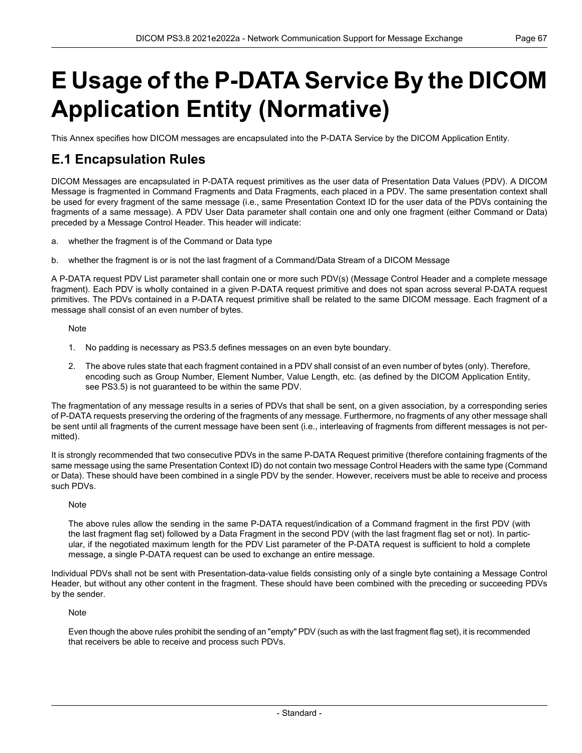# E Usage of the P-DATA Service By the DICOM Application Entity (Normative)

This Annex specifies how DICOM messages are encapsulated into the P-DATA Service by the DICOM Application Entity.

## E.1 Encapsulation Rules

DICOM Messages are encapsulated in P-DATA request primitives as the user data of Presentation Data Values (PDV). A DICOM Message is fragmented in Command Fragments and Data Fragments, each placed in a PDV. The same presentation context shall be used for every fragment of the same message (i.e., same Presentation Context ID for the user data of the PDVs containing the fragments of a same message). A PDV User Data parameter shall contain one and only one fragment (either Command or Data) preceded by a Message Control Header. This header will indicate:

a. whether the fragment is of the Command or Data type

b. whether the fragment is or is not the last fragment of a Command/Data Stream of a DICOM Message

A P-DATA request PDV List parameter shall contain one or more such PDV(s) (Message Control Header and a complete message fragment). Each PDV is wholly contained in a given P-DATA request primitive and does not span across several P-DATA request primitives. The PDVs contained in a P-DATA request primitive shall be related to the same DICOM message. Each fragment of a message shall consist of an even number of bytes.

Note

1. No padding is necessary as PS3.5 defines messages on an even byte boundary.
2. The above rules state that each fragment contained in a PDV shall consist of an even number of bytes (only). Therefore, encoding such as Group Number, Element Number, Value Length, etc. (as defined by the DICOM Application Entity, see PS3.5) is not guaranteed to be within the same PDV.

The fragmentation of any message results in a series of PDVs that shall be sent, on a given association, by a corresponding series of P-DATA requests preserving the ordering of the fragments of any message. Furthermore, no fragments of any other message shall be sent until all fragments of the current message have been sent (i.e., interleaving of fragments from different messages is not permitted).

It is strongly recommended that two consecutive PDVs in the same P-DATA Request primitive (therefore containing fragments of the same message using the same Presentation Context ID) do not contain two message Control Headers with the same type (Command or Data). These should have been combined in a single PDV by the sender. However, receivers must be able to receive and process such PDVs.

Note

The above rules allow the sending in the same P-DATA request/indication of a Command fragment in the first PDV (with the last fragment flag set) followed by a Data Fragment in the second PDV (with the last fragment flag set or not). In particular, if the negotiated maximum length for the PDV List parameter of the P-DATA request is sufficient to hold a complete message, a single P-DATA request can be used to exchange an entire message.

Individual PDVs shall not be sent with Presentation-data-value fields consisting only of a single byte containing a Message Control Header, but without any other content in the fragment. These should have been combined with the preceding or succeeding PDVs by the sender.

Note

Even though the above rules prohibit the sending of an "empty" PDV (such as with the last fragment flag set), it is recommended that receivers be able to receive and process such PDVs.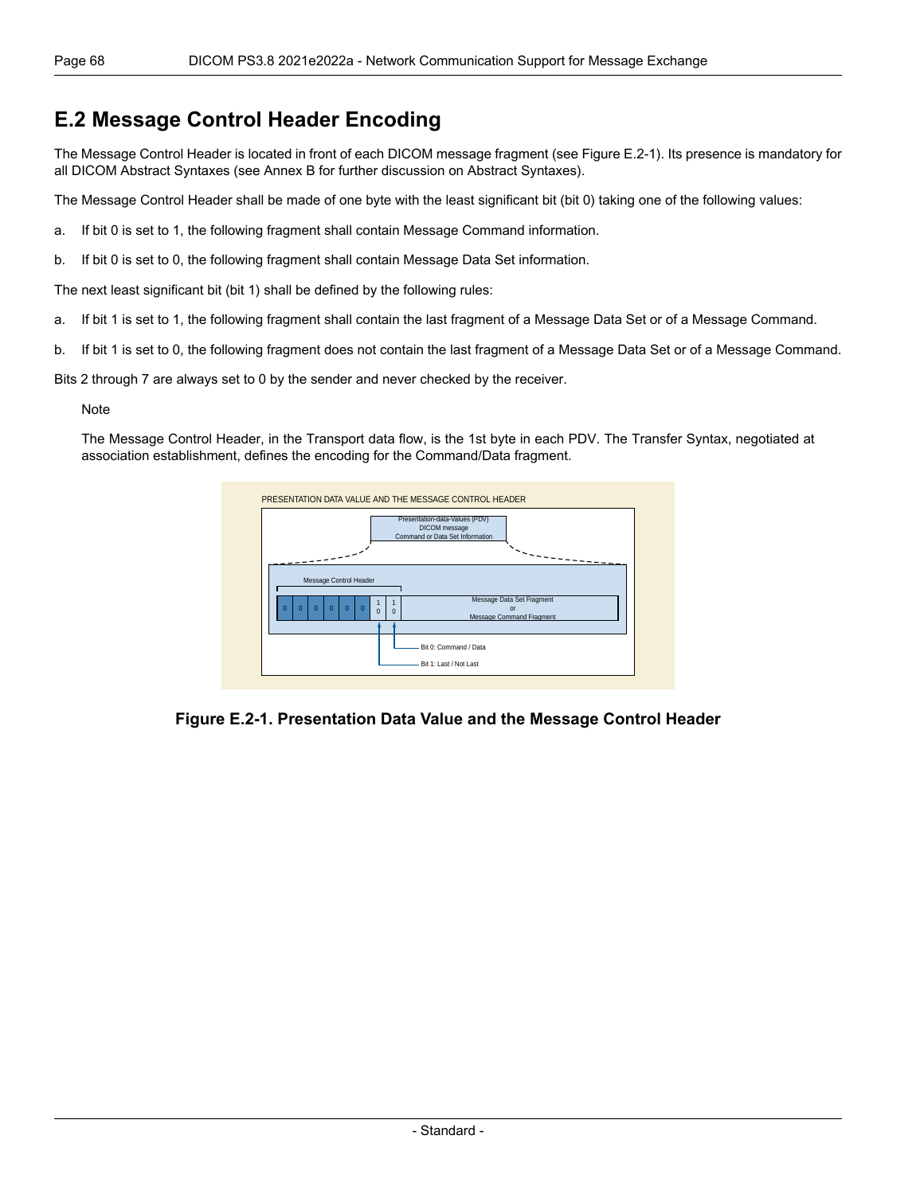## E.2 Message Control Header Encoding

The Message Control Header is located in front of each DICOM message fragment (see Figure E.2-1). Its presence is mandatory for all DICOM Abstract Syntaxes (see Annex B for further discussion on Abstract Syntaxes).

The Message Control Header shall be made of one byte with the least significant bit (bit 0) taking one of the following values:

a. If bit 0 is set to 1, the following fragment shall contain Message Command information.

b. If bit 0 is set to 0, the following fragment shall contain Message Data Set information.

The next least significant bit (bit 1) shall be defined by the following rules:

a. If bit 1 is set to 1, the following fragment shall contain the last fragment of a Message Data Set or of a Message Command.

b. If bit 1 is set to 0, the following fragment does not contain the last fragment of a Message Data Set or of a Message Command.

Bits 2 through 7 are always set to 0 by the sender and never checked by the receiver.

> Note
>
> The Message Control Header, in the Transport data flow, is the 1st byte in each PDV. The Transfer Syntax, negotiated at association establishment, defines the encoding for the Command/Data fragment.

**Figure E.2-1. Presentation Data Value and the Message Control Header**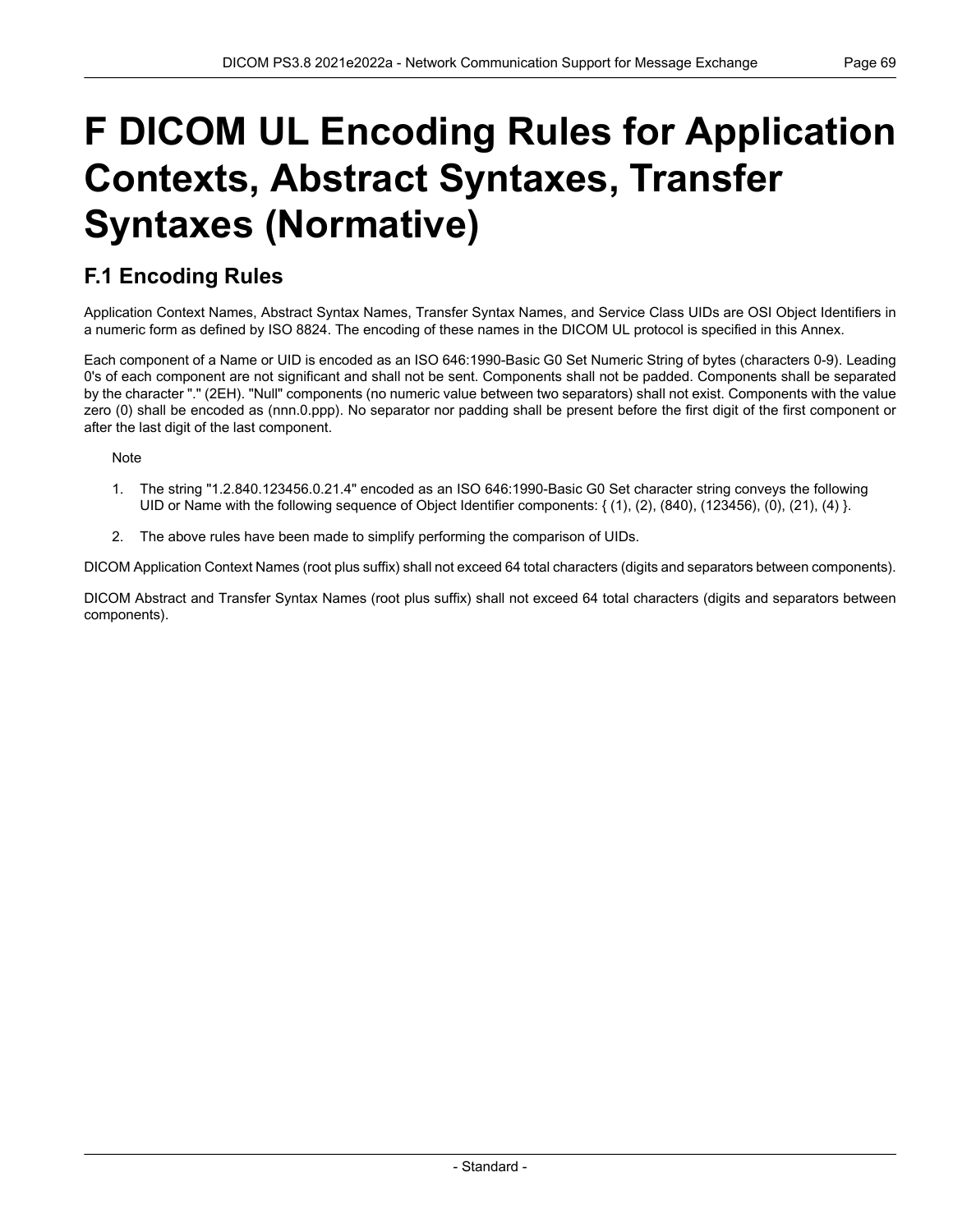# F DICOM UL Encoding Rules for Application Contexts, Abstract Syntaxes, Transfer Syntaxes (Normative)

## F.1 Encoding Rules

Application Context Names, Abstract Syntax Names, Transfer Syntax Names, and Service Class UIDs are OSI Object Identifiers in a numeric form as defined by ISO 8824. The encoding of these names in the DICOM UL protocol is specified in this Annex.

Each component of a Name or UID is encoded as an ISO 646:1990-Basic G0 Set Numeric String of bytes (characters 0-9). Leading 0's of each component are not significant and shall not be sent. Components shall not be padded. Components shall be separated by the character "." (2EH). "Null" components (no numeric value between two separators) shall not exist. Components with the value zero (0) shall be encoded as (nnn.0.ppp). No separator nor padding shall be present before the first digit of the first component or after the last digit of the last component.

Note

1. The string "1.2.840.123456.0.21.4" encoded as an ISO 646:1990-Basic G0 Set character string conveys the following UID or Name with the following sequence of Object Identifier components: { (1), (2), (840), (123456), (0), (21), (4) }.
2. The above rules have been made to simplify performing the comparison of UIDs.

DICOM Application Context Names (root plus suffix) shall not exceed 64 total characters (digits and separators between components).

DICOM Abstract and Transfer Syntax Names (root plus suffix) shall not exceed 64 total characters (digits and separators between components).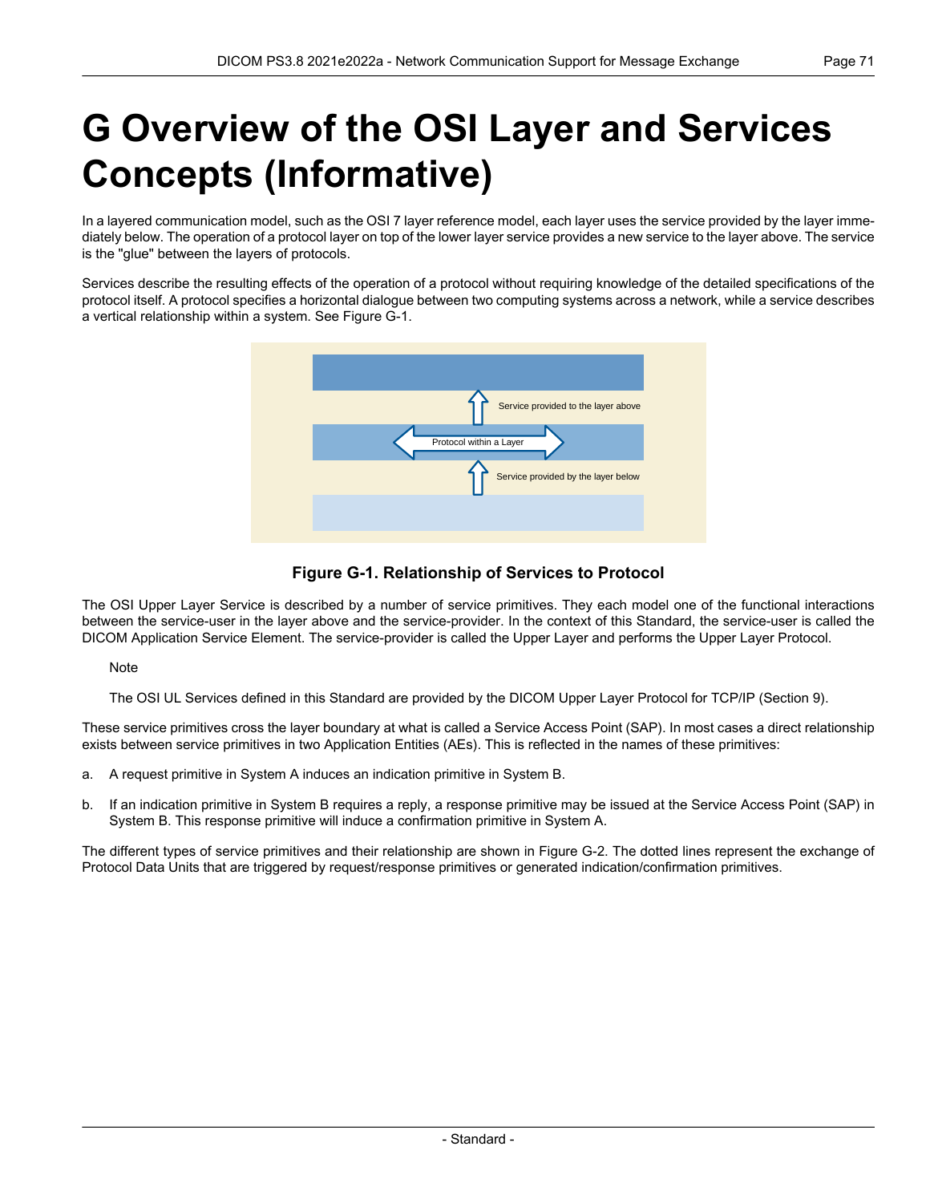# G Overview of the OSI Layer and Services Concepts (Informative)

In a layered communication model, such as the OSI 7 layer reference model, each layer uses the service provided by the layer immediately below. The operation of a protocol layer on top of the lower layer service provides a new service to the layer above. The service is the "glue" between the layers of protocols.

Services describe the resulting effects of the operation of a protocol without requiring knowledge of the detailed specifications of the protocol itself. A protocol specifies a horizontal dialogue between two computing systems across a network, while a service describes a vertical relationship within a system. See Figure G-1.

Service provided to the layer above

Protocol within a Layer

Service provided by the layer below

**Figure G-1. Relationship of Services to Protocol**

The OSI Upper Layer Service is described by a number of service primitives. They each model one of the functional interactions between the service-user in the layer above and the service-provider. In the context of this Standard, the service-user is called the DICOM Application Service Element. The service-provider is called the Upper Layer and performs the Upper Layer Protocol.

Note

The OSI UL Services defined in this Standard are provided by the DICOM Upper Layer Protocol for TCP/IP (Section 9).

These service primitives cross the layer boundary at what is called a Service Access Point (SAP). In most cases a direct relationship exists between service primitives in two Application Entities (AEs). This is reflected in the names of these primitives:

a. A request primitive in System A induces an indication primitive in System B.

b. If an indication primitive in System B requires a reply, a response primitive may be issued at the Service Access Point (SAP) in System B. This response primitive will induce a confirmation primitive in System A.

The different types of service primitives and their relationship are shown in Figure G-2. The dotted lines represent the exchange of Protocol Data Units that are triggered by request/response primitives or generated indication/confirmation primitives.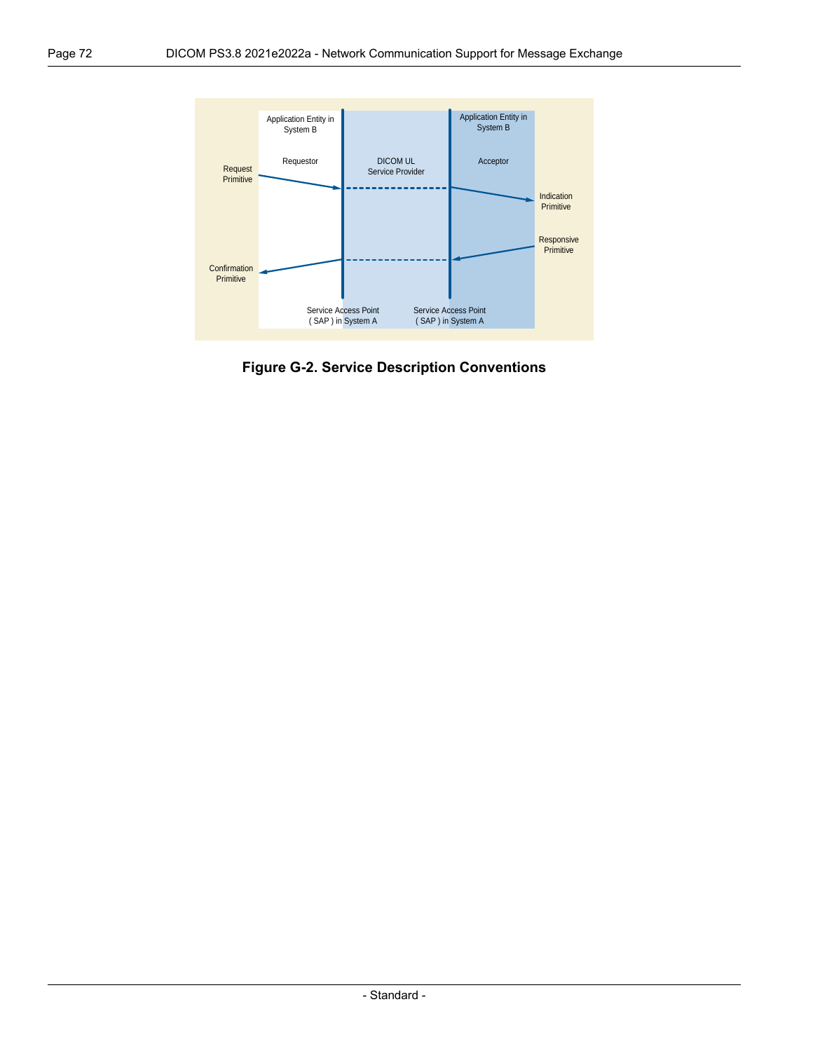Application Entity in System B

Requestor

Request Primitive

DICOM UL Service Provider

Application Entity in System B

Acceptor

Indication Primitive

Responsive Primitive

Confirmation Primitive

Service Access Point ( SAP ) in System A

Service Access Point ( SAP ) in System A

**Figure G-2. Service Description Conventions**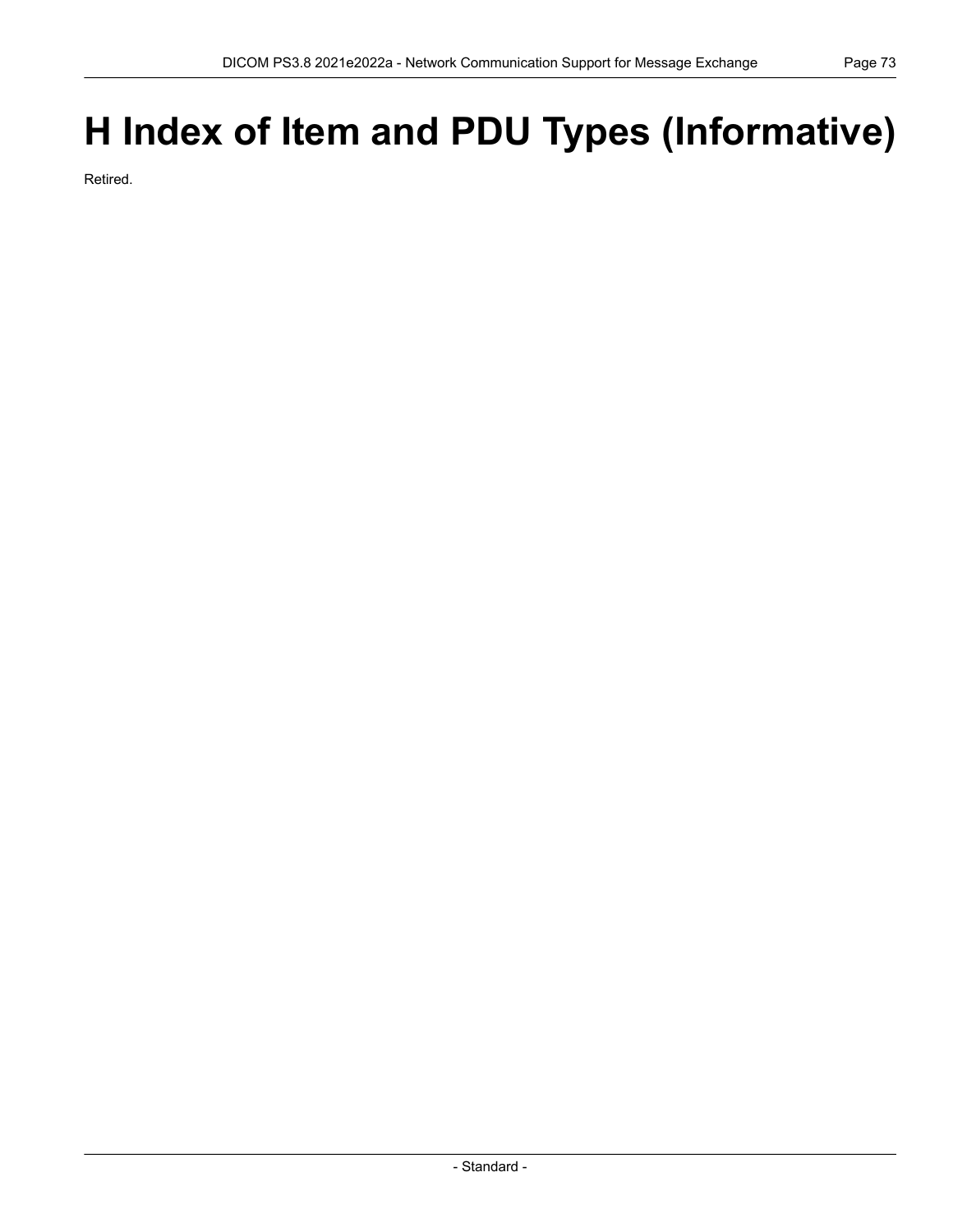# H Index of Item and PDU Types (Informative)

Retired.